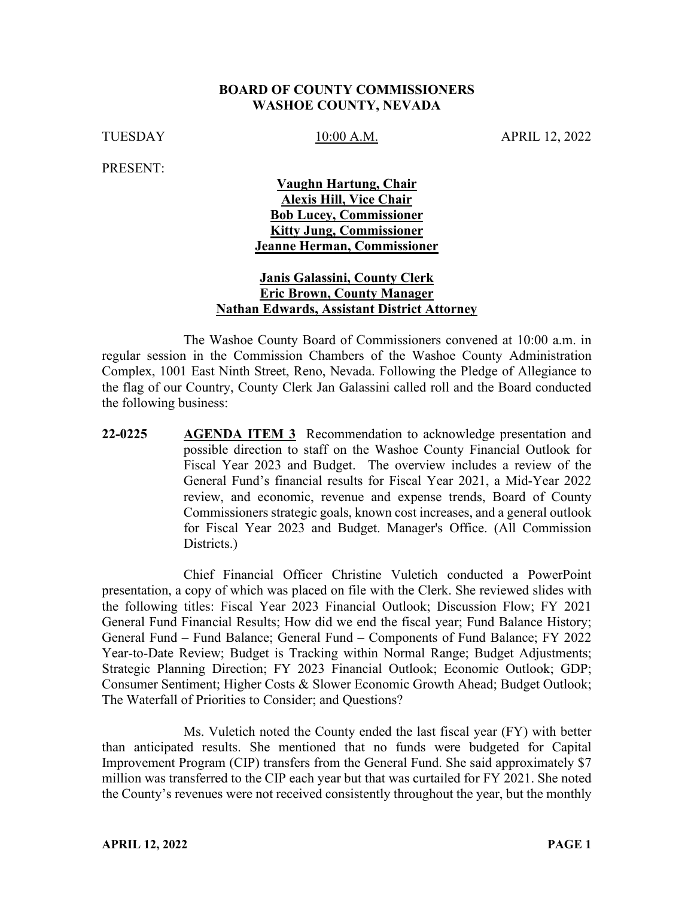**BOARD OF COUNTY COMMISSIONERS**
**WASHOE COUNTY, NEVADA**

TUESDAY 10:00 A.M. APRIL 12, 2022

PRESENT:

**Vaughn Hartung, Chair**
**Alexis Hill, Vice Chair**
**Bob Lucey, Commissioner**
**Kitty Jung, Commissioner**
**Jeanne Herman, Commissioner**

**Janis Galassini, County Clerk**
**Eric Brown, County Manager**
**Nathan Edwards, Assistant District Attorney**

The Washoe County Board of Commissioners convened at 10:00 a.m. in regular session in the Commission Chambers of the Washoe County Administration Complex, 1001 East Ninth Street, Reno, Nevada. Following the Pledge of Allegiance to the flag of our Country, County Clerk Jan Galassini called roll and the Board conducted the following business:

**22-0225** **AGENDA ITEM 3** Recommendation to acknowledge presentation and possible direction to staff on the Washoe County Financial Outlook for Fiscal Year 2023 and Budget. The overview includes a review of the General Fund's financial results for Fiscal Year 2021, a Mid-Year 2022 review, and economic, revenue and expense trends, Board of County Commissioners strategic goals, known cost increases, and a general outlook for Fiscal Year 2023 and Budget. Manager's Office. (All Commission Districts.)

Chief Financial Officer Christine Vuletich conducted a PowerPoint presentation, a copy of which was placed on file with the Clerk. She reviewed slides with the following titles: Fiscal Year 2023 Financial Outlook; Discussion Flow; FY 2021 General Fund Financial Results; How did we end the fiscal year; Fund Balance History; General Fund – Fund Balance; General Fund – Components of Fund Balance; FY 2022 Year-to-Date Review; Budget is Tracking within Normal Range; Budget Adjustments; Strategic Planning Direction; FY 2023 Financial Outlook; Economic Outlook; GDP; Consumer Sentiment; Higher Costs & Slower Economic Growth Ahead; Budget Outlook; The Waterfall of Priorities to Consider; and Questions?

Ms. Vuletich noted the County ended the last fiscal year (FY) with better than anticipated results. She mentioned that no funds were budgeted for Capital Improvement Program (CIP) transfers from the General Fund. She said approximately $7 million was transferred to the CIP each year but that was curtailed for FY 2021. She noted the County's revenues were not received consistently throughout the year, but the monthly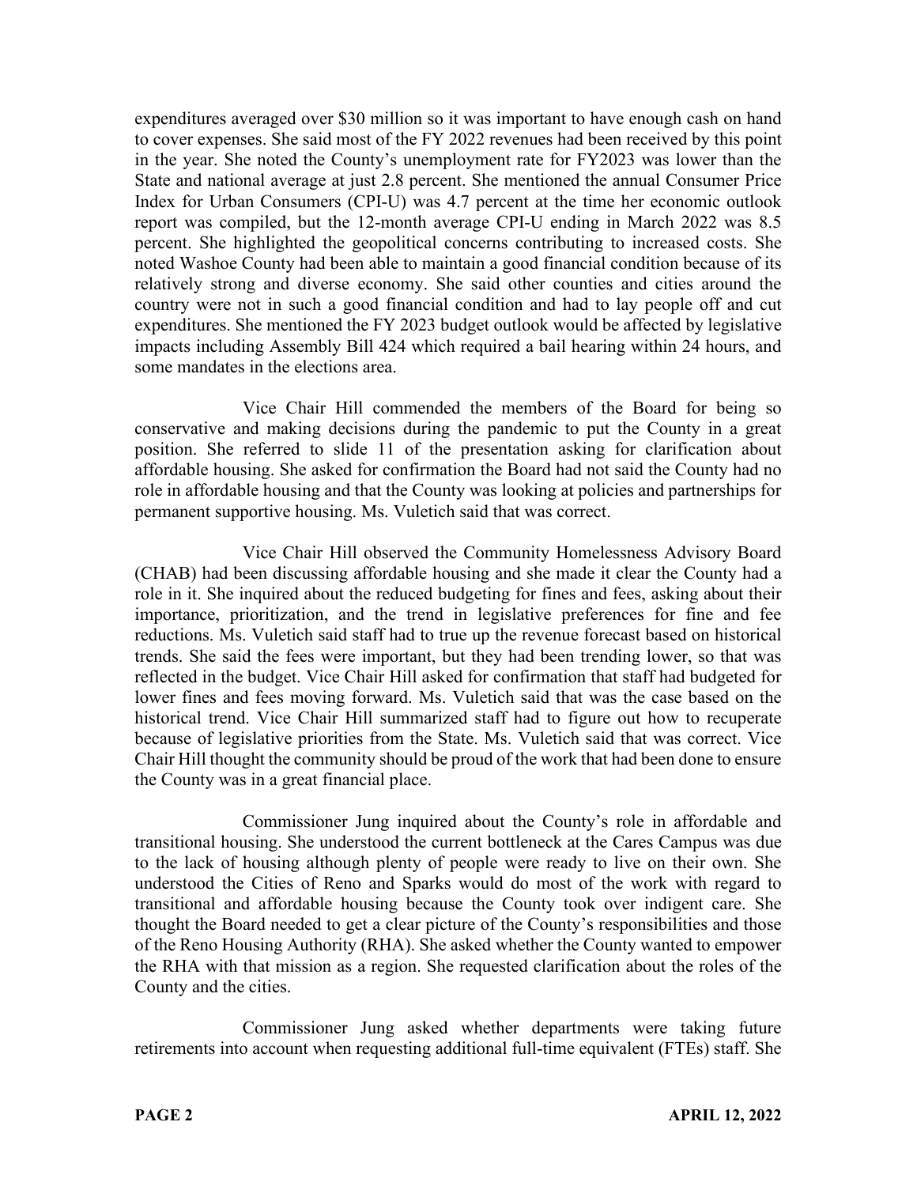expenditures averaged over $30 million so it was important to have enough cash on hand to cover expenses. She said most of the FY 2022 revenues had been received by this point in the year. She noted the County's unemployment rate for FY2023 was lower than the State and national average at just 2.8 percent. She mentioned the annual Consumer Price Index for Urban Consumers (CPI-U) was 4.7 percent at the time her economic outlook report was compiled, but the 12-month average CPI-U ending in March 2022 was 8.5 percent. She highlighted the geopolitical concerns contributing to increased costs. She noted Washoe County had been able to maintain a good financial condition because of its relatively strong and diverse economy. She said other counties and cities around the country were not in such a good financial condition and had to lay people off and cut expenditures. She mentioned the FY 2023 budget outlook would be affected by legislative impacts including Assembly Bill 424 which required a bail hearing within 24 hours, and some mandates in the elections area.

Vice Chair Hill commended the members of the Board for being so conservative and making decisions during the pandemic to put the County in a great position. She referred to slide 11 of the presentation asking for clarification about affordable housing. She asked for confirmation the Board had not said the County had no role in affordable housing and that the County was looking at policies and partnerships for permanent supportive housing. Ms. Vuletich said that was correct.

Vice Chair Hill observed the Community Homelessness Advisory Board (CHAB) had been discussing affordable housing and she made it clear the County had a role in it. She inquired about the reduced budgeting for fines and fees, asking about their importance, prioritization, and the trend in legislative preferences for fine and fee reductions. Ms. Vuletich said staff had to true up the revenue forecast based on historical trends. She said the fees were important, but they had been trending lower, so that was reflected in the budget. Vice Chair Hill asked for confirmation that staff had budgeted for lower fines and fees moving forward. Ms. Vuletich said that was the case based on the historical trend. Vice Chair Hill summarized staff had to figure out how to recuperate because of legislative priorities from the State. Ms. Vuletich said that was correct. Vice Chair Hill thought the community should be proud of the work that had been done to ensure the County was in a great financial place.

Commissioner Jung inquired about the County's role in affordable and transitional housing. She understood the current bottleneck at the Cares Campus was due to the lack of housing although plenty of people were ready to live on their own. She understood the Cities of Reno and Sparks would do most of the work with regard to transitional and affordable housing because the County took over indigent care. She thought the Board needed to get a clear picture of the County's responsibilities and those of the Reno Housing Authority (RHA). She asked whether the County wanted to empower the RHA with that mission as a region. She requested clarification about the roles of the County and the cities.

Commissioner Jung asked whether departments were taking future retirements into account when requesting additional full-time equivalent (FTEs) staff. She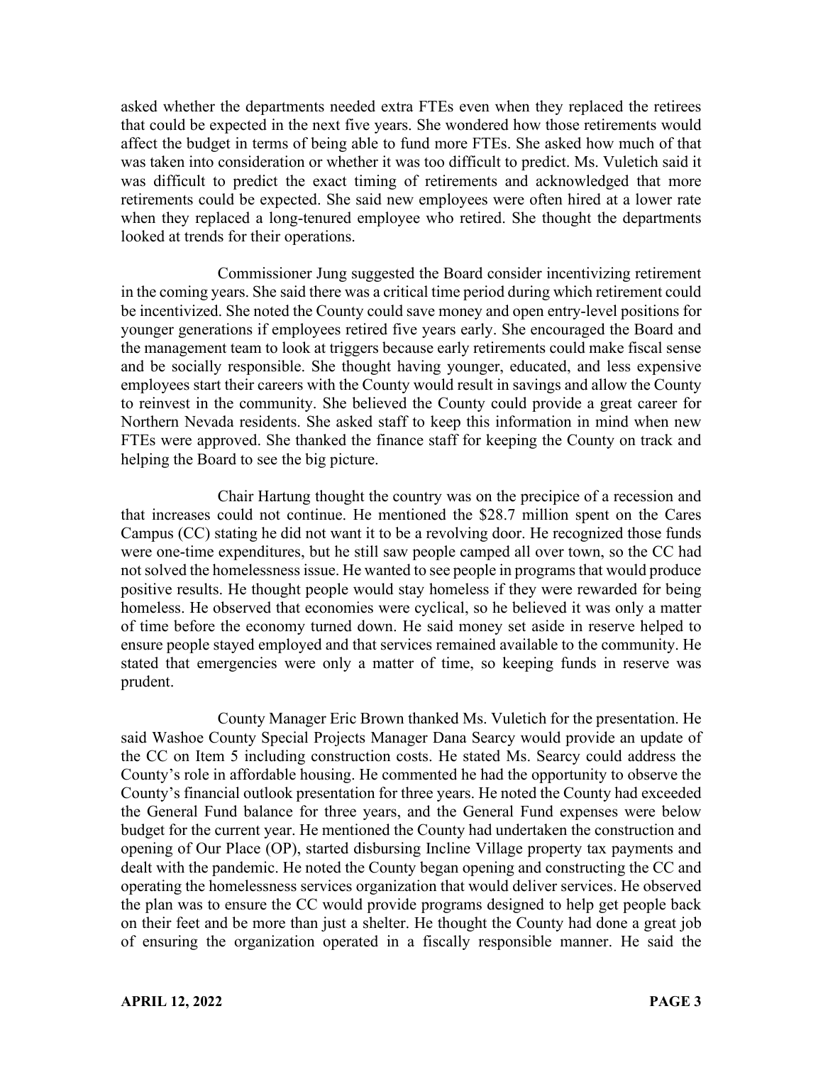asked whether the departments needed extra FTEs even when they replaced the retirees that could be expected in the next five years. She wondered how those retirements would affect the budget in terms of being able to fund more FTEs. She asked how much of that was taken into consideration or whether it was too difficult to predict. Ms. Vuletich said it was difficult to predict the exact timing of retirements and acknowledged that more retirements could be expected. She said new employees were often hired at a lower rate when they replaced a long-tenured employee who retired. She thought the departments looked at trends for their operations.

Commissioner Jung suggested the Board consider incentivizing retirement in the coming years. She said there was a critical time period during which retirement could be incentivized. She noted the County could save money and open entry-level positions for younger generations if employees retired five years early. She encouraged the Board and the management team to look at triggers because early retirements could make fiscal sense and be socially responsible. She thought having younger, educated, and less expensive employees start their careers with the County would result in savings and allow the County to reinvest in the community. She believed the County could provide a great career for Northern Nevada residents. She asked staff to keep this information in mind when new FTEs were approved. She thanked the finance staff for keeping the County on track and helping the Board to see the big picture.

Chair Hartung thought the country was on the precipice of a recession and that increases could not continue. He mentioned the $28.7 million spent on the Cares Campus (CC) stating he did not want it to be a revolving door. He recognized those funds were one-time expenditures, but he still saw people camped all over town, so the CC had not solved the homelessness issue. He wanted to see people in programs that would produce positive results. He thought people would stay homeless if they were rewarded for being homeless. He observed that economies were cyclical, so he believed it was only a matter of time before the economy turned down. He said money set aside in reserve helped to ensure people stayed employed and that services remained available to the community. He stated that emergencies were only a matter of time, so keeping funds in reserve was prudent.

County Manager Eric Brown thanked Ms. Vuletich for the presentation. He said Washoe County Special Projects Manager Dana Searcy would provide an update of the CC on Item 5 including construction costs. He stated Ms. Searcy could address the County's role in affordable housing. He commented he had the opportunity to observe the County's financial outlook presentation for three years. He noted the County had exceeded the General Fund balance for three years, and the General Fund expenses were below budget for the current year. He mentioned the County had undertaken the construction and opening of Our Place (OP), started disbursing Incline Village property tax payments and dealt with the pandemic. He noted the County began opening and constructing the CC and operating the homelessness services organization that would deliver services. He observed the plan was to ensure the CC would provide programs designed to help get people back on their feet and be more than just a shelter. He thought the County had done a great job of ensuring the organization operated in a fiscally responsible manner. He said the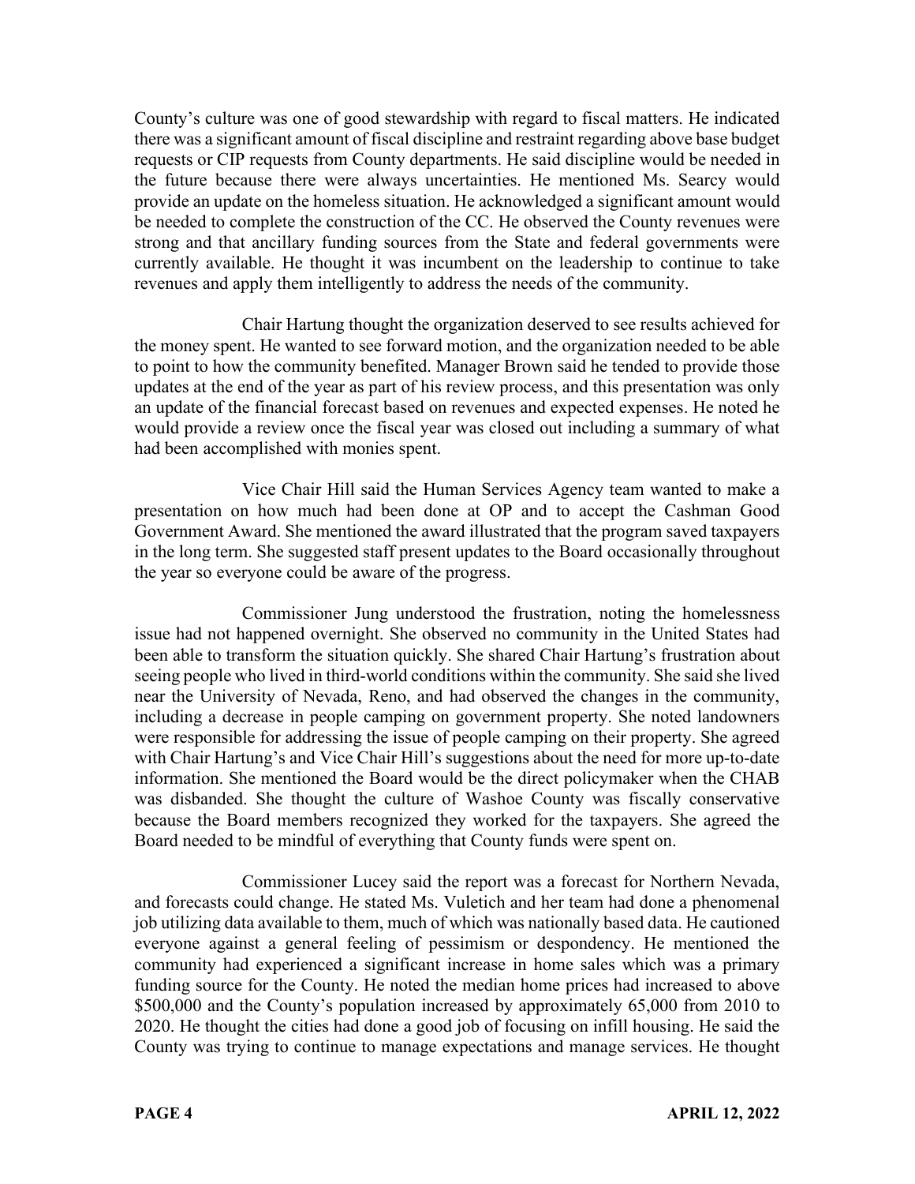County's culture was one of good stewardship with regard to fiscal matters. He indicated there was a significant amount of fiscal discipline and restraint regarding above base budget requests or CIP requests from County departments. He said discipline would be needed in the future because there were always uncertainties. He mentioned Ms. Searcy would provide an update on the homeless situation. He acknowledged a significant amount would be needed to complete the construction of the CC. He observed the County revenues were strong and that ancillary funding sources from the State and federal governments were currently available. He thought it was incumbent on the leadership to continue to take revenues and apply them intelligently to address the needs of the community.

Chair Hartung thought the organization deserved to see results achieved for the money spent. He wanted to see forward motion, and the organization needed to be able to point to how the community benefited. Manager Brown said he tended to provide those updates at the end of the year as part of his review process, and this presentation was only an update of the financial forecast based on revenues and expected expenses. He noted he would provide a review once the fiscal year was closed out including a summary of what had been accomplished with monies spent.

Vice Chair Hill said the Human Services Agency team wanted to make a presentation on how much had been done at OP and to accept the Cashman Good Government Award. She mentioned the award illustrated that the program saved taxpayers in the long term. She suggested staff present updates to the Board occasionally throughout the year so everyone could be aware of the progress.

Commissioner Jung understood the frustration, noting the homelessness issue had not happened overnight. She observed no community in the United States had been able to transform the situation quickly. She shared Chair Hartung's frustration about seeing people who lived in third-world conditions within the community. She said she lived near the University of Nevada, Reno, and had observed the changes in the community, including a decrease in people camping on government property. She noted landowners were responsible for addressing the issue of people camping on their property. She agreed with Chair Hartung's and Vice Chair Hill's suggestions about the need for more up-to-date information. She mentioned the Board would be the direct policymaker when the CHAB was disbanded. She thought the culture of Washoe County was fiscally conservative because the Board members recognized they worked for the taxpayers. She agreed the Board needed to be mindful of everything that County funds were spent on.

Commissioner Lucey said the report was a forecast for Northern Nevada, and forecasts could change. He stated Ms. Vuletich and her team had done a phenomenal job utilizing data available to them, much of which was nationally based data. He cautioned everyone against a general feeling of pessimism or despondency. He mentioned the community had experienced a significant increase in home sales which was a primary funding source for the County. He noted the median home prices had increased to above $500,000 and the County's population increased by approximately 65,000 from 2010 to 2020. He thought the cities had done a good job of focusing on infill housing. He said the County was trying to continue to manage expectations and manage services. He thought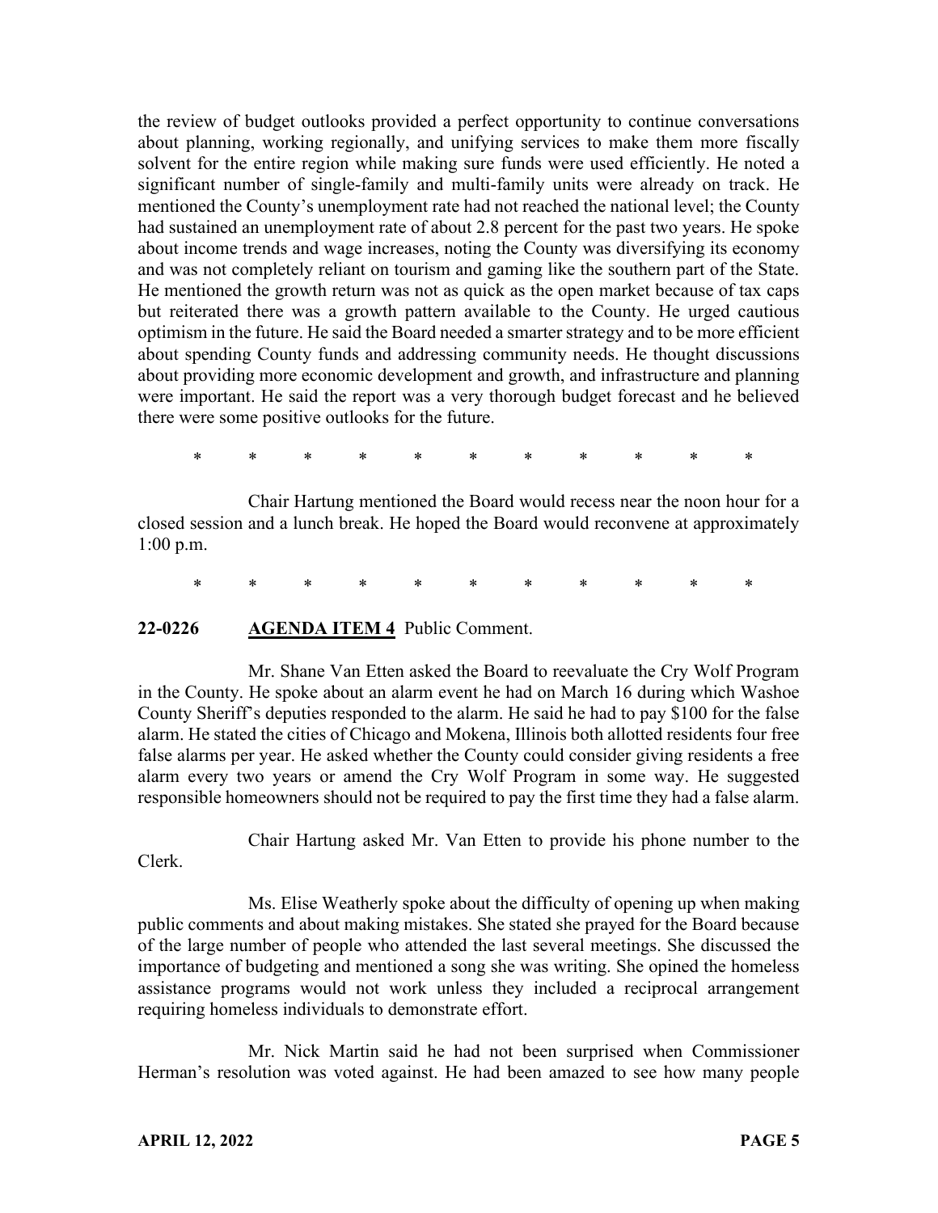the review of budget outlooks provided a perfect opportunity to continue conversations about planning, working regionally, and unifying services to make them more fiscally solvent for the entire region while making sure funds were used efficiently. He noted a significant number of single-family and multi-family units were already on track. He mentioned the County's unemployment rate had not reached the national level; the County had sustained an unemployment rate of about 2.8 percent for the past two years. He spoke about income trends and wage increases, noting the County was diversifying its economy and was not completely reliant on tourism and gaming like the southern part of the State. He mentioned the growth return was not as quick as the open market because of tax caps but reiterated there was a growth pattern available to the County. He urged cautious optimism in the future. He said the Board needed a smarter strategy and to be more efficient about spending County funds and addressing community needs. He thought discussions about providing more economic development and growth, and infrastructure and planning were important. He said the report was a very thorough budget forecast and he believed there were some positive outlooks for the future.

\* \* \* \* \* \* \* \* \* \* \*

Chair Hartung mentioned the Board would recess near the noon hour for a closed session and a lunch break. He hoped the Board would reconvene at approximately 1:00 p.m.

\* \* \* \* \* \* \* \* \* \* \*

**22-0226 AGENDA ITEM 4** Public Comment.

Mr. Shane Van Etten asked the Board to reevaluate the Cry Wolf Program in the County. He spoke about an alarm event he had on March 16 during which Washoe County Sheriff's deputies responded to the alarm. He said he had to pay $100 for the false alarm. He stated the cities of Chicago and Mokena, Illinois both allotted residents four free false alarms per year. He asked whether the County could consider giving residents a free alarm every two years or amend the Cry Wolf Program in some way. He suggested responsible homeowners should not be required to pay the first time they had a false alarm.

Chair Hartung asked Mr. Van Etten to provide his phone number to the Clerk.

Ms. Elise Weatherly spoke about the difficulty of opening up when making public comments and about making mistakes. She stated she prayed for the Board because of the large number of people who attended the last several meetings. She discussed the importance of budgeting and mentioned a song she was writing. She opined the homeless assistance programs would not work unless they included a reciprocal arrangement requiring homeless individuals to demonstrate effort.

Mr. Nick Martin said he had not been surprised when Commissioner Herman's resolution was voted against. He had been amazed to see how many people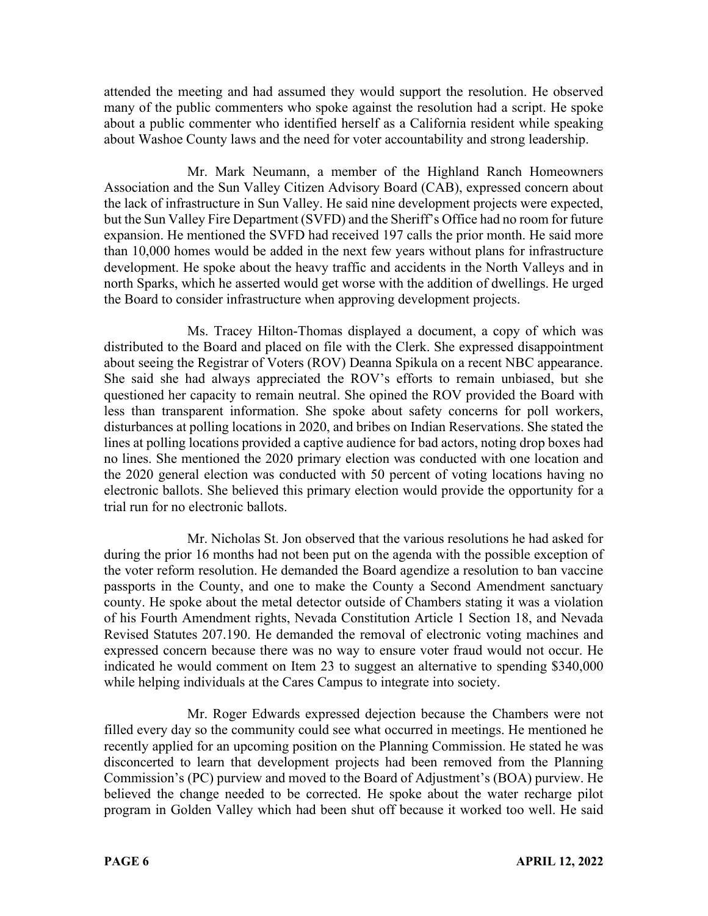attended the meeting and had assumed they would support the resolution. He observed many of the public commenters who spoke against the resolution had a script. He spoke about a public commenter who identified herself as a California resident while speaking about Washoe County laws and the need for voter accountability and strong leadership.

Mr. Mark Neumann, a member of the Highland Ranch Homeowners Association and the Sun Valley Citizen Advisory Board (CAB), expressed concern about the lack of infrastructure in Sun Valley. He said nine development projects were expected, but the Sun Valley Fire Department (SVFD) and the Sheriff's Office had no room for future expansion. He mentioned the SVFD had received 197 calls the prior month. He said more than 10,000 homes would be added in the next few years without plans for infrastructure development. He spoke about the heavy traffic and accidents in the North Valleys and in north Sparks, which he asserted would get worse with the addition of dwellings. He urged the Board to consider infrastructure when approving development projects.

Ms. Tracey Hilton-Thomas displayed a document, a copy of which was distributed to the Board and placed on file with the Clerk. She expressed disappointment about seeing the Registrar of Voters (ROV) Deanna Spikula on a recent NBC appearance. She said she had always appreciated the ROV's efforts to remain unbiased, but she questioned her capacity to remain neutral. She opined the ROV provided the Board with less than transparent information. She spoke about safety concerns for poll workers, disturbances at polling locations in 2020, and bribes on Indian Reservations. She stated the lines at polling locations provided a captive audience for bad actors, noting drop boxes had no lines. She mentioned the 2020 primary election was conducted with one location and the 2020 general election was conducted with 50 percent of voting locations having no electronic ballots. She believed this primary election would provide the opportunity for a trial run for no electronic ballots.

Mr. Nicholas St. Jon observed that the various resolutions he had asked for during the prior 16 months had not been put on the agenda with the possible exception of the voter reform resolution. He demanded the Board agendize a resolution to ban vaccine passports in the County, and one to make the County a Second Amendment sanctuary county. He spoke about the metal detector outside of Chambers stating it was a violation of his Fourth Amendment rights, Nevada Constitution Article 1 Section 18, and Nevada Revised Statutes 207.190. He demanded the removal of electronic voting machines and expressed concern because there was no way to ensure voter fraud would not occur. He indicated he would comment on Item 23 to suggest an alternative to spending $340,000 while helping individuals at the Cares Campus to integrate into society.

Mr. Roger Edwards expressed dejection because the Chambers were not filled every day so the community could see what occurred in meetings. He mentioned he recently applied for an upcoming position on the Planning Commission. He stated he was disconcerted to learn that development projects had been removed from the Planning Commission's (PC) purview and moved to the Board of Adjustment's (BOA) purview. He believed the change needed to be corrected. He spoke about the water recharge pilot program in Golden Valley which had been shut off because it worked too well. He said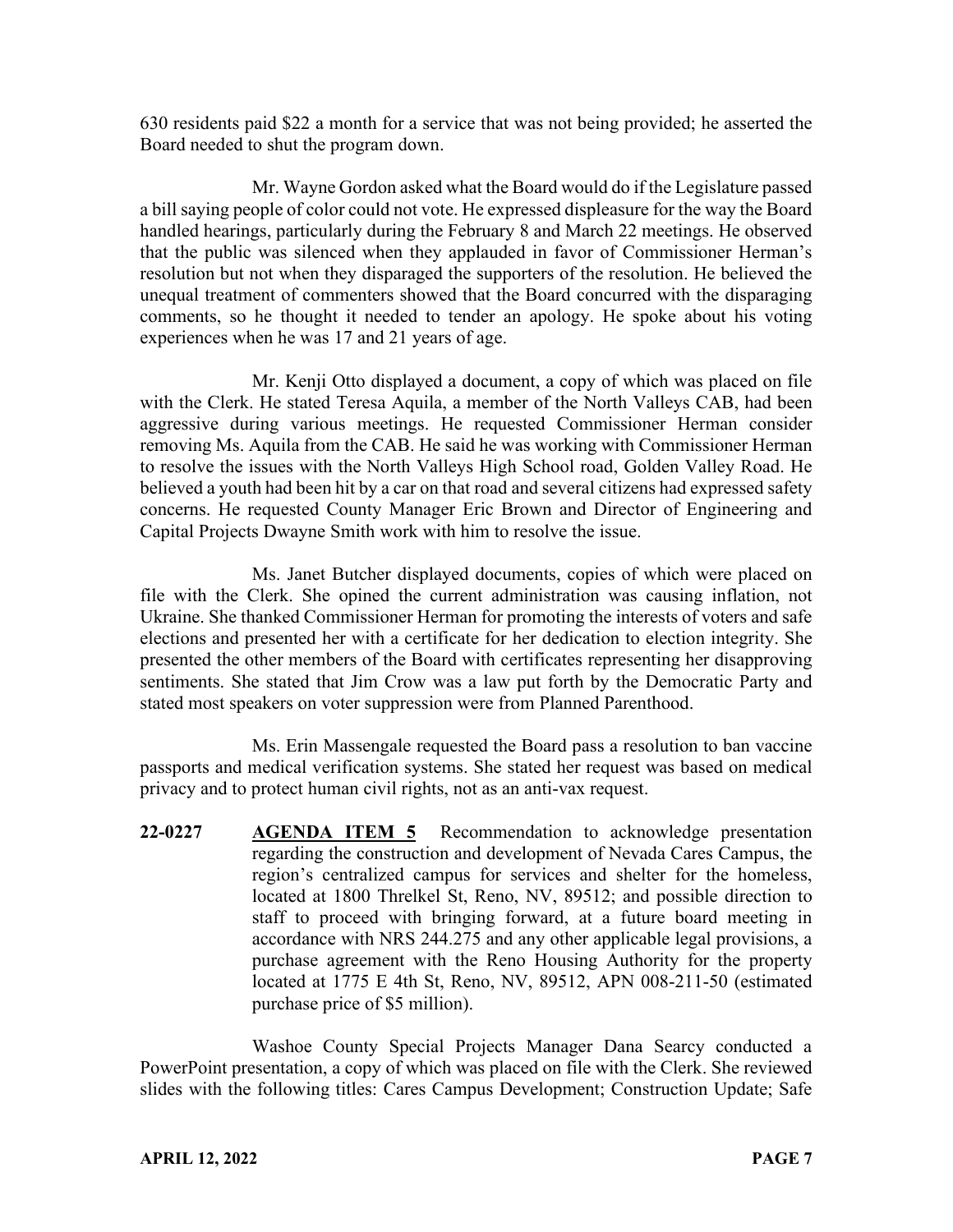630 residents paid $22 a month for a service that was not being provided; he asserted the Board needed to shut the program down.

Mr. Wayne Gordon asked what the Board would do if the Legislature passed a bill saying people of color could not vote. He expressed displeasure for the way the Board handled hearings, particularly during the February 8 and March 22 meetings. He observed that the public was silenced when they applauded in favor of Commissioner Herman's resolution but not when they disparaged the supporters of the resolution. He believed the unequal treatment of commenters showed that the Board concurred with the disparaging comments, so he thought it needed to tender an apology. He spoke about his voting experiences when he was 17 and 21 years of age.

Mr. Kenji Otto displayed a document, a copy of which was placed on file with the Clerk. He stated Teresa Aquila, a member of the North Valleys CAB, had been aggressive during various meetings. He requested Commissioner Herman consider removing Ms. Aquila from the CAB. He said he was working with Commissioner Herman to resolve the issues with the North Valleys High School road, Golden Valley Road. He believed a youth had been hit by a car on that road and several citizens had expressed safety concerns. He requested County Manager Eric Brown and Director of Engineering and Capital Projects Dwayne Smith work with him to resolve the issue.

Ms. Janet Butcher displayed documents, copies of which were placed on file with the Clerk. She opined the current administration was causing inflation, not Ukraine. She thanked Commissioner Herman for promoting the interests of voters and safe elections and presented her with a certificate for her dedication to election integrity. She presented the other members of the Board with certificates representing her disapproving sentiments. She stated that Jim Crow was a law put forth by the Democratic Party and stated most speakers on voter suppression were from Planned Parenthood.

Ms. Erin Massengale requested the Board pass a resolution to ban vaccine passports and medical verification systems. She stated her request was based on medical privacy and to protect human civil rights, not as an anti-vax request.

**22-0227** **AGENDA ITEM 5** Recommendation to acknowledge presentation regarding the construction and development of Nevada Cares Campus, the region's centralized campus for services and shelter for the homeless, located at 1800 Threlkel St, Reno, NV, 89512; and possible direction to staff to proceed with bringing forward, at a future board meeting in accordance with NRS 244.275 and any other applicable legal provisions, a purchase agreement with the Reno Housing Authority for the property located at 1775 E 4th St, Reno, NV, 89512, APN 008-211-50 (estimated purchase price of $5 million).

Washoe County Special Projects Manager Dana Searcy conducted a PowerPoint presentation, a copy of which was placed on file with the Clerk. She reviewed slides with the following titles: Cares Campus Development; Construction Update; Safe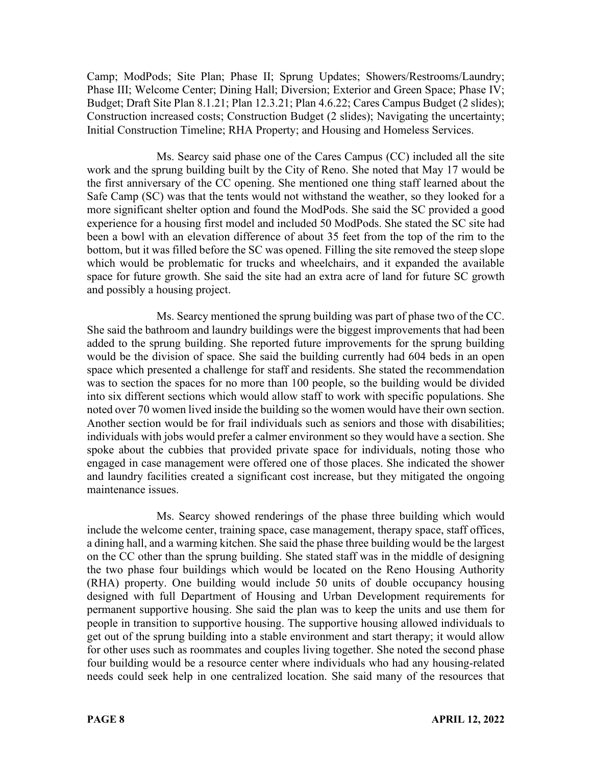Camp; ModPods; Site Plan; Phase II; Sprung Updates; Showers/Restrooms/Laundry; Phase III; Welcome Center; Dining Hall; Diversion; Exterior and Green Space; Phase IV; Budget; Draft Site Plan 8.1.21; Plan 12.3.21; Plan 4.6.22; Cares Campus Budget (2 slides); Construction increased costs; Construction Budget (2 slides); Navigating the uncertainty; Initial Construction Timeline; RHA Property; and Housing and Homeless Services.

Ms. Searcy said phase one of the Cares Campus (CC) included all the site work and the sprung building built by the City of Reno. She noted that May 17 would be the first anniversary of the CC opening. She mentioned one thing staff learned about the Safe Camp (SC) was that the tents would not withstand the weather, so they looked for a more significant shelter option and found the ModPods. She said the SC provided a good experience for a housing first model and included 50 ModPods. She stated the SC site had been a bowl with an elevation difference of about 35 feet from the top of the rim to the bottom, but it was filled before the SC was opened. Filling the site removed the steep slope which would be problematic for trucks and wheelchairs, and it expanded the available space for future growth. She said the site had an extra acre of land for future SC growth and possibly a housing project.

Ms. Searcy mentioned the sprung building was part of phase two of the CC. She said the bathroom and laundry buildings were the biggest improvements that had been added to the sprung building. She reported future improvements for the sprung building would be the division of space. She said the building currently had 604 beds in an open space which presented a challenge for staff and residents. She stated the recommendation was to section the spaces for no more than 100 people, so the building would be divided into six different sections which would allow staff to work with specific populations. She noted over 70 women lived inside the building so the women would have their own section. Another section would be for frail individuals such as seniors and those with disabilities; individuals with jobs would prefer a calmer environment so they would have a section. She spoke about the cubbies that provided private space for individuals, noting those who engaged in case management were offered one of those places. She indicated the shower and laundry facilities created a significant cost increase, but they mitigated the ongoing maintenance issues.

Ms. Searcy showed renderings of the phase three building which would include the welcome center, training space, case management, therapy space, staff offices, a dining hall, and a warming kitchen. She said the phase three building would be the largest on the CC other than the sprung building. She stated staff was in the middle of designing the two phase four buildings which would be located on the Reno Housing Authority (RHA) property. One building would include 50 units of double occupancy housing designed with full Department of Housing and Urban Development requirements for permanent supportive housing. She said the plan was to keep the units and use them for people in transition to supportive housing. The supportive housing allowed individuals to get out of the sprung building into a stable environment and start therapy; it would allow for other uses such as roommates and couples living together. She noted the second phase four building would be a resource center where individuals who had any housing-related needs could seek help in one centralized location. She said many of the resources that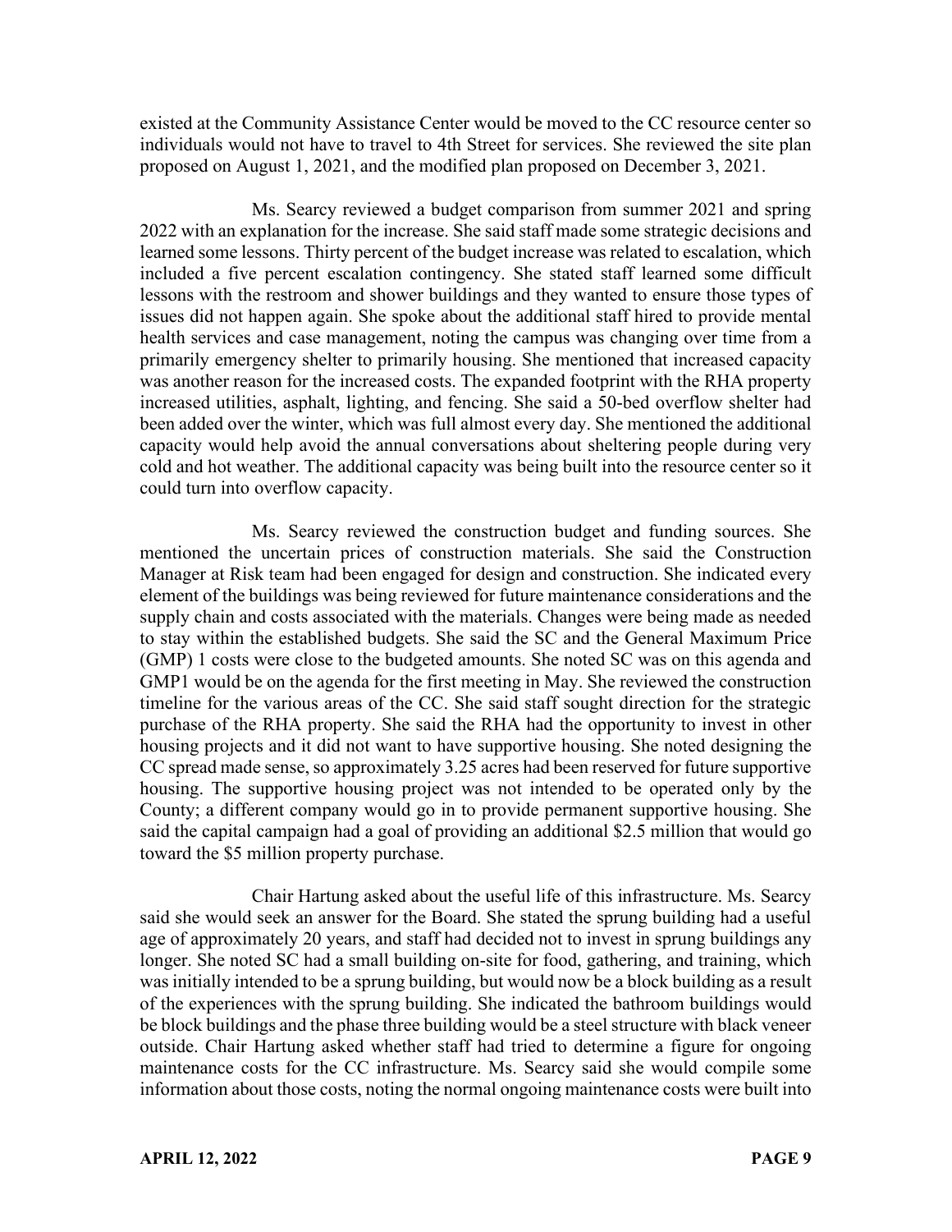existed at the Community Assistance Center would be moved to the CC resource center so individuals would not have to travel to 4th Street for services. She reviewed the site plan proposed on August 1, 2021, and the modified plan proposed on December 3, 2021.

Ms. Searcy reviewed a budget comparison from summer 2021 and spring 2022 with an explanation for the increase. She said staff made some strategic decisions and learned some lessons. Thirty percent of the budget increase was related to escalation, which included a five percent escalation contingency. She stated staff learned some difficult lessons with the restroom and shower buildings and they wanted to ensure those types of issues did not happen again. She spoke about the additional staff hired to provide mental health services and case management, noting the campus was changing over time from a primarily emergency shelter to primarily housing. She mentioned that increased capacity was another reason for the increased costs. The expanded footprint with the RHA property increased utilities, asphalt, lighting, and fencing. She said a 50-bed overflow shelter had been added over the winter, which was full almost every day. She mentioned the additional capacity would help avoid the annual conversations about sheltering people during very cold and hot weather. The additional capacity was being built into the resource center so it could turn into overflow capacity.

Ms. Searcy reviewed the construction budget and funding sources. She mentioned the uncertain prices of construction materials. She said the Construction Manager at Risk team had been engaged for design and construction. She indicated every element of the buildings was being reviewed for future maintenance considerations and the supply chain and costs associated with the materials. Changes were being made as needed to stay within the established budgets. She said the SC and the General Maximum Price (GMP) 1 costs were close to the budgeted amounts. She noted SC was on this agenda and GMP1 would be on the agenda for the first meeting in May. She reviewed the construction timeline for the various areas of the CC. She said staff sought direction for the strategic purchase of the RHA property. She said the RHA had the opportunity to invest in other housing projects and it did not want to have supportive housing. She noted designing the CC spread made sense, so approximately 3.25 acres had been reserved for future supportive housing. The supportive housing project was not intended to be operated only by the County; a different company would go in to provide permanent supportive housing. She said the capital campaign had a goal of providing an additional $2.5 million that would go toward the $5 million property purchase.

Chair Hartung asked about the useful life of this infrastructure. Ms. Searcy said she would seek an answer for the Board. She stated the sprung building had a useful age of approximately 20 years, and staff had decided not to invest in sprung buildings any longer. She noted SC had a small building on-site for food, gathering, and training, which was initially intended to be a sprung building, but would now be a block building as a result of the experiences with the sprung building. She indicated the bathroom buildings would be block buildings and the phase three building would be a steel structure with black veneer outside. Chair Hartung asked whether staff had tried to determine a figure for ongoing maintenance costs for the CC infrastructure. Ms. Searcy said she would compile some information about those costs, noting the normal ongoing maintenance costs were built into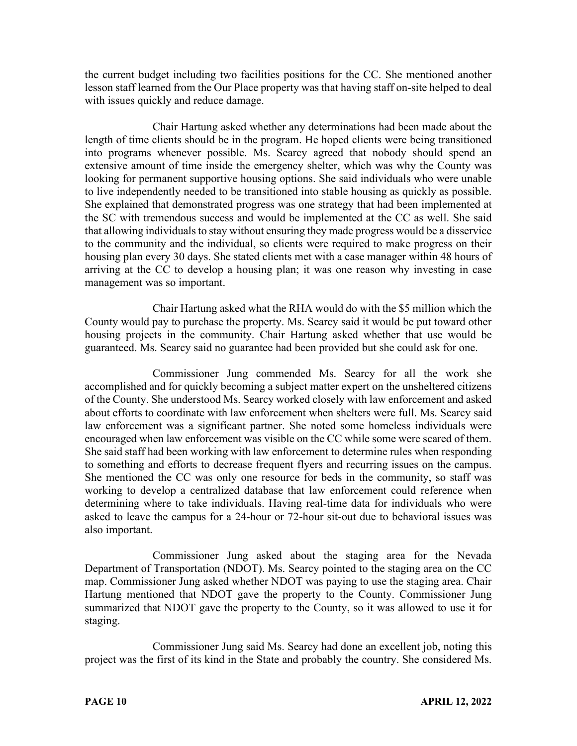the current budget including two facilities positions for the CC. She mentioned another lesson staff learned from the Our Place property was that having staff on-site helped to deal with issues quickly and reduce damage.

Chair Hartung asked whether any determinations had been made about the length of time clients should be in the program. He hoped clients were being transitioned into programs whenever possible. Ms. Searcy agreed that nobody should spend an extensive amount of time inside the emergency shelter, which was why the County was looking for permanent supportive housing options. She said individuals who were unable to live independently needed to be transitioned into stable housing as quickly as possible. She explained that demonstrated progress was one strategy that had been implemented at the SC with tremendous success and would be implemented at the CC as well. She said that allowing individuals to stay without ensuring they made progress would be a disservice to the community and the individual, so clients were required to make progress on their housing plan every 30 days. She stated clients met with a case manager within 48 hours of arriving at the CC to develop a housing plan; it was one reason why investing in case management was so important.

Chair Hartung asked what the RHA would do with the $5 million which the County would pay to purchase the property. Ms. Searcy said it would be put toward other housing projects in the community. Chair Hartung asked whether that use would be guaranteed. Ms. Searcy said no guarantee had been provided but she could ask for one.

Commissioner Jung commended Ms. Searcy for all the work she accomplished and for quickly becoming a subject matter expert on the unsheltered citizens of the County. She understood Ms. Searcy worked closely with law enforcement and asked about efforts to coordinate with law enforcement when shelters were full. Ms. Searcy said law enforcement was a significant partner. She noted some homeless individuals were encouraged when law enforcement was visible on the CC while some were scared of them. She said staff had been working with law enforcement to determine rules when responding to something and efforts to decrease frequent flyers and recurring issues on the campus. She mentioned the CC was only one resource for beds in the community, so staff was working to develop a centralized database that law enforcement could reference when determining where to take individuals. Having real-time data for individuals who were asked to leave the campus for a 24-hour or 72-hour sit-out due to behavioral issues was also important.

Commissioner Jung asked about the staging area for the Nevada Department of Transportation (NDOT). Ms. Searcy pointed to the staging area on the CC map. Commissioner Jung asked whether NDOT was paying to use the staging area. Chair Hartung mentioned that NDOT gave the property to the County. Commissioner Jung summarized that NDOT gave the property to the County, so it was allowed to use it for staging.

Commissioner Jung said Ms. Searcy had done an excellent job, noting this project was the first of its kind in the State and probably the country. She considered Ms.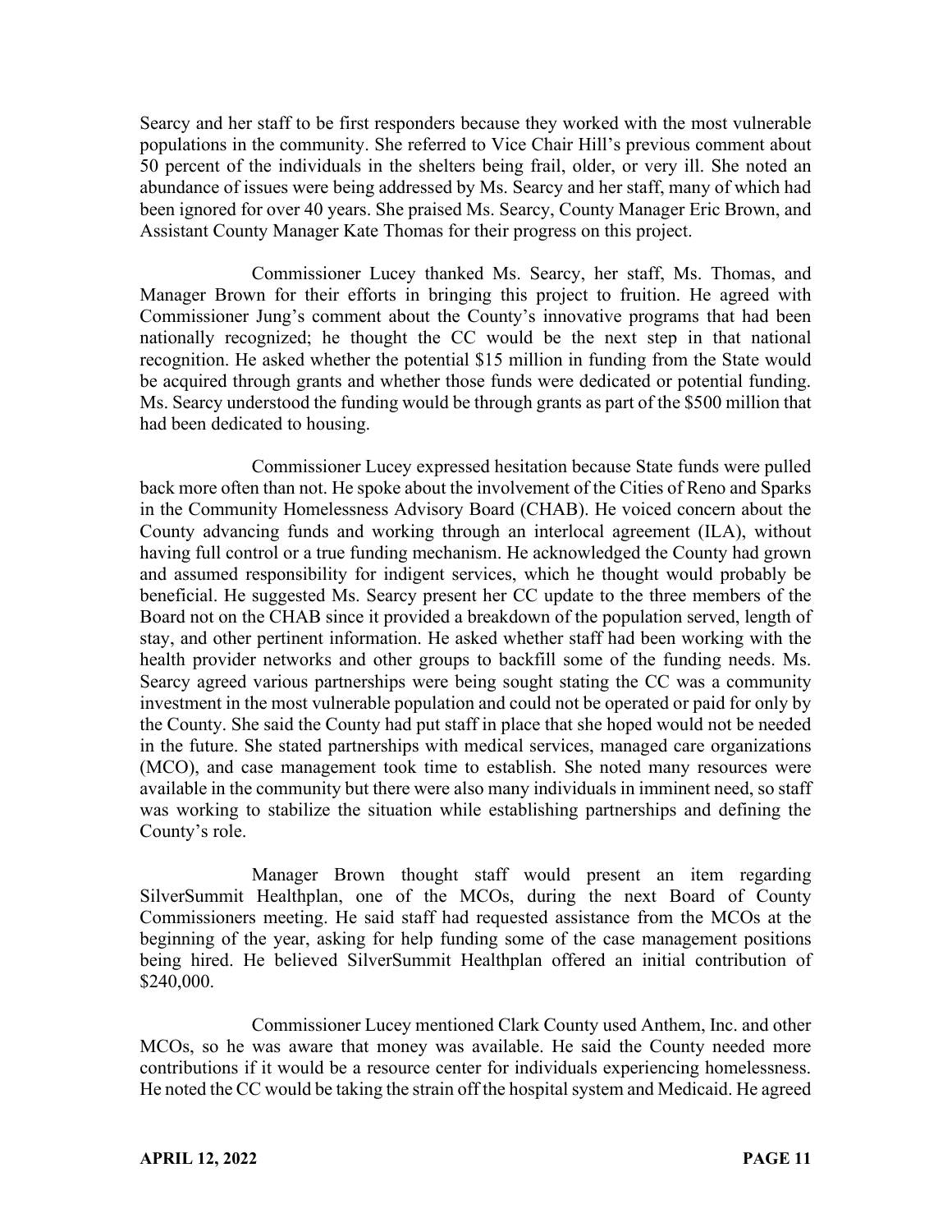Searcy and her staff to be first responders because they worked with the most vulnerable populations in the community. She referred to Vice Chair Hill's previous comment about 50 percent of the individuals in the shelters being frail, older, or very ill. She noted an abundance of issues were being addressed by Ms. Searcy and her staff, many of which had been ignored for over 40 years. She praised Ms. Searcy, County Manager Eric Brown, and Assistant County Manager Kate Thomas for their progress on this project.

Commissioner Lucey thanked Ms. Searcy, her staff, Ms. Thomas, and Manager Brown for their efforts in bringing this project to fruition. He agreed with Commissioner Jung's comment about the County's innovative programs that had been nationally recognized; he thought the CC would be the next step in that national recognition. He asked whether the potential $15 million in funding from the State would be acquired through grants and whether those funds were dedicated or potential funding. Ms. Searcy understood the funding would be through grants as part of the $500 million that had been dedicated to housing.

Commissioner Lucey expressed hesitation because State funds were pulled back more often than not. He spoke about the involvement of the Cities of Reno and Sparks in the Community Homelessness Advisory Board (CHAB). He voiced concern about the County advancing funds and working through an interlocal agreement (ILA), without having full control or a true funding mechanism. He acknowledged the County had grown and assumed responsibility for indigent services, which he thought would probably be beneficial. He suggested Ms. Searcy present her CC update to the three members of the Board not on the CHAB since it provided a breakdown of the population served, length of stay, and other pertinent information. He asked whether staff had been working with the health provider networks and other groups to backfill some of the funding needs. Ms. Searcy agreed various partnerships were being sought stating the CC was a community investment in the most vulnerable population and could not be operated or paid for only by the County. She said the County had put staff in place that she hoped would not be needed in the future. She stated partnerships with medical services, managed care organizations (MCO), and case management took time to establish. She noted many resources were available in the community but there were also many individuals in imminent need, so staff was working to stabilize the situation while establishing partnerships and defining the County's role.

Manager Brown thought staff would present an item regarding SilverSummit Healthplan, one of the MCOs, during the next Board of County Commissioners meeting. He said staff had requested assistance from the MCOs at the beginning of the year, asking for help funding some of the case management positions being hired. He believed SilverSummit Healthplan offered an initial contribution of $240,000.

Commissioner Lucey mentioned Clark County used Anthem, Inc. and other MCOs, so he was aware that money was available. He said the County needed more contributions if it would be a resource center for individuals experiencing homelessness. He noted the CC would be taking the strain off the hospital system and Medicaid. He agreed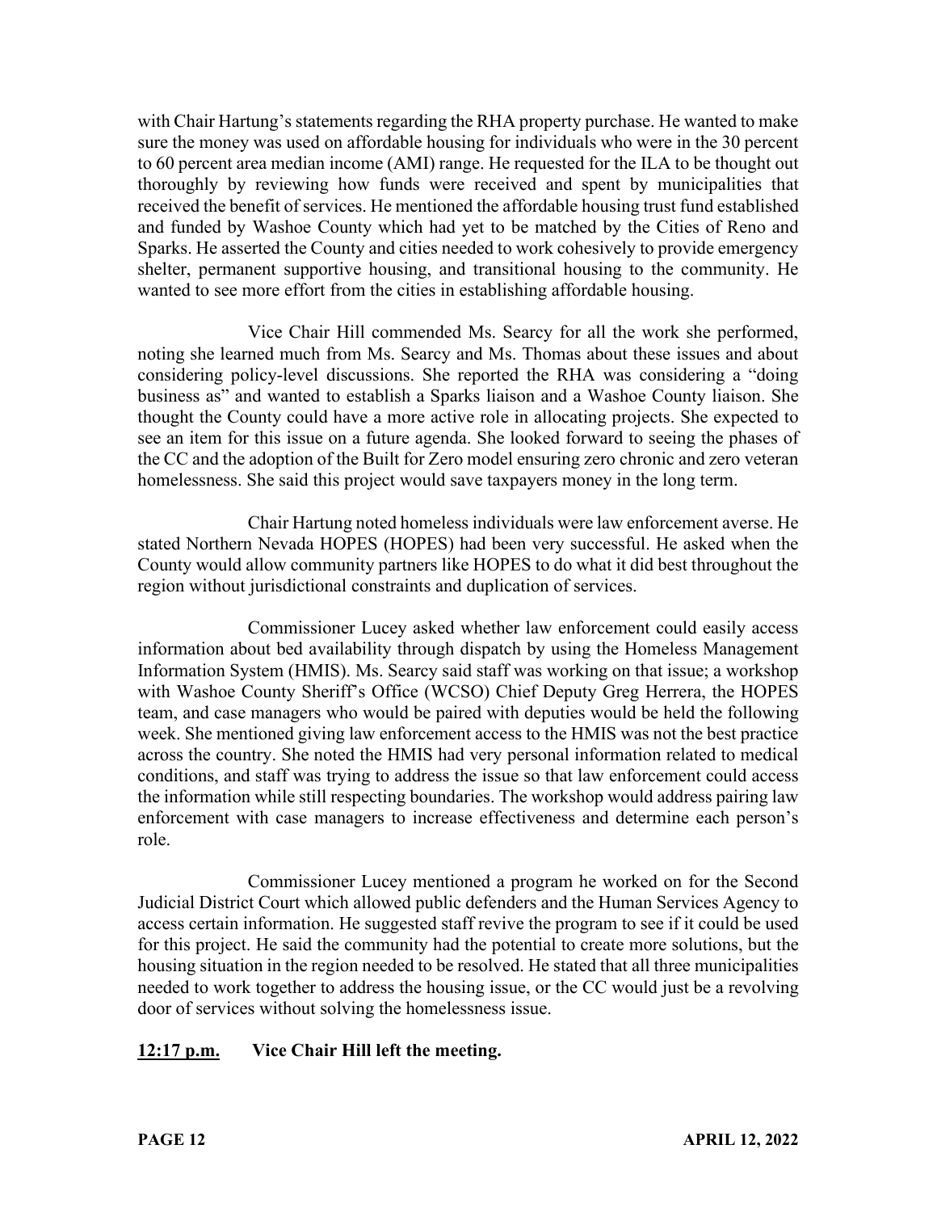with Chair Hartung's statements regarding the RHA property purchase. He wanted to make sure the money was used on affordable housing for individuals who were in the 30 percent to 60 percent area median income (AMI) range. He requested for the ILA to be thought out thoroughly by reviewing how funds were received and spent by municipalities that received the benefit of services. He mentioned the affordable housing trust fund established and funded by Washoe County which had yet to be matched by the Cities of Reno and Sparks. He asserted the County and cities needed to work cohesively to provide emergency shelter, permanent supportive housing, and transitional housing to the community. He wanted to see more effort from the cities in establishing affordable housing.

Vice Chair Hill commended Ms. Searcy for all the work she performed, noting she learned much from Ms. Searcy and Ms. Thomas about these issues and about considering policy-level discussions. She reported the RHA was considering a "doing business as" and wanted to establish a Sparks liaison and a Washoe County liaison. She thought the County could have a more active role in allocating projects. She expected to see an item for this issue on a future agenda. She looked forward to seeing the phases of the CC and the adoption of the Built for Zero model ensuring zero chronic and zero veteran homelessness. She said this project would save taxpayers money in the long term.

Chair Hartung noted homeless individuals were law enforcement averse. He stated Northern Nevada HOPES (HOPES) had been very successful. He asked when the County would allow community partners like HOPES to do what it did best throughout the region without jurisdictional constraints and duplication of services.

Commissioner Lucey asked whether law enforcement could easily access information about bed availability through dispatch by using the Homeless Management Information System (HMIS). Ms. Searcy said staff was working on that issue; a workshop with Washoe County Sheriff's Office (WCSO) Chief Deputy Greg Herrera, the HOPES team, and case managers who would be paired with deputies would be held the following week. She mentioned giving law enforcement access to the HMIS was not the best practice across the country. She noted the HMIS had very personal information related to medical conditions, and staff was trying to address the issue so that law enforcement could access the information while still respecting boundaries. The workshop would address pairing law enforcement with case managers to increase effectiveness and determine each person's role.

Commissioner Lucey mentioned a program he worked on for the Second Judicial District Court which allowed public defenders and the Human Services Agency to access certain information. He suggested staff revive the program to see if it could be used for this project. He said the community had the potential to create more solutions, but the housing situation in the region needed to be resolved. He stated that all three municipalities needed to work together to address the housing issue, or the CC would just be a revolving door of services without solving the homelessness issue.

**12:17 p.m.** **Vice Chair Hill left the meeting.**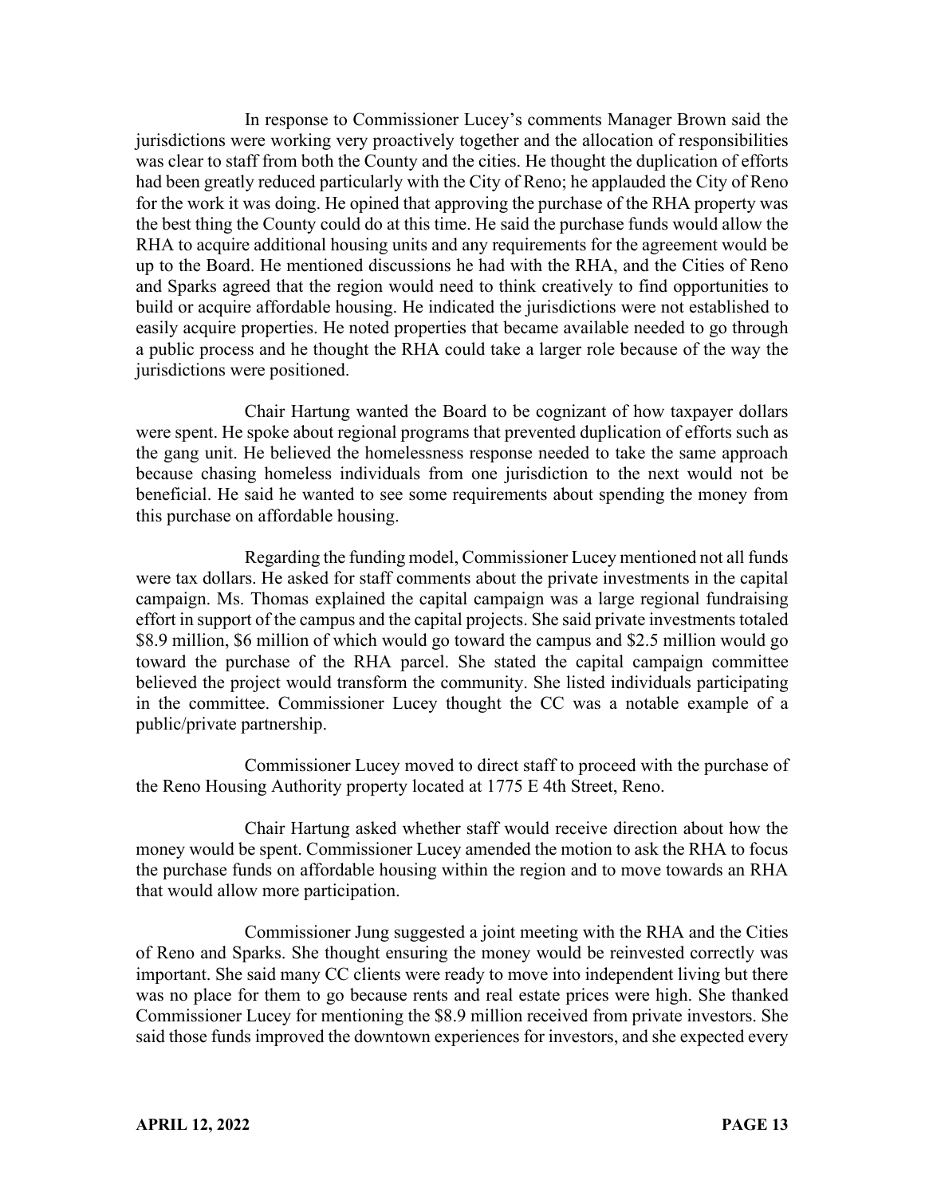In response to Commissioner Lucey's comments Manager Brown said the jurisdictions were working very proactively together and the allocation of responsibilities was clear to staff from both the County and the cities. He thought the duplication of efforts had been greatly reduced particularly with the City of Reno; he applauded the City of Reno for the work it was doing. He opined that approving the purchase of the RHA property was the best thing the County could do at this time. He said the purchase funds would allow the RHA to acquire additional housing units and any requirements for the agreement would be up to the Board. He mentioned discussions he had with the RHA, and the Cities of Reno and Sparks agreed that the region would need to think creatively to find opportunities to build or acquire affordable housing. He indicated the jurisdictions were not established to easily acquire properties. He noted properties that became available needed to go through a public process and he thought the RHA could take a larger role because of the way the jurisdictions were positioned.

Chair Hartung wanted the Board to be cognizant of how taxpayer dollars were spent. He spoke about regional programs that prevented duplication of efforts such as the gang unit. He believed the homelessness response needed to take the same approach because chasing homeless individuals from one jurisdiction to the next would not be beneficial. He said he wanted to see some requirements about spending the money from this purchase on affordable housing.

Regarding the funding model, Commissioner Lucey mentioned not all funds were tax dollars. He asked for staff comments about the private investments in the capital campaign. Ms. Thomas explained the capital campaign was a large regional fundraising effort in support of the campus and the capital projects. She said private investments totaled \$8.9 million, \$6 million of which would go toward the campus and \$2.5 million would go toward the purchase of the RHA parcel. She stated the capital campaign committee believed the project would transform the community. She listed individuals participating in the committee. Commissioner Lucey thought the CC was a notable example of a public/private partnership.

Commissioner Lucey moved to direct staff to proceed with the purchase of the Reno Housing Authority property located at 1775 E 4th Street, Reno.

Chair Hartung asked whether staff would receive direction about how the money would be spent. Commissioner Lucey amended the motion to ask the RHA to focus the purchase funds on affordable housing within the region and to move towards an RHA that would allow more participation.

Commissioner Jung suggested a joint meeting with the RHA and the Cities of Reno and Sparks. She thought ensuring the money would be reinvested correctly was important. She said many CC clients were ready to move into independent living but there was no place for them to go because rents and real estate prices were high. She thanked Commissioner Lucey for mentioning the \$8.9 million received from private investors. She said those funds improved the downtown experiences for investors, and she expected every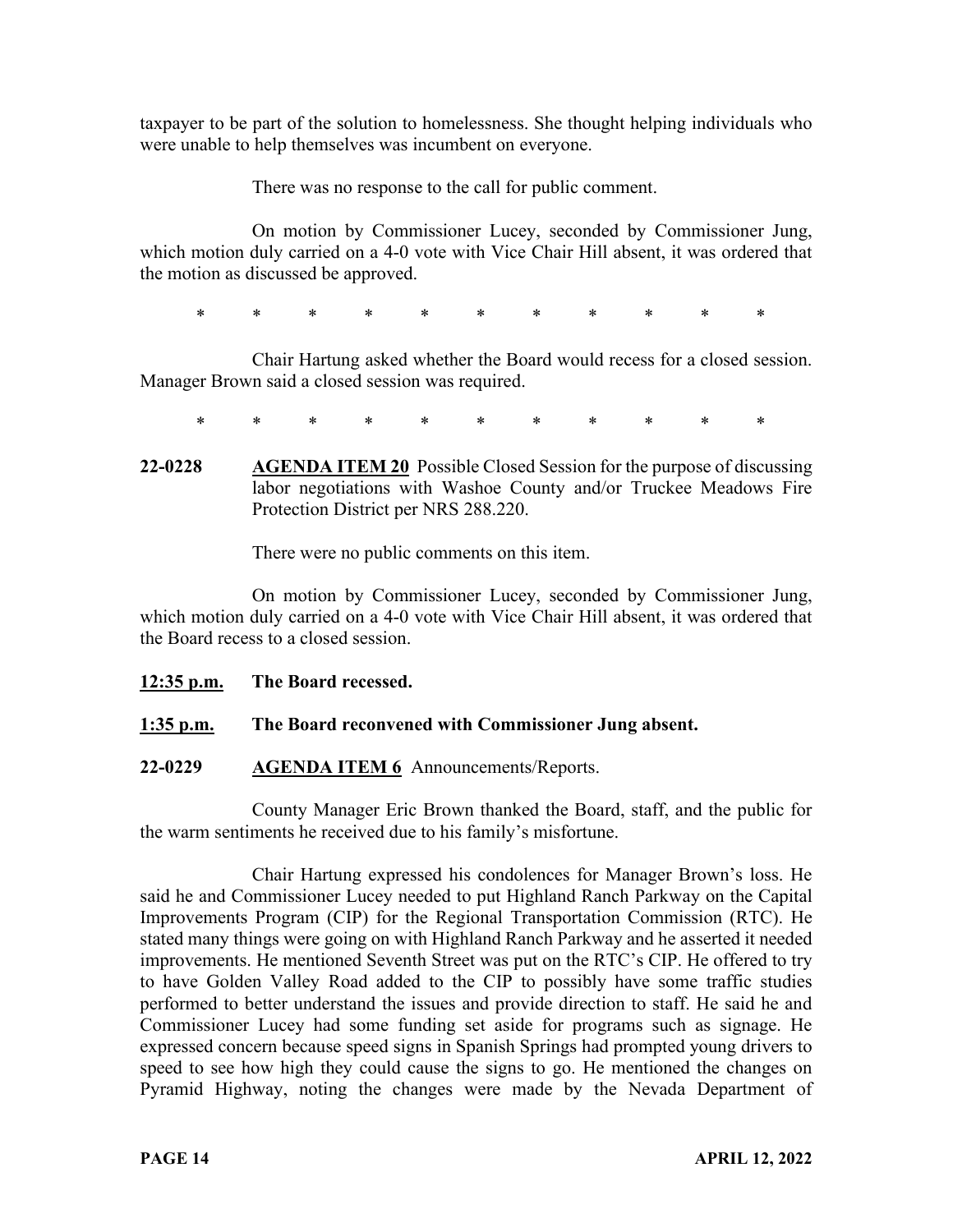taxpayer to be part of the solution to homelessness. She thought helping individuals who were unable to help themselves was incumbent on everyone.

There was no response to the call for public comment.

On motion by Commissioner Lucey, seconded by Commissioner Jung, which motion duly carried on a 4-0 vote with Vice Chair Hill absent, it was ordered that the motion as discussed be approved.

\* \* \* \* \* \* \* \* \* \* \*

Chair Hartung asked whether the Board would recess for a closed session. Manager Brown said a closed session was required.

\* \* \* \* \* \* \* \* \* \* \*

**22-0228** **AGENDA ITEM 20** Possible Closed Session for the purpose of discussing labor negotiations with Washoe County and/or Truckee Meadows Fire Protection District per NRS 288.220.

There were no public comments on this item.

On motion by Commissioner Lucey, seconded by Commissioner Jung, which motion duly carried on a 4-0 vote with Vice Chair Hill absent, it was ordered that the Board recess to a closed session.

**12:35 p.m.** **The Board recessed.**

**1:35 p.m.** **The Board reconvened with Commissioner Jung absent.**

**22-0229** **AGENDA ITEM 6** Announcements/Reports.

County Manager Eric Brown thanked the Board, staff, and the public for the warm sentiments he received due to his family's misfortune.

Chair Hartung expressed his condolences for Manager Brown's loss. He said he and Commissioner Lucey needed to put Highland Ranch Parkway on the Capital Improvements Program (CIP) for the Regional Transportation Commission (RTC). He stated many things were going on with Highland Ranch Parkway and he asserted it needed improvements. He mentioned Seventh Street was put on the RTC's CIP. He offered to try to have Golden Valley Road added to the CIP to possibly have some traffic studies performed to better understand the issues and provide direction to staff. He said he and Commissioner Lucey had some funding set aside for programs such as signage. He expressed concern because speed signs in Spanish Springs had prompted young drivers to speed to see how high they could cause the signs to go. He mentioned the changes on Pyramid Highway, noting the changes were made by the Nevada Department of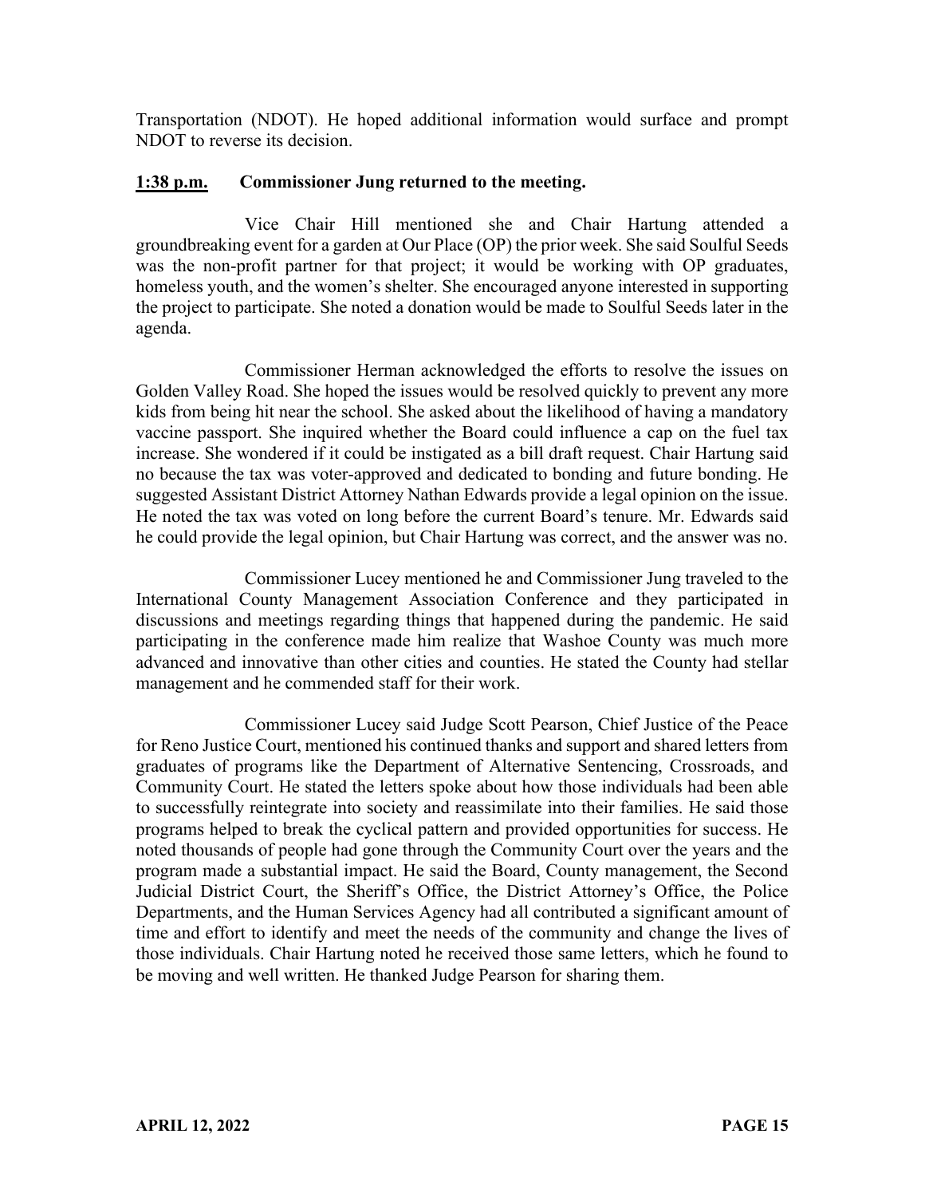Transportation (NDOT). He hoped additional information would surface and prompt NDOT to reverse its decision.

**1:38 p.m. Commissioner Jung returned to the meeting.**

Vice Chair Hill mentioned she and Chair Hartung attended a groundbreaking event for a garden at Our Place (OP) the prior week. She said Soulful Seeds was the non-profit partner for that project; it would be working with OP graduates, homeless youth, and the women's shelter. She encouraged anyone interested in supporting the project to participate. She noted a donation would be made to Soulful Seeds later in the agenda.

Commissioner Herman acknowledged the efforts to resolve the issues on Golden Valley Road. She hoped the issues would be resolved quickly to prevent any more kids from being hit near the school. She asked about the likelihood of having a mandatory vaccine passport. She inquired whether the Board could influence a cap on the fuel tax increase. She wondered if it could be instigated as a bill draft request. Chair Hartung said no because the tax was voter-approved and dedicated to bonding and future bonding. He suggested Assistant District Attorney Nathan Edwards provide a legal opinion on the issue. He noted the tax was voted on long before the current Board's tenure. Mr. Edwards said he could provide the legal opinion, but Chair Hartung was correct, and the answer was no.

Commissioner Lucey mentioned he and Commissioner Jung traveled to the International County Management Association Conference and they participated in discussions and meetings regarding things that happened during the pandemic. He said participating in the conference made him realize that Washoe County was much more advanced and innovative than other cities and counties. He stated the County had stellar management and he commended staff for their work.

Commissioner Lucey said Judge Scott Pearson, Chief Justice of the Peace for Reno Justice Court, mentioned his continued thanks and support and shared letters from graduates of programs like the Department of Alternative Sentencing, Crossroads, and Community Court. He stated the letters spoke about how those individuals had been able to successfully reintegrate into society and reassimilate into their families. He said those programs helped to break the cyclical pattern and provided opportunities for success. He noted thousands of people had gone through the Community Court over the years and the program made a substantial impact. He said the Board, County management, the Second Judicial District Court, the Sheriff's Office, the District Attorney's Office, the Police Departments, and the Human Services Agency had all contributed a significant amount of time and effort to identify and meet the needs of the community and change the lives of those individuals. Chair Hartung noted he received those same letters, which he found to be moving and well written. He thanked Judge Pearson for sharing them.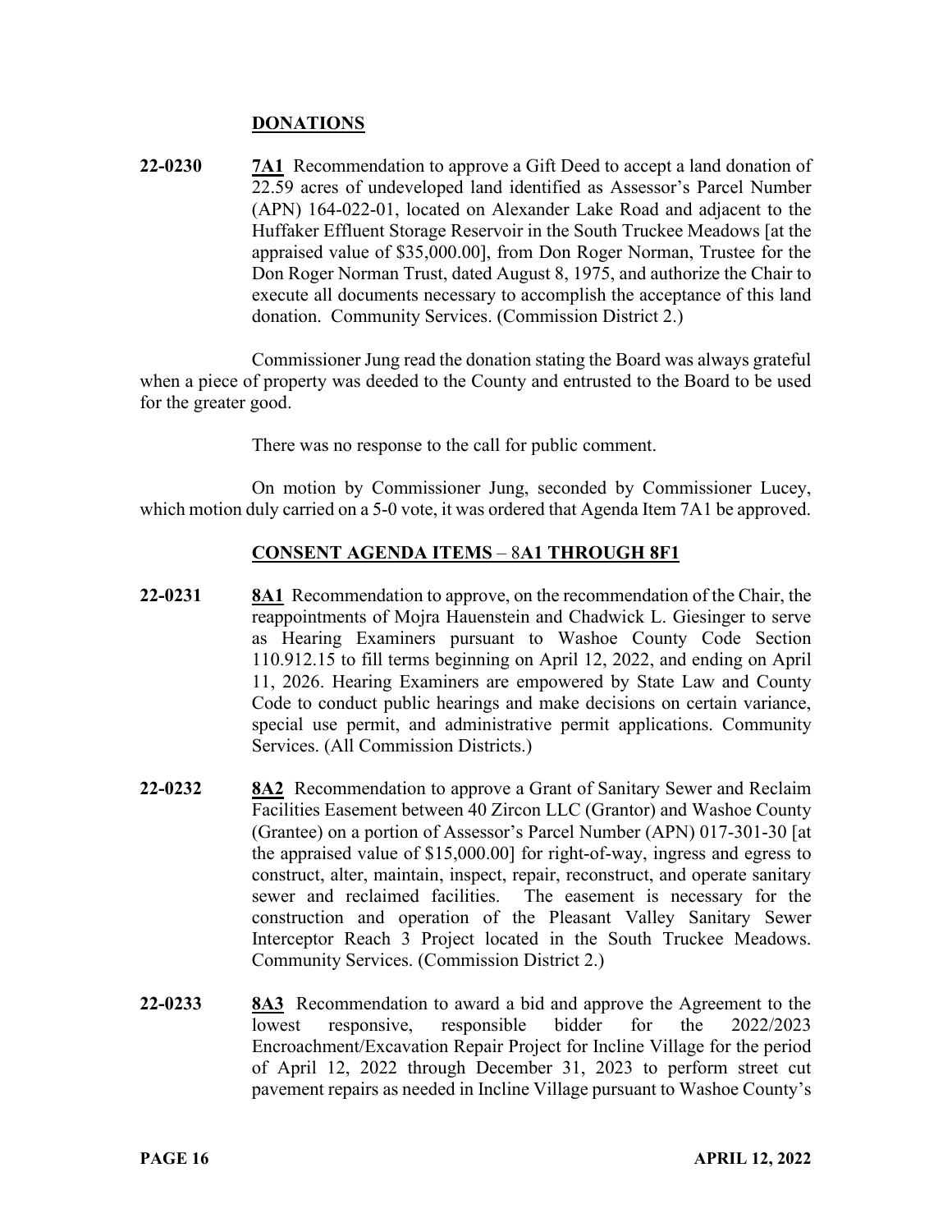## DONATIONS

**22-0230** **7A1** Recommendation to approve a Gift Deed to accept a land donation of 22.59 acres of undeveloped land identified as Assessor's Parcel Number (APN) 164-022-01, located on Alexander Lake Road and adjacent to the Huffaker Effluent Storage Reservoir in the South Truckee Meadows [at the appraised value of $35,000.00], from Don Roger Norman, Trustee for the Don Roger Norman Trust, dated August 8, 1975, and authorize the Chair to execute all documents necessary to accomplish the acceptance of this land donation. Community Services. (Commission District 2.)

Commissioner Jung read the donation stating the Board was always grateful when a piece of property was deeded to the County and entrusted to the Board to be used for the greater good.

There was no response to the call for public comment.

On motion by Commissioner Jung, seconded by Commissioner Lucey, which motion duly carried on a 5-0 vote, it was ordered that Agenda Item 7A1 be approved.

## CONSENT AGENDA ITEMS – 8A1 THROUGH 8F1

**22-0231** **8A1** Recommendation to approve, on the recommendation of the Chair, the reappointments of Mojra Hauenstein and Chadwick L. Giesinger to serve as Hearing Examiners pursuant to Washoe County Code Section 110.912.15 to fill terms beginning on April 12, 2022, and ending on April 11, 2026. Hearing Examiners are empowered by State Law and County Code to conduct public hearings and make decisions on certain variance, special use permit, and administrative permit applications. Community Services. (All Commission Districts.)

**22-0232** **8A2** Recommendation to approve a Grant of Sanitary Sewer and Reclaim Facilities Easement between 40 Zircon LLC (Grantor) and Washoe County (Grantee) on a portion of Assessor's Parcel Number (APN) 017-301-30 [at the appraised value of $15,000.00] for right-of-way, ingress and egress to construct, alter, maintain, inspect, repair, reconstruct, and operate sanitary sewer and reclaimed facilities. The easement is necessary for the construction and operation of the Pleasant Valley Sanitary Sewer Interceptor Reach 3 Project located in the South Truckee Meadows. Community Services. (Commission District 2.)

**22-0233** **8A3** Recommendation to award a bid and approve the Agreement to the lowest responsive, responsible bidder for the 2022/2023 Encroachment/Excavation Repair Project for Incline Village for the period of April 12, 2022 through December 31, 2023 to perform street cut pavement repairs as needed in Incline Village pursuant to Washoe County's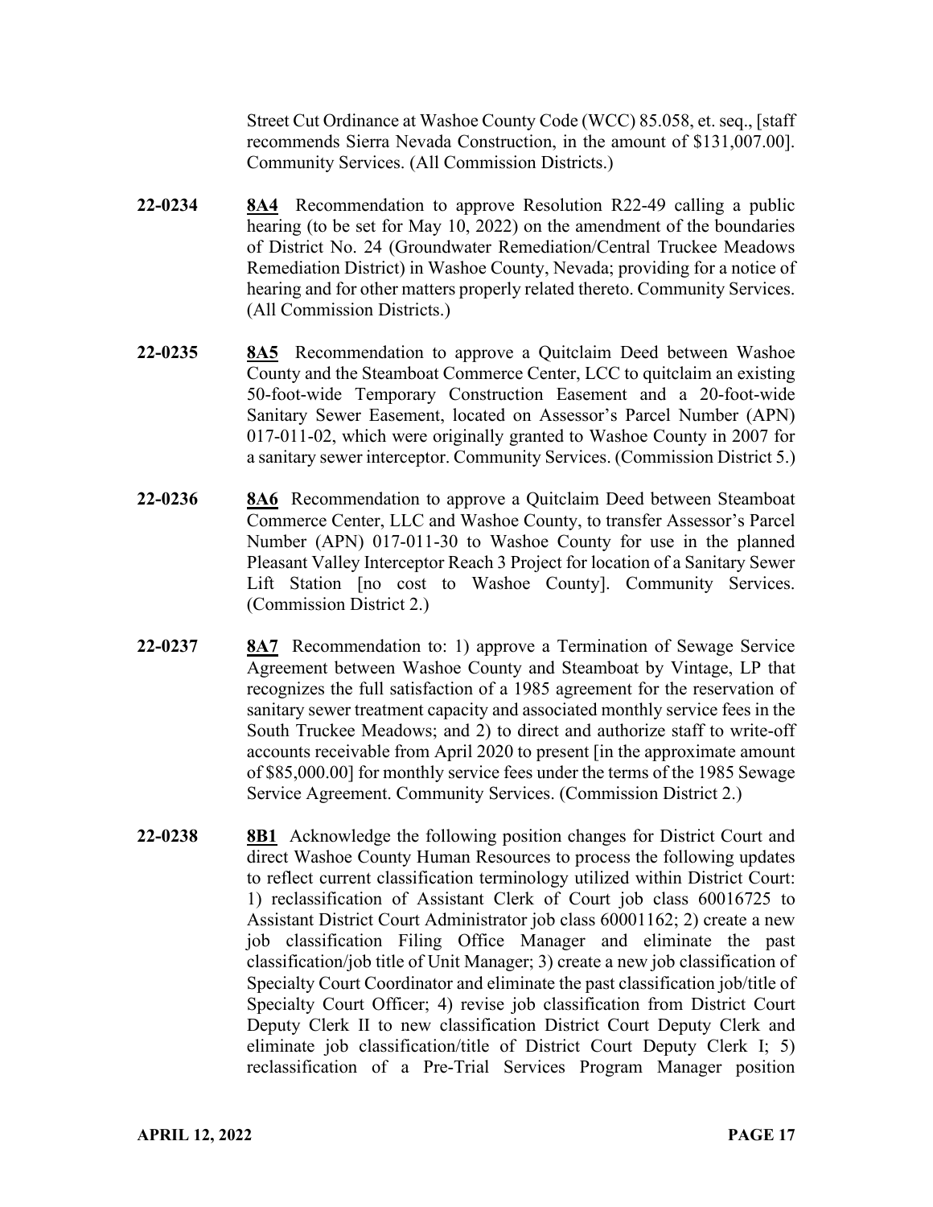Street Cut Ordinance at Washoe County Code (WCC) 85.058, et. seq., [staff recommends Sierra Nevada Construction, in the amount of $131,007.00]. Community Services. (All Commission Districts.)

**22-0234** **8A4** Recommendation to approve Resolution R22-49 calling a public hearing (to be set for May 10, 2022) on the amendment of the boundaries of District No. 24 (Groundwater Remediation/Central Truckee Meadows Remediation District) in Washoe County, Nevada; providing for a notice of hearing and for other matters properly related thereto. Community Services. (All Commission Districts.)

**22-0235** **8A5** Recommendation to approve a Quitclaim Deed between Washoe County and the Steamboat Commerce Center, LCC to quitclaim an existing 50-foot-wide Temporary Construction Easement and a 20-foot-wide Sanitary Sewer Easement, located on Assessor's Parcel Number (APN) 017-011-02, which were originally granted to Washoe County in 2007 for a sanitary sewer interceptor. Community Services. (Commission District 5.)

**22-0236** **8A6** Recommendation to approve a Quitclaim Deed between Steamboat Commerce Center, LLC and Washoe County, to transfer Assessor's Parcel Number (APN) 017-011-30 to Washoe County for use in the planned Pleasant Valley Interceptor Reach 3 Project for location of a Sanitary Sewer Lift Station [no cost to Washoe County]. Community Services. (Commission District 2.)

**22-0237** **8A7** Recommendation to: 1) approve a Termination of Sewage Service Agreement between Washoe County and Steamboat by Vintage, LP that recognizes the full satisfaction of a 1985 agreement for the reservation of sanitary sewer treatment capacity and associated monthly service fees in the South Truckee Meadows; and 2) to direct and authorize staff to write-off accounts receivable from April 2020 to present [in the approximate amount of $85,000.00] for monthly service fees under the terms of the 1985 Sewage Service Agreement. Community Services. (Commission District 2.)

**22-0238** **8B1** Acknowledge the following position changes for District Court and direct Washoe County Human Resources to process the following updates to reflect current classification terminology utilized within District Court: 1) reclassification of Assistant Clerk of Court job class 60016725 to Assistant District Court Administrator job class 60001162; 2) create a new job classification Filing Office Manager and eliminate the past classification/job title of Unit Manager; 3) create a new job classification of Specialty Court Coordinator and eliminate the past classification job/title of Specialty Court Officer; 4) revise job classification from District Court Deputy Clerk II to new classification District Court Deputy Clerk and eliminate job classification/title of District Court Deputy Clerk I; 5) reclassification of a Pre-Trial Services Program Manager position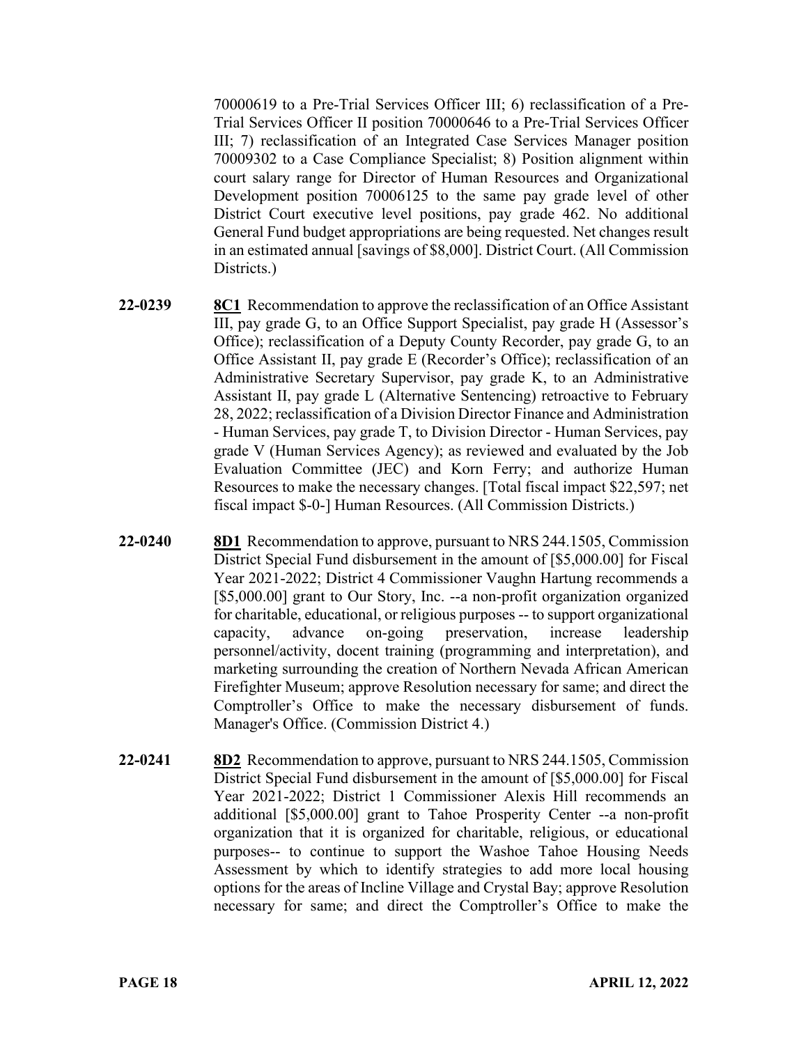70000619 to a Pre-Trial Services Officer III; 6) reclassification of a Pre-Trial Services Officer II position 70000646 to a Pre-Trial Services Officer III; 7) reclassification of an Integrated Case Services Manager position 70009302 to a Case Compliance Specialist; 8) Position alignment within court salary range for Director of Human Resources and Organizational Development position 70006125 to the same pay grade level of other District Court executive level positions, pay grade 462. No additional General Fund budget appropriations are being requested. Net changes result in an estimated annual [savings of $8,000]. District Court. (All Commission Districts.)

**22-0239** **8C1** Recommendation to approve the reclassification of an Office Assistant III, pay grade G, to an Office Support Specialist, pay grade H (Assessor's Office); reclassification of a Deputy County Recorder, pay grade G, to an Office Assistant II, pay grade E (Recorder's Office); reclassification of an Administrative Secretary Supervisor, pay grade K, to an Administrative Assistant II, pay grade L (Alternative Sentencing) retroactive to February 28, 2022; reclassification of a Division Director Finance and Administration - Human Services, pay grade T, to Division Director - Human Services, pay grade V (Human Services Agency); as reviewed and evaluated by the Job Evaluation Committee (JEC) and Korn Ferry; and authorize Human Resources to make the necessary changes. [Total fiscal impact $22,597; net fiscal impact $-0-] Human Resources. (All Commission Districts.)

**22-0240** **8D1** Recommendation to approve, pursuant to NRS 244.1505, Commission District Special Fund disbursement in the amount of [$5,000.00] for Fiscal Year 2021-2022; District 4 Commissioner Vaughn Hartung recommends a [$5,000.00] grant to Our Story, Inc. --a non-profit organization organized for charitable, educational, or religious purposes -- to support organizational capacity, advance on-going preservation, increase leadership personnel/activity, docent training (programming and interpretation), and marketing surrounding the creation of Northern Nevada African American Firefighter Museum; approve Resolution necessary for same; and direct the Comptroller's Office to make the necessary disbursement of funds. Manager's Office. (Commission District 4.)

**22-0241** **8D2** Recommendation to approve, pursuant to NRS 244.1505, Commission District Special Fund disbursement in the amount of [$5,000.00] for Fiscal Year 2021-2022; District 1 Commissioner Alexis Hill recommends an additional [$5,000.00] grant to Tahoe Prosperity Center --a non-profit organization that it is organized for charitable, religious, or educational purposes-- to continue to support the Washoe Tahoe Housing Needs Assessment by which to identify strategies to add more local housing options for the areas of Incline Village and Crystal Bay; approve Resolution necessary for same; and direct the Comptroller's Office to make the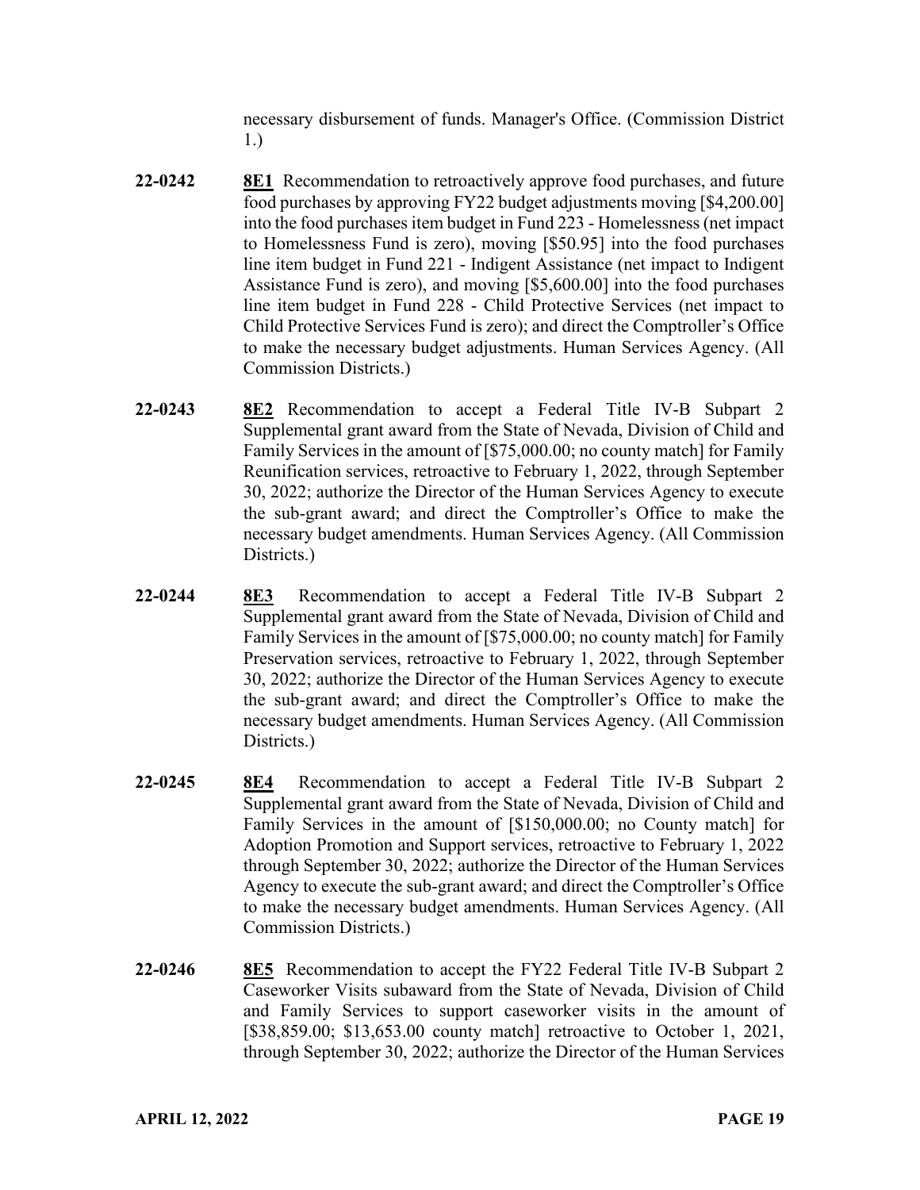necessary disbursement of funds. Manager's Office. (Commission District 1.)

**22-0242** **8E1** Recommendation to retroactively approve food purchases, and future food purchases by approving FY22 budget adjustments moving [$4,200.00] into the food purchases item budget in Fund 223 - Homelessness (net impact to Homelessness Fund is zero), moving [$50.95] into the food purchases line item budget in Fund 221 - Indigent Assistance (net impact to Indigent Assistance Fund is zero), and moving [$5,600.00] into the food purchases line item budget in Fund 228 - Child Protective Services (net impact to Child Protective Services Fund is zero); and direct the Comptroller's Office to make the necessary budget adjustments. Human Services Agency. (All Commission Districts.)

**22-0243** **8E2** Recommendation to accept a Federal Title IV-B Subpart 2 Supplemental grant award from the State of Nevada, Division of Child and Family Services in the amount of [$75,000.00; no county match] for Family Reunification services, retroactive to February 1, 2022, through September 30, 2022; authorize the Director of the Human Services Agency to execute the sub-grant award; and direct the Comptroller's Office to make the necessary budget amendments. Human Services Agency. (All Commission Districts.)

**22-0244** **8E3** Recommendation to accept a Federal Title IV-B Subpart 2 Supplemental grant award from the State of Nevada, Division of Child and Family Services in the amount of [$75,000.00; no county match] for Family Preservation services, retroactive to February 1, 2022, through September 30, 2022; authorize the Director of the Human Services Agency to execute the sub-grant award; and direct the Comptroller's Office to make the necessary budget amendments. Human Services Agency. (All Commission Districts.)

**22-0245** **8E4** Recommendation to accept a Federal Title IV-B Subpart 2 Supplemental grant award from the State of Nevada, Division of Child and Family Services in the amount of [$150,000.00; no County match] for Adoption Promotion and Support services, retroactive to February 1, 2022 through September 30, 2022; authorize the Director of the Human Services Agency to execute the sub-grant award; and direct the Comptroller's Office to make the necessary budget amendments. Human Services Agency. (All Commission Districts.)

**22-0246** **8E5** Recommendation to accept the FY22 Federal Title IV-B Subpart 2 Caseworker Visits subaward from the State of Nevada, Division of Child and Family Services to support caseworker visits in the amount of [$38,859.00; $13,653.00 county match] retroactive to October 1, 2021, through September 30, 2022; authorize the Director of the Human Services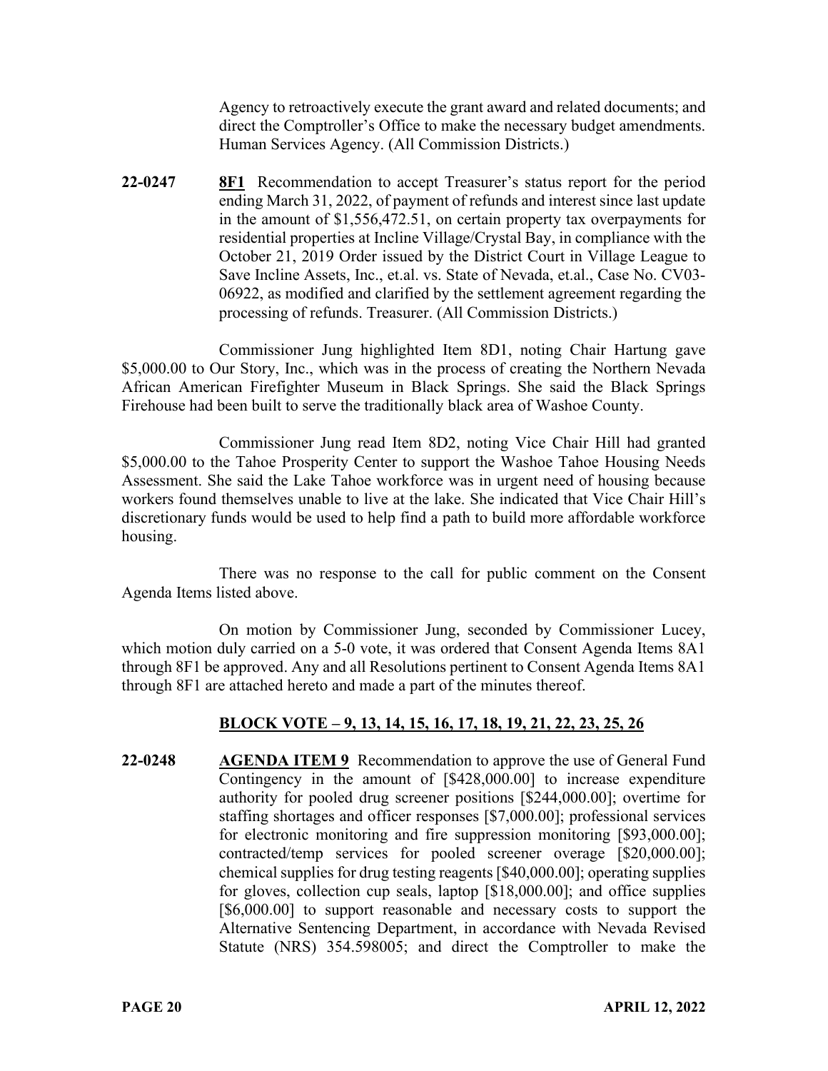Agency to retroactively execute the grant award and related documents; and direct the Comptroller's Office to make the necessary budget amendments. Human Services Agency. (All Commission Districts.)

**22-0247** **8F1** Recommendation to accept Treasurer's status report for the period ending March 31, 2022, of payment of refunds and interest since last update in the amount of $1,556,472.51, on certain property tax overpayments for residential properties at Incline Village/Crystal Bay, in compliance with the October 21, 2019 Order issued by the District Court in Village League to Save Incline Assets, Inc., et.al. vs. State of Nevada, et.al., Case No. CV03-06922, as modified and clarified by the settlement agreement regarding the processing of refunds. Treasurer. (All Commission Districts.)

Commissioner Jung highlighted Item 8D1, noting Chair Hartung gave $5,000.00 to Our Story, Inc., which was in the process of creating the Northern Nevada African American Firefighter Museum in Black Springs. She said the Black Springs Firehouse had been built to serve the traditionally black area of Washoe County.

Commissioner Jung read Item 8D2, noting Vice Chair Hill had granted $5,000.00 to the Tahoe Prosperity Center to support the Washoe Tahoe Housing Needs Assessment. She said the Lake Tahoe workforce was in urgent need of housing because workers found themselves unable to live at the lake. She indicated that Vice Chair Hill's discretionary funds would be used to help find a path to build more affordable workforce housing.

There was no response to the call for public comment on the Consent Agenda Items listed above.

On motion by Commissioner Jung, seconded by Commissioner Lucey, which motion duly carried on a 5-0 vote, it was ordered that Consent Agenda Items 8A1 through 8F1 be approved. Any and all Resolutions pertinent to Consent Agenda Items 8A1 through 8F1 are attached hereto and made a part of the minutes thereof.

**BLOCK VOTE – 9, 13, 14, 15, 16, 17, 18, 19, 21, 22, 23, 25, 26**

**22-0248** **AGENDA ITEM 9** Recommendation to approve the use of General Fund Contingency in the amount of [$428,000.00] to increase expenditure authority for pooled drug screener positions [$244,000.00]; overtime for staffing shortages and officer responses [$7,000.00]; professional services for electronic monitoring and fire suppression monitoring [$93,000.00]; contracted/temp services for pooled screener overage [$20,000.00]; chemical supplies for drug testing reagents [$40,000.00]; operating supplies for gloves, collection cup seals, laptop [$18,000.00]; and office supplies [$6,000.00] to support reasonable and necessary costs to support the Alternative Sentencing Department, in accordance with Nevada Revised Statute (NRS) 354.598005; and direct the Comptroller to make the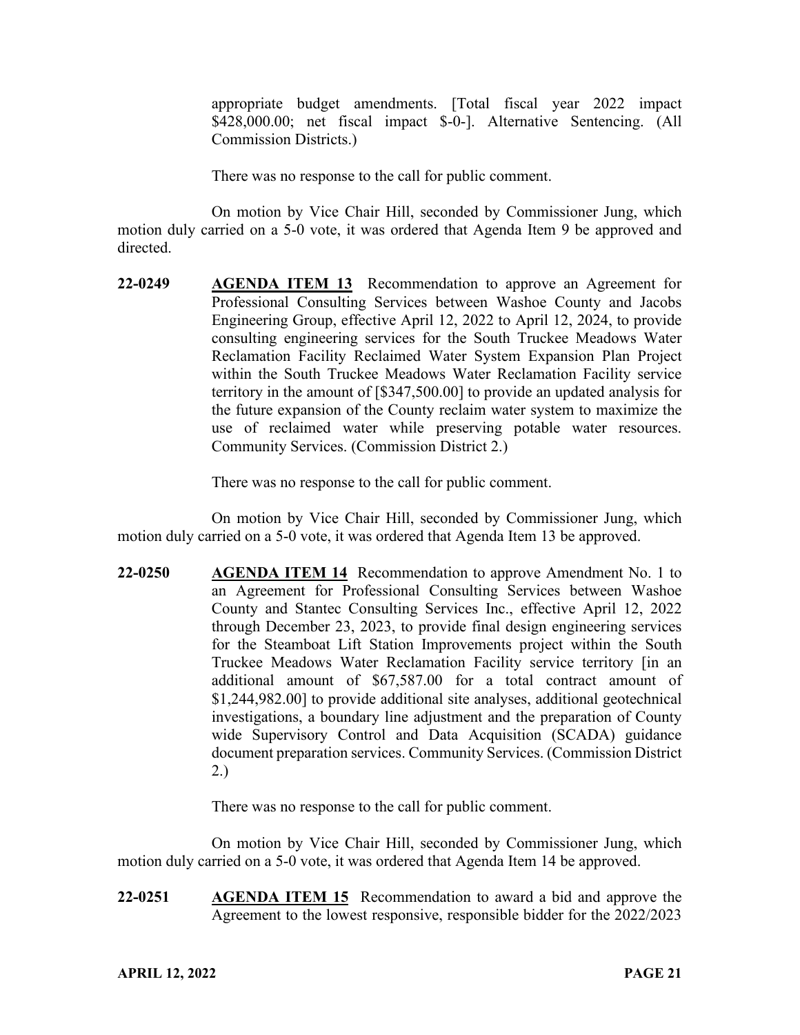appropriate budget amendments. [Total fiscal year 2022 impact $428,000.00; net fiscal impact $-0-]. Alternative Sentencing. (All Commission Districts.)

There was no response to the call for public comment.

On motion by Vice Chair Hill, seconded by Commissioner Jung, which motion duly carried on a 5-0 vote, it was ordered that Agenda Item 9 be approved and directed.

**22-0249** **AGENDA ITEM 13** Recommendation to approve an Agreement for Professional Consulting Services between Washoe County and Jacobs Engineering Group, effective April 12, 2022 to April 12, 2024, to provide consulting engineering services for the South Truckee Meadows Water Reclamation Facility Reclaimed Water System Expansion Plan Project within the South Truckee Meadows Water Reclamation Facility service territory in the amount of [$347,500.00] to provide an updated analysis for the future expansion of the County reclaim water system to maximize the use of reclaimed water while preserving potable water resources. Community Services. (Commission District 2.)

There was no response to the call for public comment.

On motion by Vice Chair Hill, seconded by Commissioner Jung, which motion duly carried on a 5-0 vote, it was ordered that Agenda Item 13 be approved.

**22-0250** **AGENDA ITEM 14** Recommendation to approve Amendment No. 1 to an Agreement for Professional Consulting Services between Washoe County and Stantec Consulting Services Inc., effective April 12, 2022 through December 23, 2023, to provide final design engineering services for the Steamboat Lift Station Improvements project within the South Truckee Meadows Water Reclamation Facility service territory [in an additional amount of $67,587.00 for a total contract amount of $1,244,982.00] to provide additional site analyses, additional geotechnical investigations, a boundary line adjustment and the preparation of County wide Supervisory Control and Data Acquisition (SCADA) guidance document preparation services. Community Services. (Commission District 2.)

There was no response to the call for public comment.

On motion by Vice Chair Hill, seconded by Commissioner Jung, which motion duly carried on a 5-0 vote, it was ordered that Agenda Item 14 be approved.

**22-0251** **AGENDA ITEM 15** Recommendation to award a bid and approve the Agreement to the lowest responsive, responsible bidder for the 2022/2023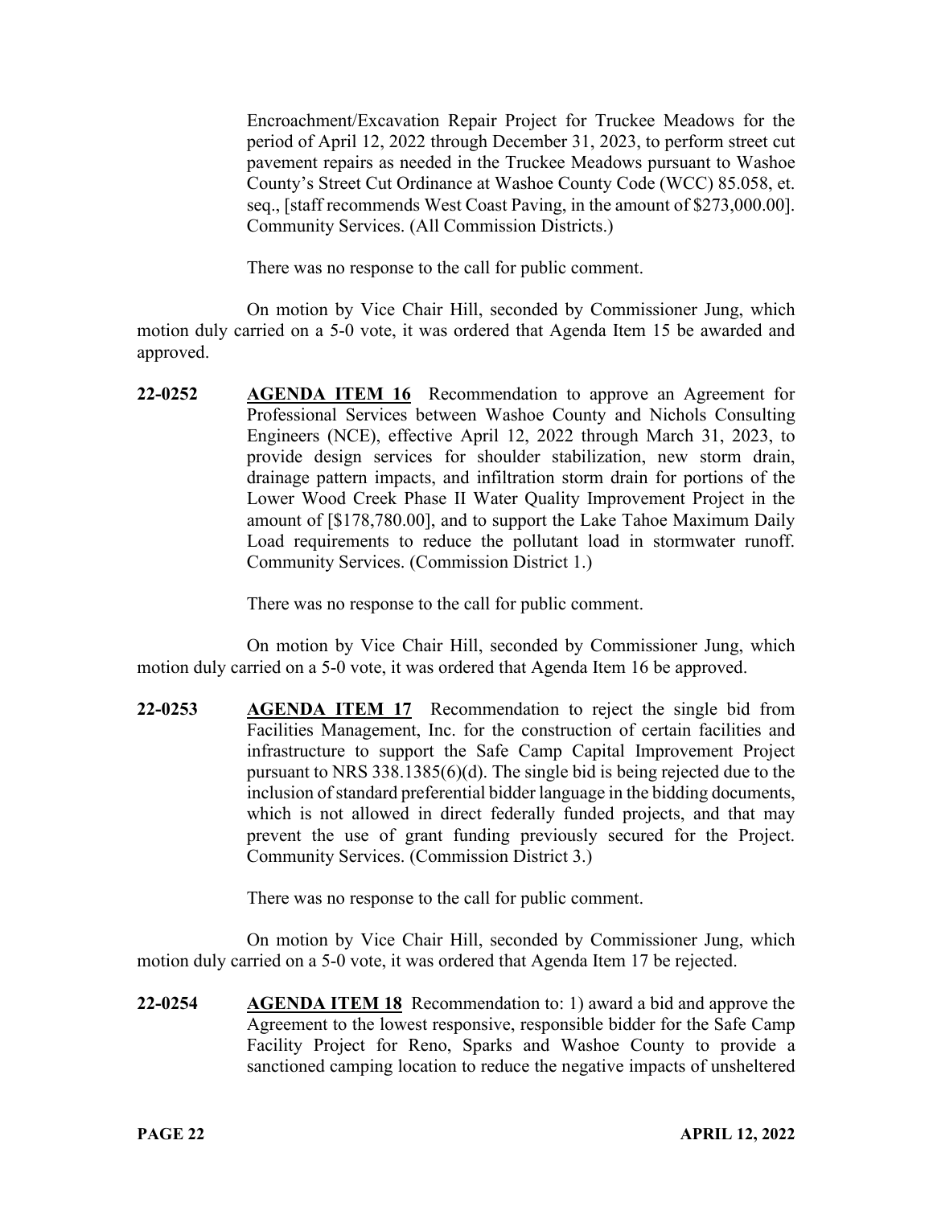Encroachment/Excavation Repair Project for Truckee Meadows for the period of April 12, 2022 through December 31, 2023, to perform street cut pavement repairs as needed in the Truckee Meadows pursuant to Washoe County's Street Cut Ordinance at Washoe County Code (WCC) 85.058, et. seq., [staff recommends West Coast Paving, in the amount of $273,000.00]. Community Services. (All Commission Districts.)

There was no response to the call for public comment.

On motion by Vice Chair Hill, seconded by Commissioner Jung, which motion duly carried on a 5-0 vote, it was ordered that Agenda Item 15 be awarded and approved.

**22-0252** **AGENDA ITEM 16** Recommendation to approve an Agreement for Professional Services between Washoe County and Nichols Consulting Engineers (NCE), effective April 12, 2022 through March 31, 2023, to provide design services for shoulder stabilization, new storm drain, drainage pattern impacts, and infiltration storm drain for portions of the Lower Wood Creek Phase II Water Quality Improvement Project in the amount of [$178,780.00], and to support the Lake Tahoe Maximum Daily Load requirements to reduce the pollutant load in stormwater runoff. Community Services. (Commission District 1.)

There was no response to the call for public comment.

On motion by Vice Chair Hill, seconded by Commissioner Jung, which motion duly carried on a 5-0 vote, it was ordered that Agenda Item 16 be approved.

**22-0253** **AGENDA ITEM 17** Recommendation to reject the single bid from Facilities Management, Inc. for the construction of certain facilities and infrastructure to support the Safe Camp Capital Improvement Project pursuant to NRS 338.1385(6)(d). The single bid is being rejected due to the inclusion of standard preferential bidder language in the bidding documents, which is not allowed in direct federally funded projects, and that may prevent the use of grant funding previously secured for the Project. Community Services. (Commission District 3.)

There was no response to the call for public comment.

On motion by Vice Chair Hill, seconded by Commissioner Jung, which motion duly carried on a 5-0 vote, it was ordered that Agenda Item 17 be rejected.

**22-0254** **AGENDA ITEM 18** Recommendation to: 1) award a bid and approve the Agreement to the lowest responsive, responsible bidder for the Safe Camp Facility Project for Reno, Sparks and Washoe County to provide a sanctioned camping location to reduce the negative impacts of unsheltered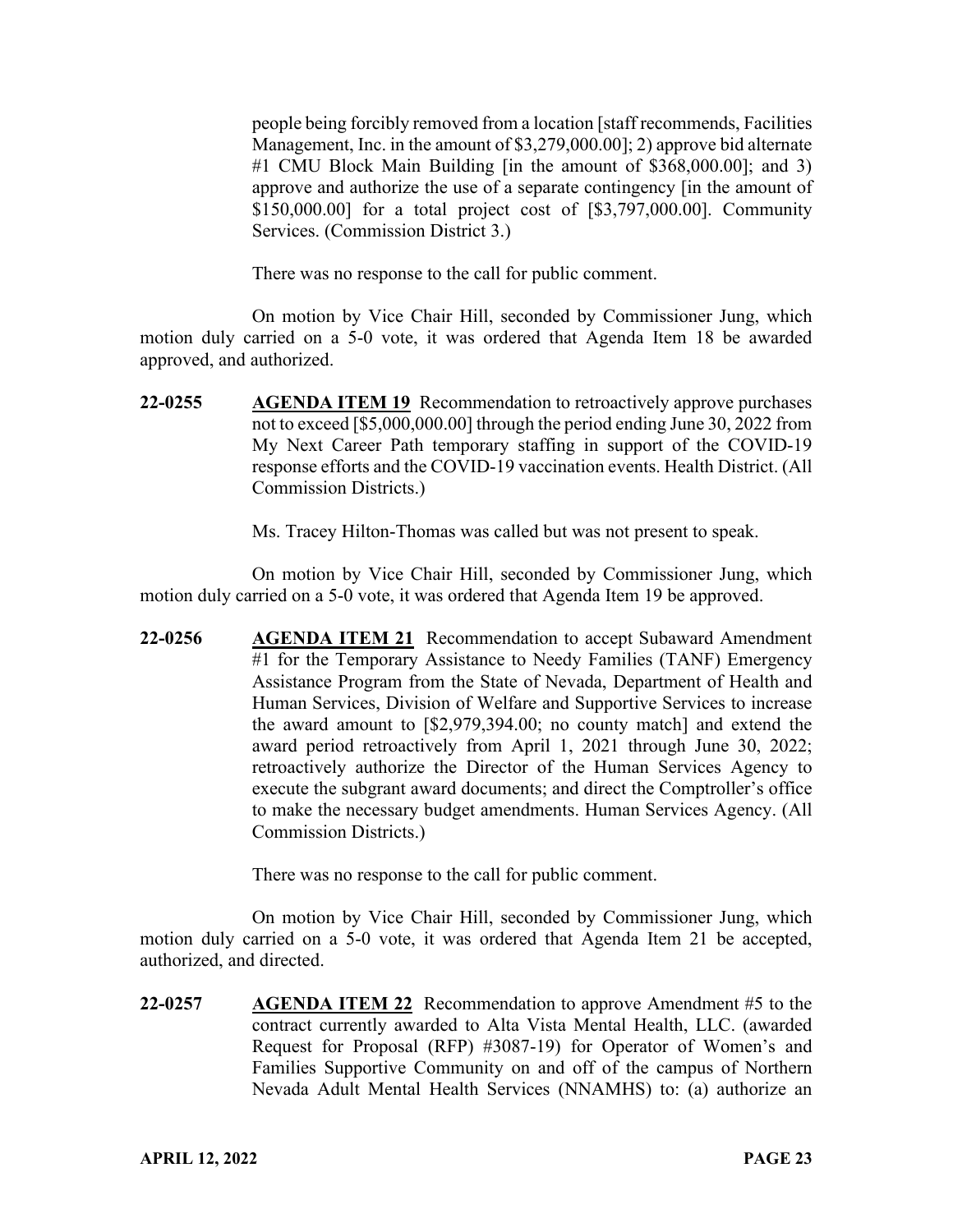people being forcibly removed from a location [staff recommends, Facilities Management, Inc. in the amount of $3,279,000.00]; 2) approve bid alternate #1 CMU Block Main Building [in the amount of $368,000.00]; and 3) approve and authorize the use of a separate contingency [in the amount of $150,000.00] for a total project cost of [$3,797,000.00]. Community Services. (Commission District 3.)

There was no response to the call for public comment.

On motion by Vice Chair Hill, seconded by Commissioner Jung, which motion duly carried on a 5-0 vote, it was ordered that Agenda Item 18 be awarded approved, and authorized.

**22-0255** **AGENDA ITEM 19** Recommendation to retroactively approve purchases not to exceed [$5,000,000.00] through the period ending June 30, 2022 from My Next Career Path temporary staffing in support of the COVID-19 response efforts and the COVID-19 vaccination events. Health District. (All Commission Districts.)

Ms. Tracey Hilton-Thomas was called but was not present to speak.

On motion by Vice Chair Hill, seconded by Commissioner Jung, which motion duly carried on a 5-0 vote, it was ordered that Agenda Item 19 be approved.

**22-0256** **AGENDA ITEM 21** Recommendation to accept Subaward Amendment #1 for the Temporary Assistance to Needy Families (TANF) Emergency Assistance Program from the State of Nevada, Department of Health and Human Services, Division of Welfare and Supportive Services to increase the award amount to [$2,979,394.00; no county match] and extend the award period retroactively from April 1, 2021 through June 30, 2022; retroactively authorize the Director of the Human Services Agency to execute the subgrant award documents; and direct the Comptroller's office to make the necessary budget amendments. Human Services Agency. (All Commission Districts.)

There was no response to the call for public comment.

On motion by Vice Chair Hill, seconded by Commissioner Jung, which motion duly carried on a 5-0 vote, it was ordered that Agenda Item 21 be accepted, authorized, and directed.

**22-0257** **AGENDA ITEM 22** Recommendation to approve Amendment #5 to the contract currently awarded to Alta Vista Mental Health, LLC. (awarded Request for Proposal (RFP) #3087-19) for Operator of Women's and Families Supportive Community on and off of the campus of Northern Nevada Adult Mental Health Services (NNAMHS) to: (a) authorize an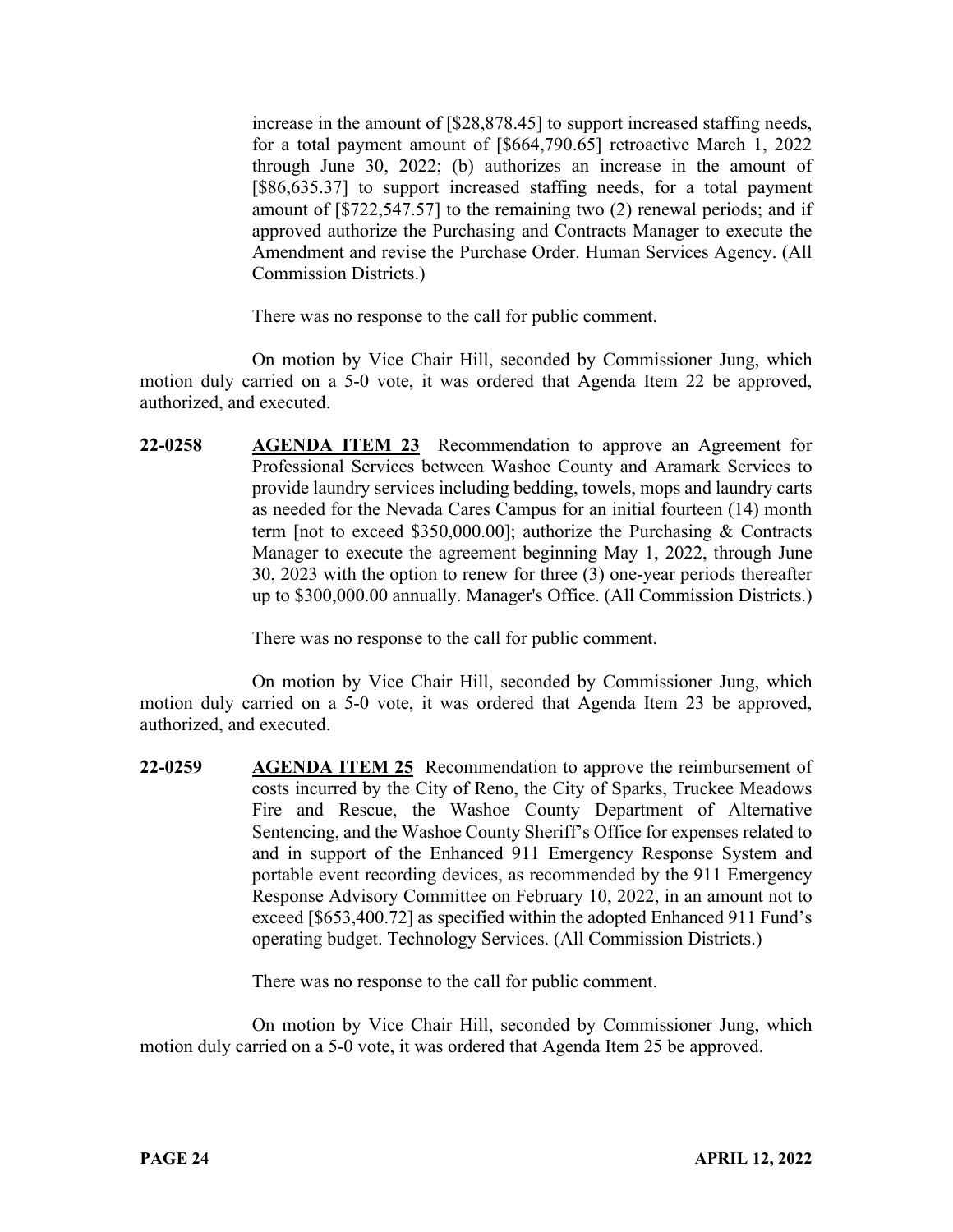increase in the amount of [$28,878.45] to support increased staffing needs, for a total payment amount of [$664,790.65] retroactive March 1, 2022 through June 30, 2022; (b) authorizes an increase in the amount of [$86,635.37] to support increased staffing needs, for a total payment amount of [$722,547.57] to the remaining two (2) renewal periods; and if approved authorize the Purchasing and Contracts Manager to execute the Amendment and revise the Purchase Order. Human Services Agency. (All Commission Districts.)

There was no response to the call for public comment.

On motion by Vice Chair Hill, seconded by Commissioner Jung, which motion duly carried on a 5-0 vote, it was ordered that Agenda Item 22 be approved, authorized, and executed.

**22-0258** **AGENDA ITEM 23** Recommendation to approve an Agreement for Professional Services between Washoe County and Aramark Services to provide laundry services including bedding, towels, mops and laundry carts as needed for the Nevada Cares Campus for an initial fourteen (14) month term [not to exceed $350,000.00]; authorize the Purchasing & Contracts Manager to execute the agreement beginning May 1, 2022, through June 30, 2023 with the option to renew for three (3) one-year periods thereafter up to $300,000.00 annually. Manager's Office. (All Commission Districts.)

There was no response to the call for public comment.

On motion by Vice Chair Hill, seconded by Commissioner Jung, which motion duly carried on a 5-0 vote, it was ordered that Agenda Item 23 be approved, authorized, and executed.

**22-0259** **AGENDA ITEM 25** Recommendation to approve the reimbursement of costs incurred by the City of Reno, the City of Sparks, Truckee Meadows Fire and Rescue, the Washoe County Department of Alternative Sentencing, and the Washoe County Sheriff's Office for expenses related to and in support of the Enhanced 911 Emergency Response System and portable event recording devices, as recommended by the 911 Emergency Response Advisory Committee on February 10, 2022, in an amount not to exceed [$653,400.72] as specified within the adopted Enhanced 911 Fund's operating budget. Technology Services. (All Commission Districts.)

There was no response to the call for public comment.

On motion by Vice Chair Hill, seconded by Commissioner Jung, which motion duly carried on a 5-0 vote, it was ordered that Agenda Item 25 be approved.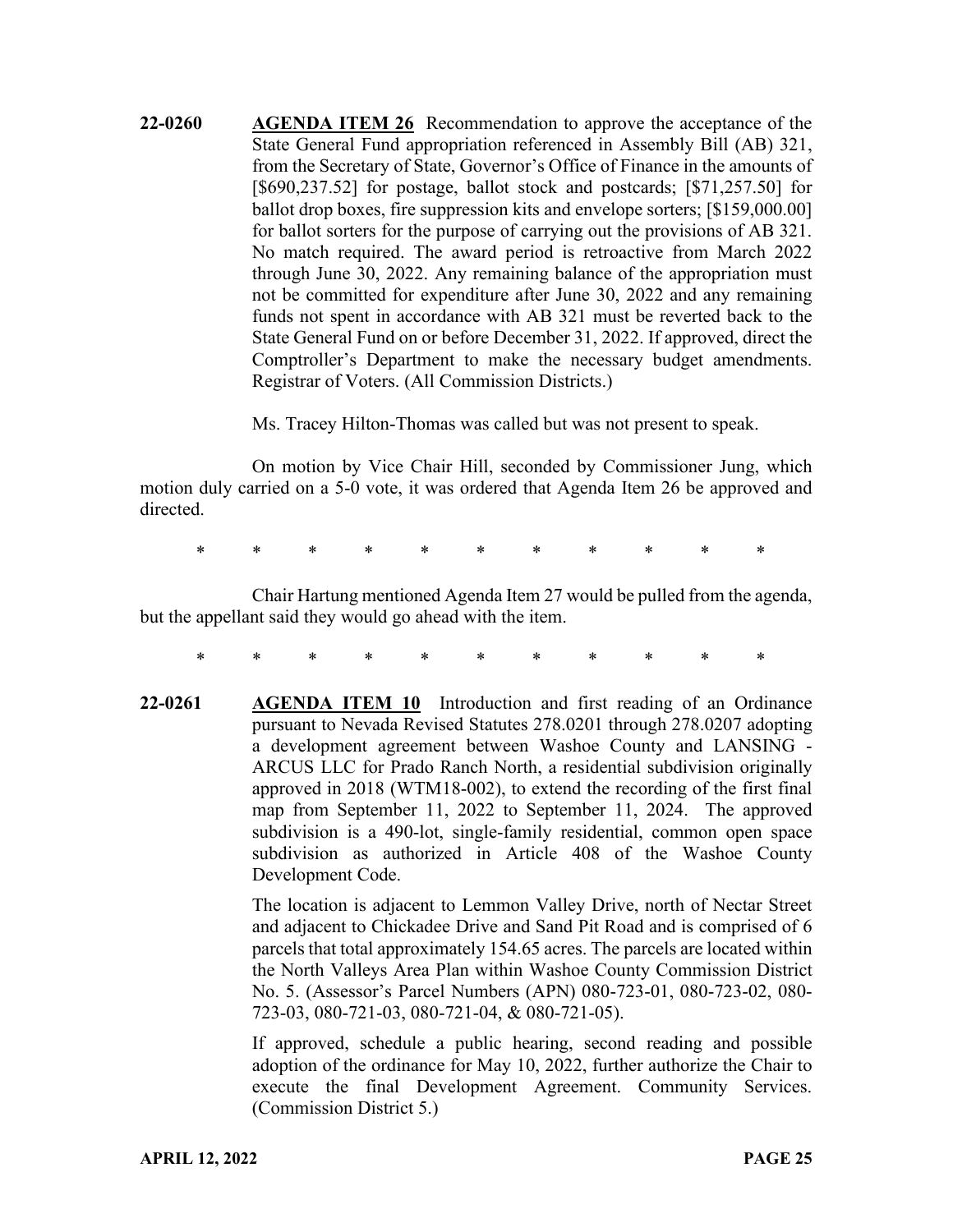**22-0260** **AGENDA ITEM 26** Recommendation to approve the acceptance of the State General Fund appropriation referenced in Assembly Bill (AB) 321, from the Secretary of State, Governor's Office of Finance in the amounts of [$690,237.52] for postage, ballot stock and postcards; [$71,257.50] for ballot drop boxes, fire suppression kits and envelope sorters; [$159,000.00] for ballot sorters for the purpose of carrying out the provisions of AB 321. No match required. The award period is retroactive from March 2022 through June 30, 2022. Any remaining balance of the appropriation must not be committed for expenditure after June 30, 2022 and any remaining funds not spent in accordance with AB 321 must be reverted back to the State General Fund on or before December 31, 2022. If approved, direct the Comptroller's Department to make the necessary budget amendments. Registrar of Voters. (All Commission Districts.)

Ms. Tracey Hilton-Thomas was called but was not present to speak.

On motion by Vice Chair Hill, seconded by Commissioner Jung, which motion duly carried on a 5-0 vote, it was ordered that Agenda Item 26 be approved and directed.

\* \* \* \* \* \* \* \* \* \* \*

Chair Hartung mentioned Agenda Item 27 would be pulled from the agenda, but the appellant said they would go ahead with the item.

\* \* \* \* \* \* \* \* \* \* \*

**22-0261** **AGENDA ITEM 10** Introduction and first reading of an Ordinance pursuant to Nevada Revised Statutes 278.0201 through 278.0207 adopting a development agreement between Washoe County and LANSING - ARCUS LLC for Prado Ranch North, a residential subdivision originally approved in 2018 (WTM18-002), to extend the recording of the first final map from September 11, 2022 to September 11, 2024. The approved subdivision is a 490-lot, single-family residential, common open space subdivision as authorized in Article 408 of the Washoe County Development Code.

The location is adjacent to Lemmon Valley Drive, north of Nectar Street and adjacent to Chickadee Drive and Sand Pit Road and is comprised of 6 parcels that total approximately 154.65 acres. The parcels are located within the North Valleys Area Plan within Washoe County Commission District No. 5. (Assessor's Parcel Numbers (APN) 080-723-01, 080-723-02, 080-723-03, 080-721-03, 080-721-04, & 080-721-05).

If approved, schedule a public hearing, second reading and possible adoption of the ordinance for May 10, 2022, further authorize the Chair to execute the final Development Agreement. Community Services. (Commission District 5.)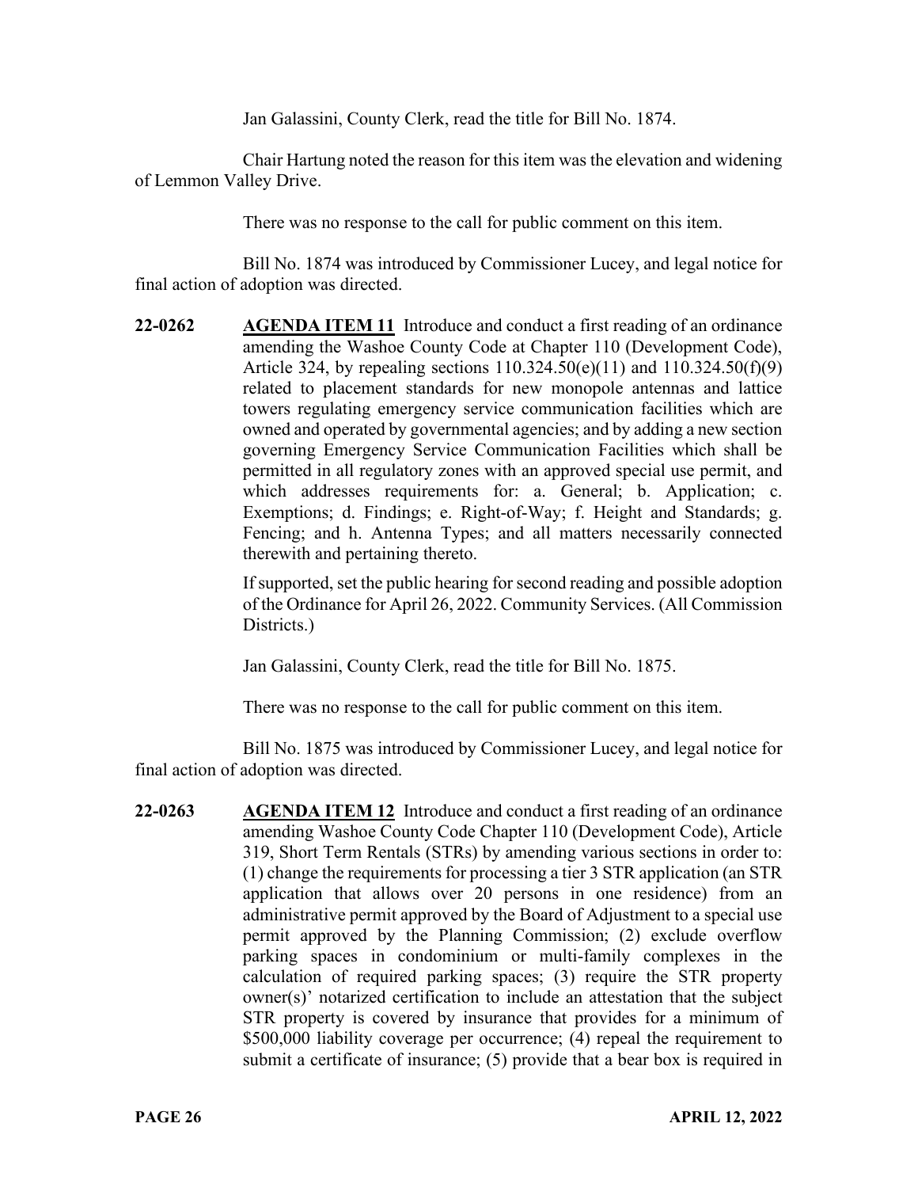Jan Galassini, County Clerk, read the title for Bill No. 1874.

Chair Hartung noted the reason for this item was the elevation and widening of Lemmon Valley Drive.

There was no response to the call for public comment on this item.

Bill No. 1874 was introduced by Commissioner Lucey, and legal notice for final action of adoption was directed.

**22-0262** **AGENDA ITEM 11** Introduce and conduct a first reading of an ordinance amending the Washoe County Code at Chapter 110 (Development Code), Article 324, by repealing sections 110.324.50(e)(11) and 110.324.50(f)(9) related to placement standards for new monopole antennas and lattice towers regulating emergency service communication facilities which are owned and operated by governmental agencies; and by adding a new section governing Emergency Service Communication Facilities which shall be permitted in all regulatory zones with an approved special use permit, and which addresses requirements for: a. General; b. Application; c. Exemptions; d. Findings; e. Right-of-Way; f. Height and Standards; g. Fencing; and h. Antenna Types; and all matters necessarily connected therewith and pertaining thereto.

If supported, set the public hearing for second reading and possible adoption of the Ordinance for April 26, 2022. Community Services. (All Commission Districts.)

Jan Galassini, County Clerk, read the title for Bill No. 1875.

There was no response to the call for public comment on this item.

Bill No. 1875 was introduced by Commissioner Lucey, and legal notice for final action of adoption was directed.

**22-0263** **AGENDA ITEM 12** Introduce and conduct a first reading of an ordinance amending Washoe County Code Chapter 110 (Development Code), Article 319, Short Term Rentals (STRs) by amending various sections in order to: (1) change the requirements for processing a tier 3 STR application (an STR application that allows over 20 persons in one residence) from an administrative permit approved by the Board of Adjustment to a special use permit approved by the Planning Commission; (2) exclude overflow parking spaces in condominium or multi-family complexes in the calculation of required parking spaces; (3) require the STR property owner(s)' notarized certification to include an attestation that the subject STR property is covered by insurance that provides for a minimum of $500,000 liability coverage per occurrence; (4) repeal the requirement to submit a certificate of insurance; (5) provide that a bear box is required in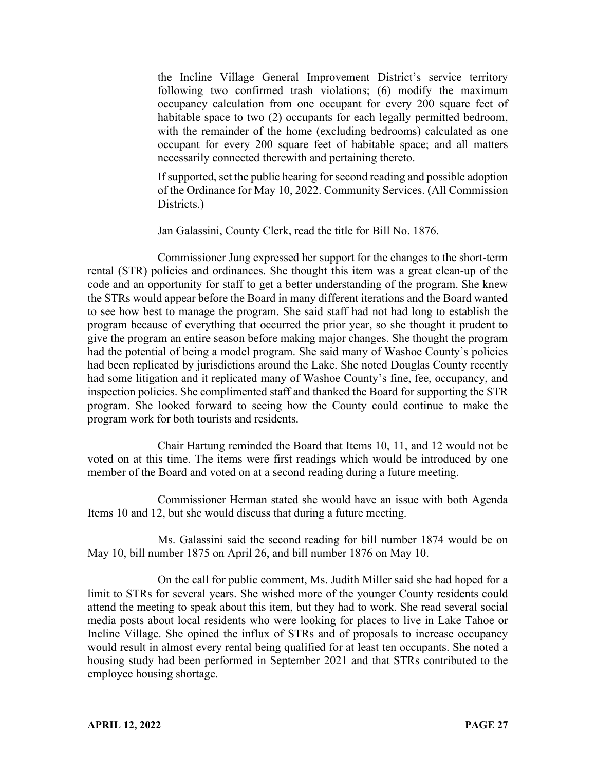the Incline Village General Improvement District's service territory following two confirmed trash violations; (6) modify the maximum occupancy calculation from one occupant for every 200 square feet of habitable space to two (2) occupants for each legally permitted bedroom, with the remainder of the home (excluding bedrooms) calculated as one occupant for every 200 square feet of habitable space; and all matters necessarily connected therewith and pertaining thereto.

If supported, set the public hearing for second reading and possible adoption of the Ordinance for May 10, 2022. Community Services. (All Commission Districts.)

Jan Galassini, County Clerk, read the title for Bill No. 1876.

Commissioner Jung expressed her support for the changes to the short-term rental (STR) policies and ordinances. She thought this item was a great clean-up of the code and an opportunity for staff to get a better understanding of the program. She knew the STRs would appear before the Board in many different iterations and the Board wanted to see how best to manage the program. She said staff had not had long to establish the program because of everything that occurred the prior year, so she thought it prudent to give the program an entire season before making major changes. She thought the program had the potential of being a model program. She said many of Washoe County's policies had been replicated by jurisdictions around the Lake. She noted Douglas County recently had some litigation and it replicated many of Washoe County's fine, fee, occupancy, and inspection policies. She complimented staff and thanked the Board for supporting the STR program. She looked forward to seeing how the County could continue to make the program work for both tourists and residents.

Chair Hartung reminded the Board that Items 10, 11, and 12 would not be voted on at this time. The items were first readings which would be introduced by one member of the Board and voted on at a second reading during a future meeting.

Commissioner Herman stated she would have an issue with both Agenda Items 10 and 12, but she would discuss that during a future meeting.

Ms. Galassini said the second reading for bill number 1874 would be on May 10, bill number 1875 on April 26, and bill number 1876 on May 10.

On the call for public comment, Ms. Judith Miller said she had hoped for a limit to STRs for several years. She wished more of the younger County residents could attend the meeting to speak about this item, but they had to work. She read several social media posts about local residents who were looking for places to live in Lake Tahoe or Incline Village. She opined the influx of STRs and of proposals to increase occupancy would result in almost every rental being qualified for at least ten occupants. She noted a housing study had been performed in September 2021 and that STRs contributed to the employee housing shortage.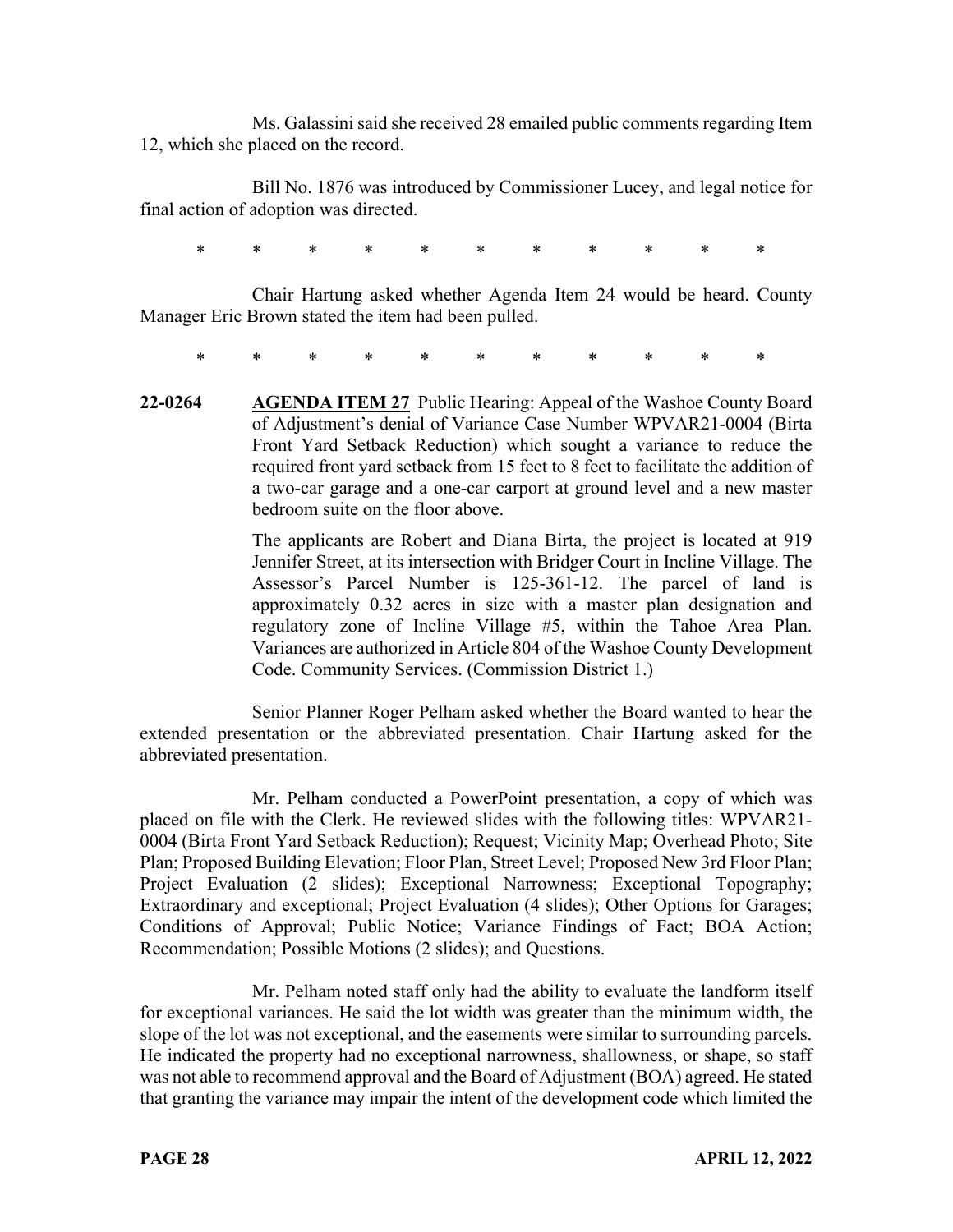Ms. Galassini said she received 28 emailed public comments regarding Item 12, which she placed on the record.

Bill No. 1876 was introduced by Commissioner Lucey, and legal notice for final action of adoption was directed.

\* \* \* \* \* \* \* \* \* \* \*

Chair Hartung asked whether Agenda Item 24 would be heard. County Manager Eric Brown stated the item had been pulled.

\* \* \* \* \* \* \* \* \* \* \*

**22-0264** **AGENDA ITEM 27** Public Hearing: Appeal of the Washoe County Board of Adjustment's denial of Variance Case Number WPVAR21-0004 (Birta Front Yard Setback Reduction) which sought a variance to reduce the required front yard setback from 15 feet to 8 feet to facilitate the addition of a two-car garage and a one-car carport at ground level and a new master bedroom suite on the floor above.

The applicants are Robert and Diana Birta, the project is located at 919 Jennifer Street, at its intersection with Bridger Court in Incline Village. The Assessor's Parcel Number is 125-361-12. The parcel of land is approximately 0.32 acres in size with a master plan designation and regulatory zone of Incline Village #5, within the Tahoe Area Plan. Variances are authorized in Article 804 of the Washoe County Development Code. Community Services. (Commission District 1.)

Senior Planner Roger Pelham asked whether the Board wanted to hear the extended presentation or the abbreviated presentation. Chair Hartung asked for the abbreviated presentation.

Mr. Pelham conducted a PowerPoint presentation, a copy of which was placed on file with the Clerk. He reviewed slides with the following titles: WPVAR21-0004 (Birta Front Yard Setback Reduction); Request; Vicinity Map; Overhead Photo; Site Plan; Proposed Building Elevation; Floor Plan, Street Level; Proposed New 3rd Floor Plan; Project Evaluation (2 slides); Exceptional Narrowness; Exceptional Topography; Extraordinary and exceptional; Project Evaluation (4 slides); Other Options for Garages; Conditions of Approval; Public Notice; Variance Findings of Fact; BOA Action; Recommendation; Possible Motions (2 slides); and Questions.

Mr. Pelham noted staff only had the ability to evaluate the landform itself for exceptional variances. He said the lot width was greater than the minimum width, the slope of the lot was not exceptional, and the easements were similar to surrounding parcels. He indicated the property had no exceptional narrowness, shallowness, or shape, so staff was not able to recommend approval and the Board of Adjustment (BOA) agreed. He stated that granting the variance may impair the intent of the development code which limited the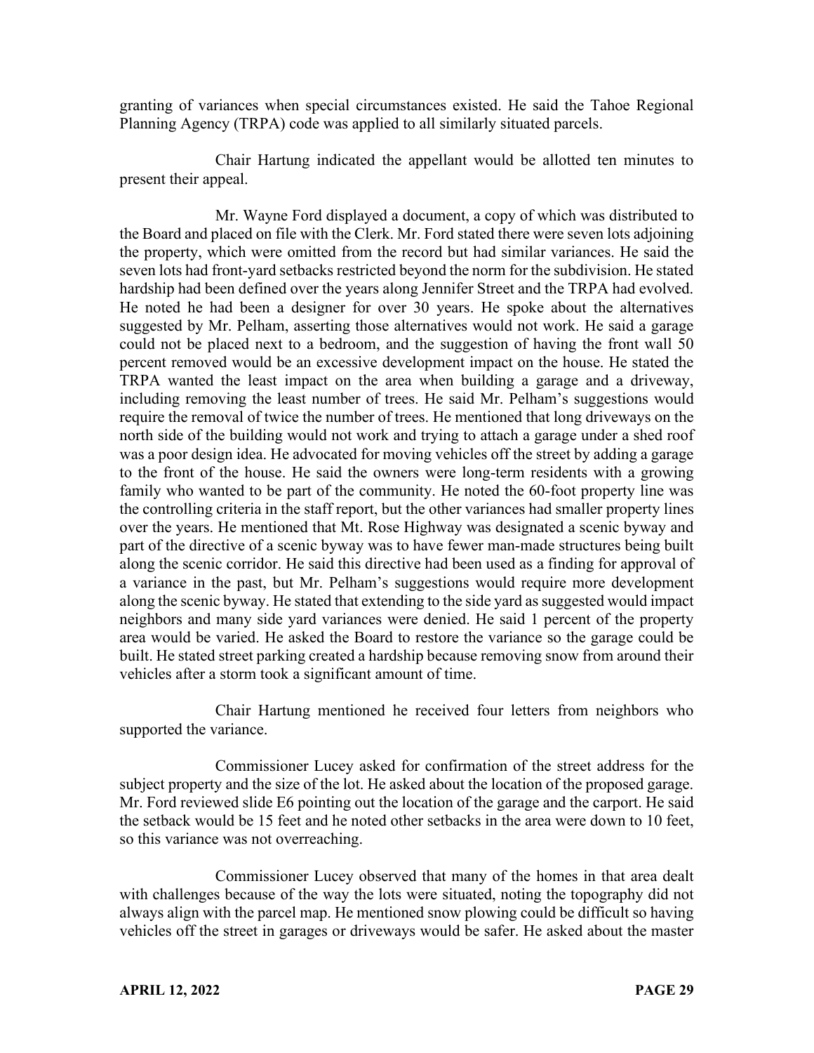granting of variances when special circumstances existed. He said the Tahoe Regional Planning Agency (TRPA) code was applied to all similarly situated parcels.

Chair Hartung indicated the appellant would be allotted ten minutes to present their appeal.

Mr. Wayne Ford displayed a document, a copy of which was distributed to the Board and placed on file with the Clerk. Mr. Ford stated there were seven lots adjoining the property, which were omitted from the record but had similar variances. He said the seven lots had front-yard setbacks restricted beyond the norm for the subdivision. He stated hardship had been defined over the years along Jennifer Street and the TRPA had evolved. He noted he had been a designer for over 30 years. He spoke about the alternatives suggested by Mr. Pelham, asserting those alternatives would not work. He said a garage could not be placed next to a bedroom, and the suggestion of having the front wall 50 percent removed would be an excessive development impact on the house. He stated the TRPA wanted the least impact on the area when building a garage and a driveway, including removing the least number of trees. He said Mr. Pelham's suggestions would require the removal of twice the number of trees. He mentioned that long driveways on the north side of the building would not work and trying to attach a garage under a shed roof was a poor design idea. He advocated for moving vehicles off the street by adding a garage to the front of the house. He said the owners were long-term residents with a growing family who wanted to be part of the community. He noted the 60-foot property line was the controlling criteria in the staff report, but the other variances had smaller property lines over the years. He mentioned that Mt. Rose Highway was designated a scenic byway and part of the directive of a scenic byway was to have fewer man-made structures being built along the scenic corridor. He said this directive had been used as a finding for approval of a variance in the past, but Mr. Pelham's suggestions would require more development along the scenic byway. He stated that extending to the side yard as suggested would impact neighbors and many side yard variances were denied. He said 1 percent of the property area would be varied. He asked the Board to restore the variance so the garage could be built. He stated street parking created a hardship because removing snow from around their vehicles after a storm took a significant amount of time.

Chair Hartung mentioned he received four letters from neighbors who supported the variance.

Commissioner Lucey asked for confirmation of the street address for the subject property and the size of the lot. He asked about the location of the proposed garage. Mr. Ford reviewed slide E6 pointing out the location of the garage and the carport. He said the setback would be 15 feet and he noted other setbacks in the area were down to 10 feet, so this variance was not overreaching.

Commissioner Lucey observed that many of the homes in that area dealt with challenges because of the way the lots were situated, noting the topography did not always align with the parcel map. He mentioned snow plowing could be difficult so having vehicles off the street in garages or driveways would be safer. He asked about the master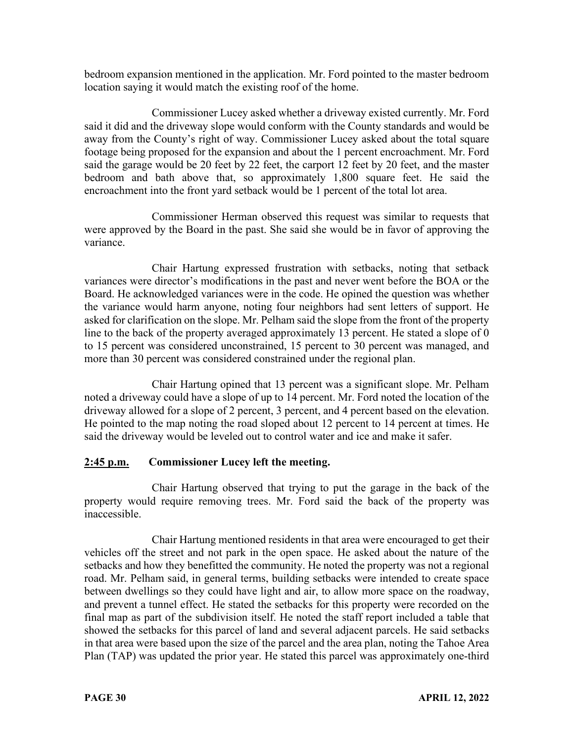bedroom expansion mentioned in the application. Mr. Ford pointed to the master bedroom location saying it would match the existing roof of the home.

Commissioner Lucey asked whether a driveway existed currently. Mr. Ford said it did and the driveway slope would conform with the County standards and would be away from the County's right of way. Commissioner Lucey asked about the total square footage being proposed for the expansion and about the 1 percent encroachment. Mr. Ford said the garage would be 20 feet by 22 feet, the carport 12 feet by 20 feet, and the master bedroom and bath above that, so approximately 1,800 square feet. He said the encroachment into the front yard setback would be 1 percent of the total lot area.

Commissioner Herman observed this request was similar to requests that were approved by the Board in the past. She said she would be in favor of approving the variance.

Chair Hartung expressed frustration with setbacks, noting that setback variances were director's modifications in the past and never went before the BOA or the Board. He acknowledged variances were in the code. He opined the question was whether the variance would harm anyone, noting four neighbors had sent letters of support. He asked for clarification on the slope. Mr. Pelham said the slope from the front of the property line to the back of the property averaged approximately 13 percent. He stated a slope of 0 to 15 percent was considered unconstrained, 15 percent to 30 percent was managed, and more than 30 percent was considered constrained under the regional plan.

Chair Hartung opined that 13 percent was a significant slope. Mr. Pelham noted a driveway could have a slope of up to 14 percent. Mr. Ford noted the location of the driveway allowed for a slope of 2 percent, 3 percent, and 4 percent based on the elevation. He pointed to the map noting the road sloped about 12 percent to 14 percent at times. He said the driveway would be leveled out to control water and ice and make it safer.

**2:45 p.m. Commissioner Lucey left the meeting.**

Chair Hartung observed that trying to put the garage in the back of the property would require removing trees. Mr. Ford said the back of the property was inaccessible.

Chair Hartung mentioned residents in that area were encouraged to get their vehicles off the street and not park in the open space. He asked about the nature of the setbacks and how they benefitted the community. He noted the property was not a regional road. Mr. Pelham said, in general terms, building setbacks were intended to create space between dwellings so they could have light and air, to allow more space on the roadway, and prevent a tunnel effect. He stated the setbacks for this property were recorded on the final map as part of the subdivision itself. He noted the staff report included a table that showed the setbacks for this parcel of land and several adjacent parcels. He said setbacks in that area were based upon the size of the parcel and the area plan, noting the Tahoe Area Plan (TAP) was updated the prior year. He stated this parcel was approximately one-third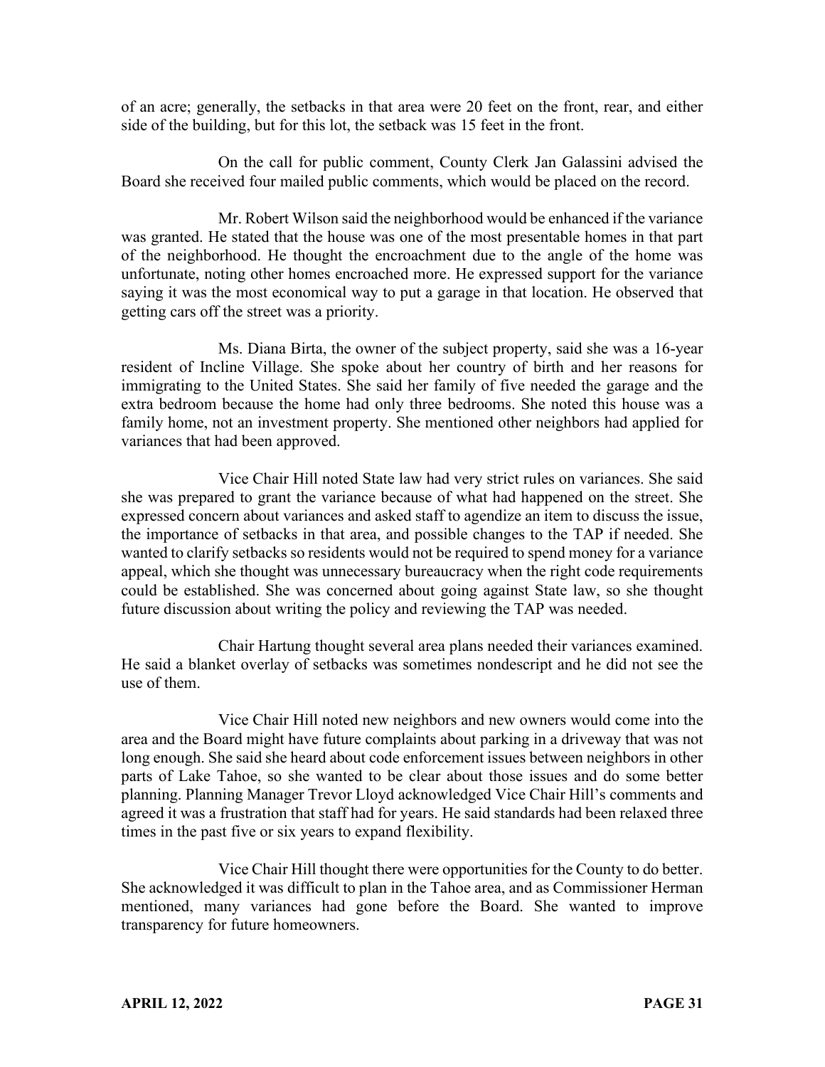of an acre; generally, the setbacks in that area were 20 feet on the front, rear, and either side of the building, but for this lot, the setback was 15 feet in the front.

On the call for public comment, County Clerk Jan Galassini advised the Board she received four mailed public comments, which would be placed on the record.

Mr. Robert Wilson said the neighborhood would be enhanced if the variance was granted. He stated that the house was one of the most presentable homes in that part of the neighborhood. He thought the encroachment due to the angle of the home was unfortunate, noting other homes encroached more. He expressed support for the variance saying it was the most economical way to put a garage in that location. He observed that getting cars off the street was a priority.

Ms. Diana Birta, the owner of the subject property, said she was a 16-year resident of Incline Village. She spoke about her country of birth and her reasons for immigrating to the United States. She said her family of five needed the garage and the extra bedroom because the home had only three bedrooms. She noted this house was a family home, not an investment property. She mentioned other neighbors had applied for variances that had been approved.

Vice Chair Hill noted State law had very strict rules on variances. She said she was prepared to grant the variance because of what had happened on the street. She expressed concern about variances and asked staff to agendize an item to discuss the issue, the importance of setbacks in that area, and possible changes to the TAP if needed. She wanted to clarify setbacks so residents would not be required to spend money for a variance appeal, which she thought was unnecessary bureaucracy when the right code requirements could be established. She was concerned about going against State law, so she thought future discussion about writing the policy and reviewing the TAP was needed.

Chair Hartung thought several area plans needed their variances examined. He said a blanket overlay of setbacks was sometimes nondescript and he did not see the use of them.

Vice Chair Hill noted new neighbors and new owners would come into the area and the Board might have future complaints about parking in a driveway that was not long enough. She said she heard about code enforcement issues between neighbors in other parts of Lake Tahoe, so she wanted to be clear about those issues and do some better planning. Planning Manager Trevor Lloyd acknowledged Vice Chair Hill's comments and agreed it was a frustration that staff had for years. He said standards had been relaxed three times in the past five or six years to expand flexibility.

Vice Chair Hill thought there were opportunities for the County to do better. She acknowledged it was difficult to plan in the Tahoe area, and as Commissioner Herman mentioned, many variances had gone before the Board. She wanted to improve transparency for future homeowners.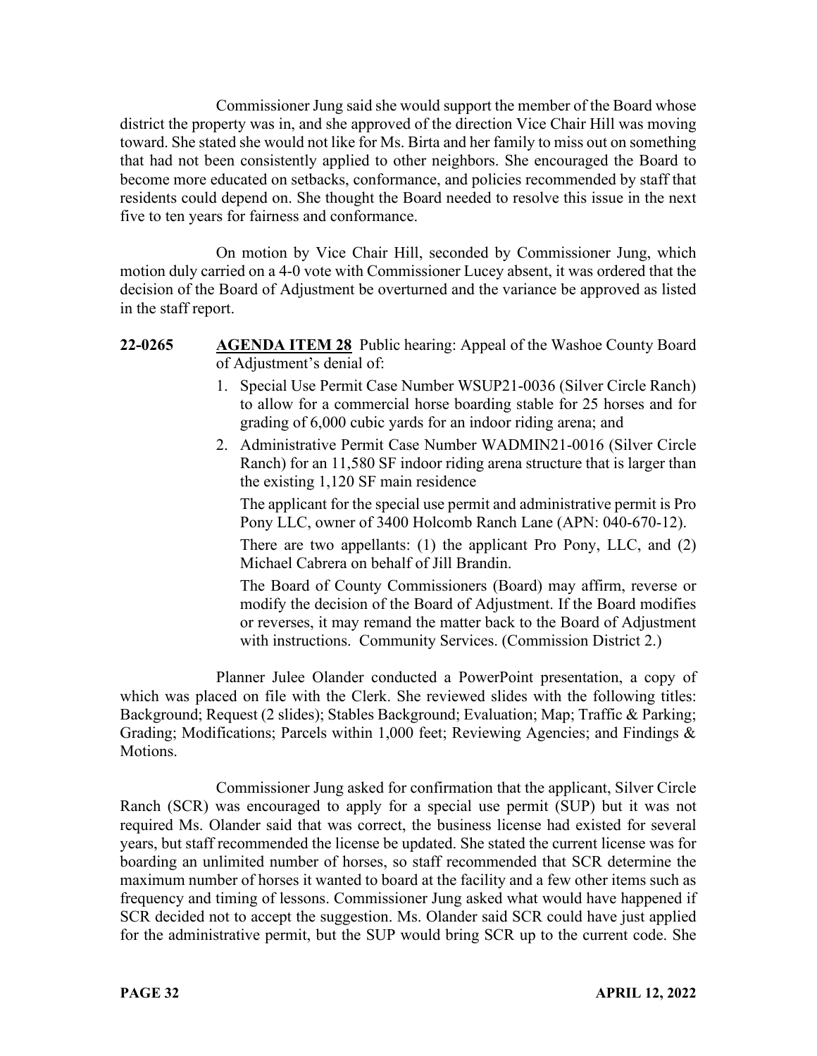Commissioner Jung said she would support the member of the Board whose district the property was in, and she approved of the direction Vice Chair Hill was moving toward. She stated she would not like for Ms. Birta and her family to miss out on something that had not been consistently applied to other neighbors. She encouraged the Board to become more educated on setbacks, conformance, and policies recommended by staff that residents could depend on. She thought the Board needed to resolve this issue in the next five to ten years for fairness and conformance.

On motion by Vice Chair Hill, seconded by Commissioner Jung, which motion duly carried on a 4-0 vote with Commissioner Lucey absent, it was ordered that the decision of the Board of Adjustment be overturned and the variance be approved as listed in the staff report.

**22-0265** **AGENDA ITEM 28** Public hearing: Appeal of the Washoe County Board of Adjustment's denial of:

1. Special Use Permit Case Number WSUP21-0036 (Silver Circle Ranch) to allow for a commercial horse boarding stable for 25 horses and for grading of 6,000 cubic yards for an indoor riding arena; and
2. Administrative Permit Case Number WADMIN21-0016 (Silver Circle Ranch) for an 11,580 SF indoor riding arena structure that is larger than the existing 1,120 SF main residence

   The applicant for the special use permit and administrative permit is Pro Pony LLC, owner of 3400 Holcomb Ranch Lane (APN: 040-670-12).

   There are two appellants: (1) the applicant Pro Pony, LLC, and (2) Michael Cabrera on behalf of Jill Brandin.

   The Board of County Commissioners (Board) may affirm, reverse or modify the decision of the Board of Adjustment. If the Board modifies or reverses, it may remand the matter back to the Board of Adjustment with instructions. Community Services. (Commission District 2.)

Planner Julee Olander conducted a PowerPoint presentation, a copy of which was placed on file with the Clerk. She reviewed slides with the following titles: Background; Request (2 slides); Stables Background; Evaluation; Map; Traffic & Parking; Grading; Modifications; Parcels within 1,000 feet; Reviewing Agencies; and Findings & Motions.

Commissioner Jung asked for confirmation that the applicant, Silver Circle Ranch (SCR) was encouraged to apply for a special use permit (SUP) but it was not required Ms. Olander said that was correct, the business license had existed for several years, but staff recommended the license be updated. She stated the current license was for boarding an unlimited number of horses, so staff recommended that SCR determine the maximum number of horses it wanted to board at the facility and a few other items such as frequency and timing of lessons. Commissioner Jung asked what would have happened if SCR decided not to accept the suggestion. Ms. Olander said SCR could have just applied for the administrative permit, but the SUP would bring SCR up to the current code. She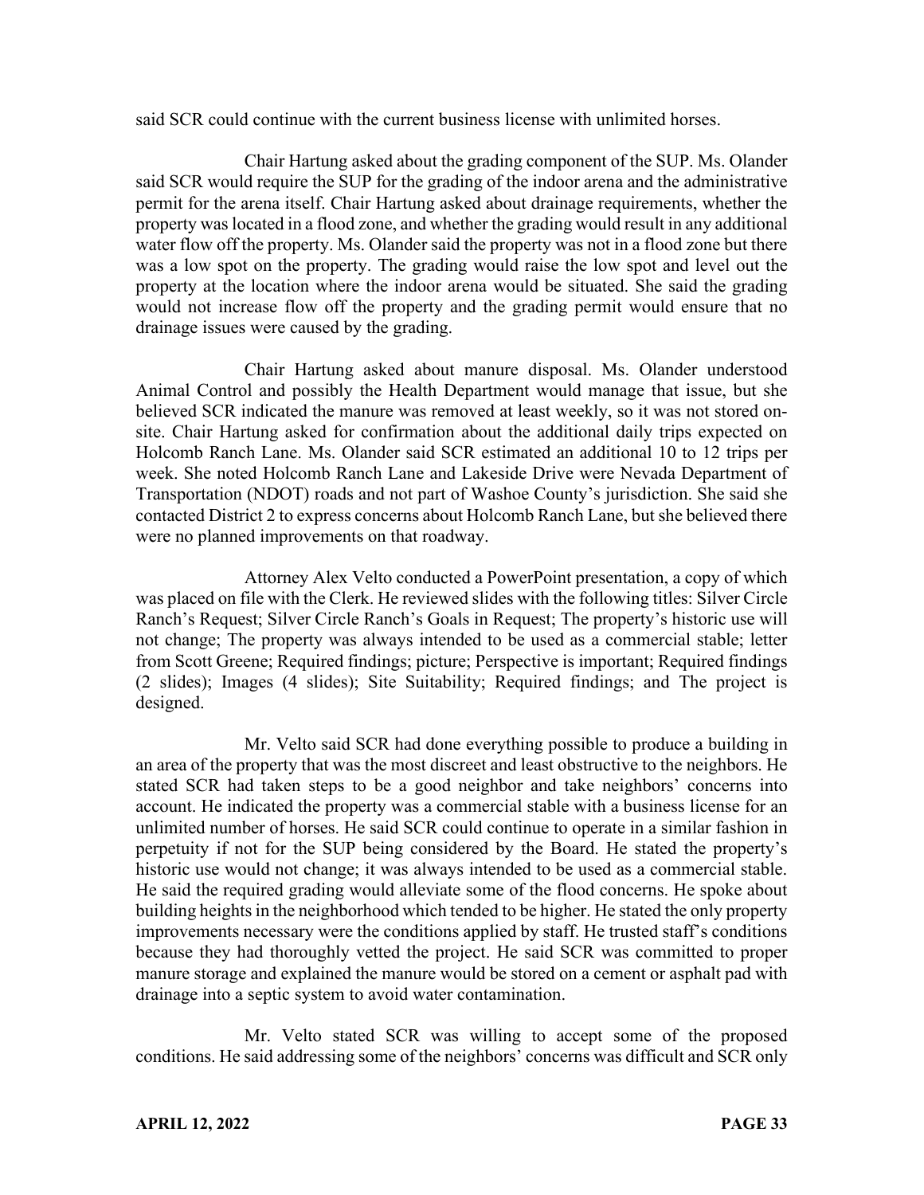said SCR could continue with the current business license with unlimited horses.

Chair Hartung asked about the grading component of the SUP. Ms. Olander said SCR would require the SUP for the grading of the indoor arena and the administrative permit for the arena itself. Chair Hartung asked about drainage requirements, whether the property was located in a flood zone, and whether the grading would result in any additional water flow off the property. Ms. Olander said the property was not in a flood zone but there was a low spot on the property. The grading would raise the low spot and level out the property at the location where the indoor arena would be situated. She said the grading would not increase flow off the property and the grading permit would ensure that no drainage issues were caused by the grading.

Chair Hartung asked about manure disposal. Ms. Olander understood Animal Control and possibly the Health Department would manage that issue, but she believed SCR indicated the manure was removed at least weekly, so it was not stored on-site. Chair Hartung asked for confirmation about the additional daily trips expected on Holcomb Ranch Lane. Ms. Olander said SCR estimated an additional 10 to 12 trips per week. She noted Holcomb Ranch Lane and Lakeside Drive were Nevada Department of Transportation (NDOT) roads and not part of Washoe County's jurisdiction. She said she contacted District 2 to express concerns about Holcomb Ranch Lane, but she believed there were no planned improvements on that roadway.

Attorney Alex Velto conducted a PowerPoint presentation, a copy of which was placed on file with the Clerk. He reviewed slides with the following titles: Silver Circle Ranch's Request; Silver Circle Ranch's Goals in Request; The property's historic use will not change; The property was always intended to be used as a commercial stable; letter from Scott Greene; Required findings; picture; Perspective is important; Required findings (2 slides); Images (4 slides); Site Suitability; Required findings; and The project is designed.

Mr. Velto said SCR had done everything possible to produce a building in an area of the property that was the most discreet and least obstructive to the neighbors. He stated SCR had taken steps to be a good neighbor and take neighbors' concerns into account. He indicated the property was a commercial stable with a business license for an unlimited number of horses. He said SCR could continue to operate in a similar fashion in perpetuity if not for the SUP being considered by the Board. He stated the property's historic use would not change; it was always intended to be used as a commercial stable. He said the required grading would alleviate some of the flood concerns. He spoke about building heights in the neighborhood which tended to be higher. He stated the only property improvements necessary were the conditions applied by staff. He trusted staff's conditions because they had thoroughly vetted the project. He said SCR was committed to proper manure storage and explained the manure would be stored on a cement or asphalt pad with drainage into a septic system to avoid water contamination.

Mr. Velto stated SCR was willing to accept some of the proposed conditions. He said addressing some of the neighbors' concerns was difficult and SCR only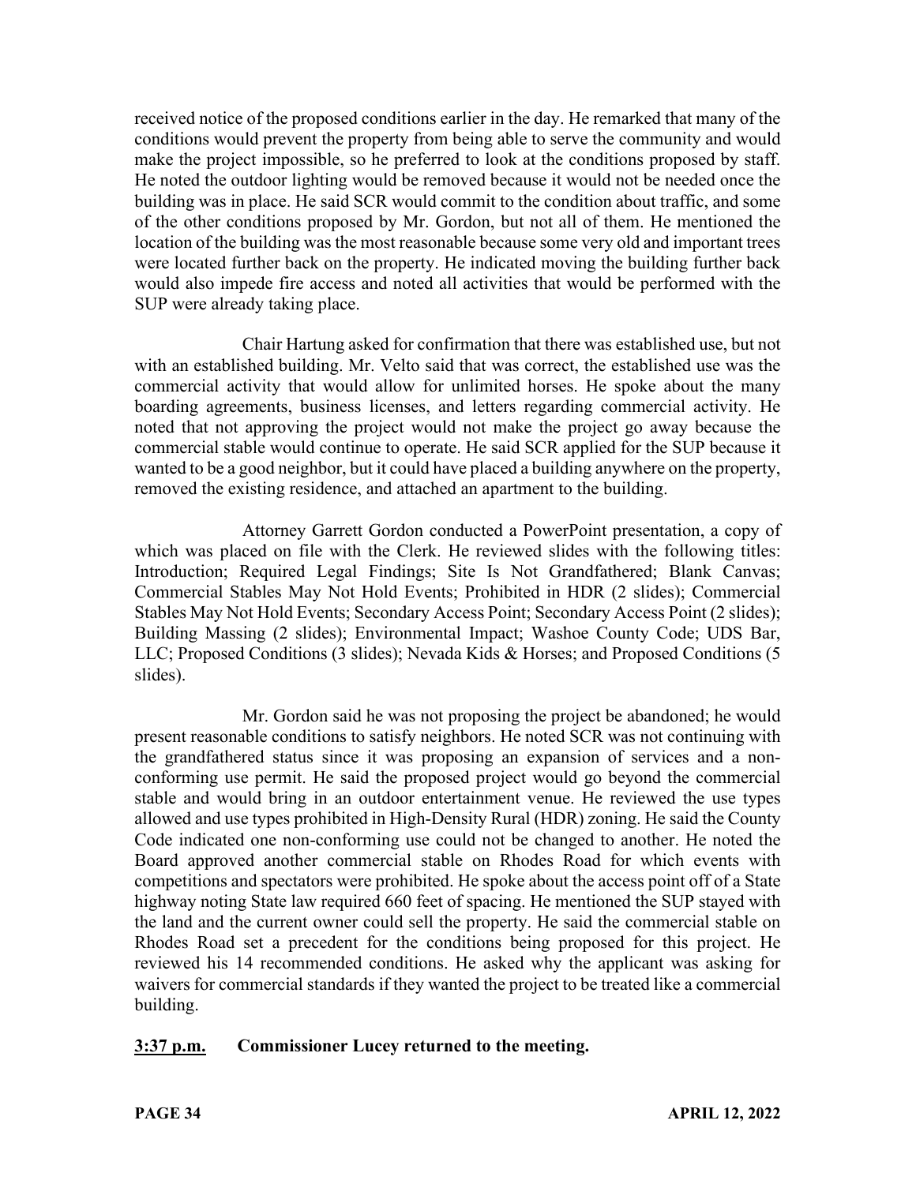received notice of the proposed conditions earlier in the day. He remarked that many of the conditions would prevent the property from being able to serve the community and would make the project impossible, so he preferred to look at the conditions proposed by staff. He noted the outdoor lighting would be removed because it would not be needed once the building was in place. He said SCR would commit to the condition about traffic, and some of the other conditions proposed by Mr. Gordon, but not all of them. He mentioned the location of the building was the most reasonable because some very old and important trees were located further back on the property. He indicated moving the building further back would also impede fire access and noted all activities that would be performed with the SUP were already taking place.

Chair Hartung asked for confirmation that there was established use, but not with an established building. Mr. Velto said that was correct, the established use was the commercial activity that would allow for unlimited horses. He spoke about the many boarding agreements, business licenses, and letters regarding commercial activity. He noted that not approving the project would not make the project go away because the commercial stable would continue to operate. He said SCR applied for the SUP because it wanted to be a good neighbor, but it could have placed a building anywhere on the property, removed the existing residence, and attached an apartment to the building.

Attorney Garrett Gordon conducted a PowerPoint presentation, a copy of which was placed on file with the Clerk. He reviewed slides with the following titles: Introduction; Required Legal Findings; Site Is Not Grandfathered; Blank Canvas; Commercial Stables May Not Hold Events; Prohibited in HDR (2 slides); Commercial Stables May Not Hold Events; Secondary Access Point; Secondary Access Point (2 slides); Building Massing (2 slides); Environmental Impact; Washoe County Code; UDS Bar, LLC; Proposed Conditions (3 slides); Nevada Kids & Horses; and Proposed Conditions (5 slides).

Mr. Gordon said he was not proposing the project be abandoned; he would present reasonable conditions to satisfy neighbors. He noted SCR was not continuing with the grandfathered status since it was proposing an expansion of services and a non-conforming use permit. He said the proposed project would go beyond the commercial stable and would bring in an outdoor entertainment venue. He reviewed the use types allowed and use types prohibited in High-Density Rural (HDR) zoning. He said the County Code indicated one non-conforming use could not be changed to another. He noted the Board approved another commercial stable on Rhodes Road for which events with competitions and spectators were prohibited. He spoke about the access point off of a State highway noting State law required 660 feet of spacing. He mentioned the SUP stayed with the land and the current owner could sell the property. He said the commercial stable on Rhodes Road set a precedent for the conditions being proposed for this project. He reviewed his 14 recommended conditions. He asked why the applicant was asking for waivers for commercial standards if they wanted the project to be treated like a commercial building.

**3:37 p.m.** **Commissioner Lucey returned to the meeting.**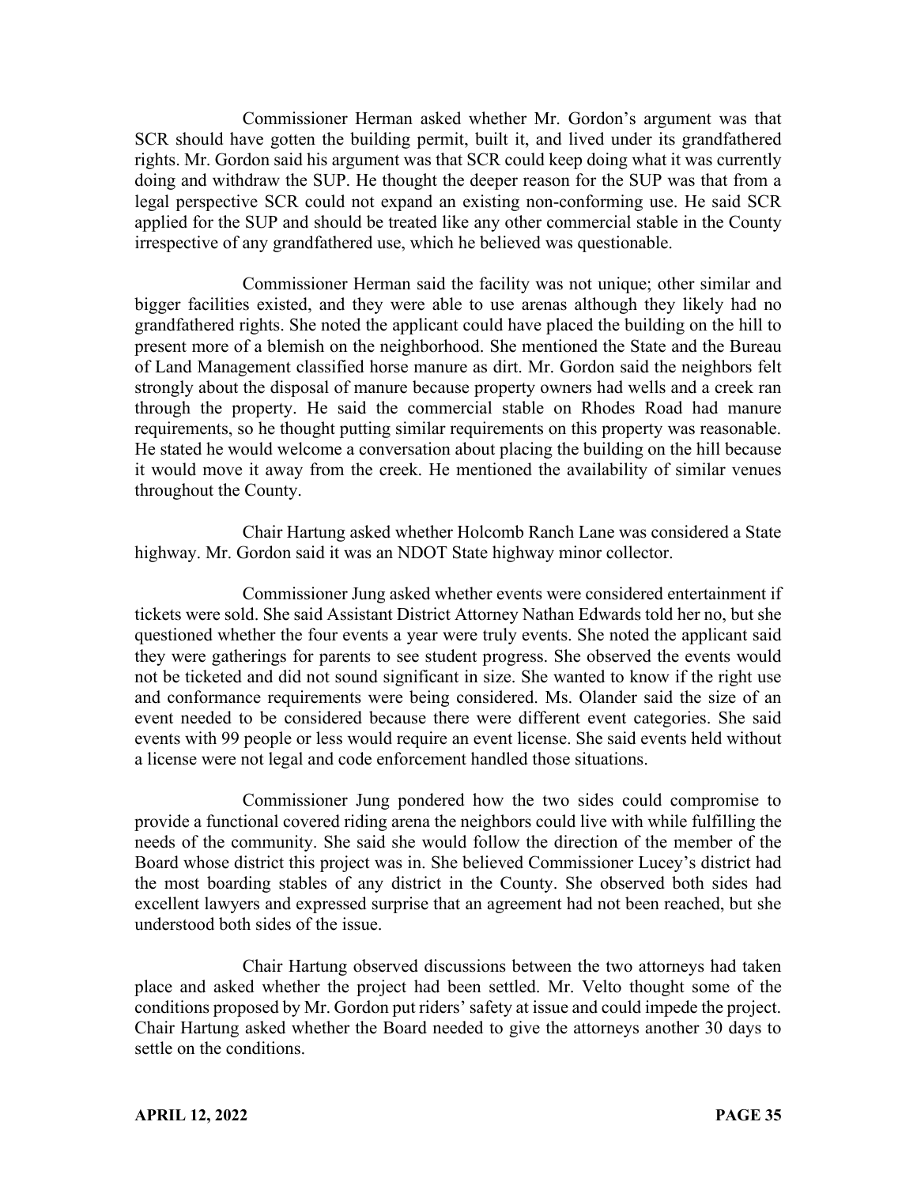Commissioner Herman asked whether Mr. Gordon's argument was that SCR should have gotten the building permit, built it, and lived under its grandfathered rights. Mr. Gordon said his argument was that SCR could keep doing what it was currently doing and withdraw the SUP. He thought the deeper reason for the SUP was that from a legal perspective SCR could not expand an existing non-conforming use. He said SCR applied for the SUP and should be treated like any other commercial stable in the County irrespective of any grandfathered use, which he believed was questionable.

Commissioner Herman said the facility was not unique; other similar and bigger facilities existed, and they were able to use arenas although they likely had no grandfathered rights. She noted the applicant could have placed the building on the hill to present more of a blemish on the neighborhood. She mentioned the State and the Bureau of Land Management classified horse manure as dirt. Mr. Gordon said the neighbors felt strongly about the disposal of manure because property owners had wells and a creek ran through the property. He said the commercial stable on Rhodes Road had manure requirements, so he thought putting similar requirements on this property was reasonable. He stated he would welcome a conversation about placing the building on the hill because it would move it away from the creek. He mentioned the availability of similar venues throughout the County.

Chair Hartung asked whether Holcomb Ranch Lane was considered a State highway. Mr. Gordon said it was an NDOT State highway minor collector.

Commissioner Jung asked whether events were considered entertainment if tickets were sold. She said Assistant District Attorney Nathan Edwards told her no, but she questioned whether the four events a year were truly events. She noted the applicant said they were gatherings for parents to see student progress. She observed the events would not be ticketed and did not sound significant in size. She wanted to know if the right use and conformance requirements were being considered. Ms. Olander said the size of an event needed to be considered because there were different event categories. She said events with 99 people or less would require an event license. She said events held without a license were not legal and code enforcement handled those situations.

Commissioner Jung pondered how the two sides could compromise to provide a functional covered riding arena the neighbors could live with while fulfilling the needs of the community. She said she would follow the direction of the member of the Board whose district this project was in. She believed Commissioner Lucey's district had the most boarding stables of any district in the County. She observed both sides had excellent lawyers and expressed surprise that an agreement had not been reached, but she understood both sides of the issue.

Chair Hartung observed discussions between the two attorneys had taken place and asked whether the project had been settled. Mr. Velto thought some of the conditions proposed by Mr. Gordon put riders' safety at issue and could impede the project. Chair Hartung asked whether the Board needed to give the attorneys another 30 days to settle on the conditions.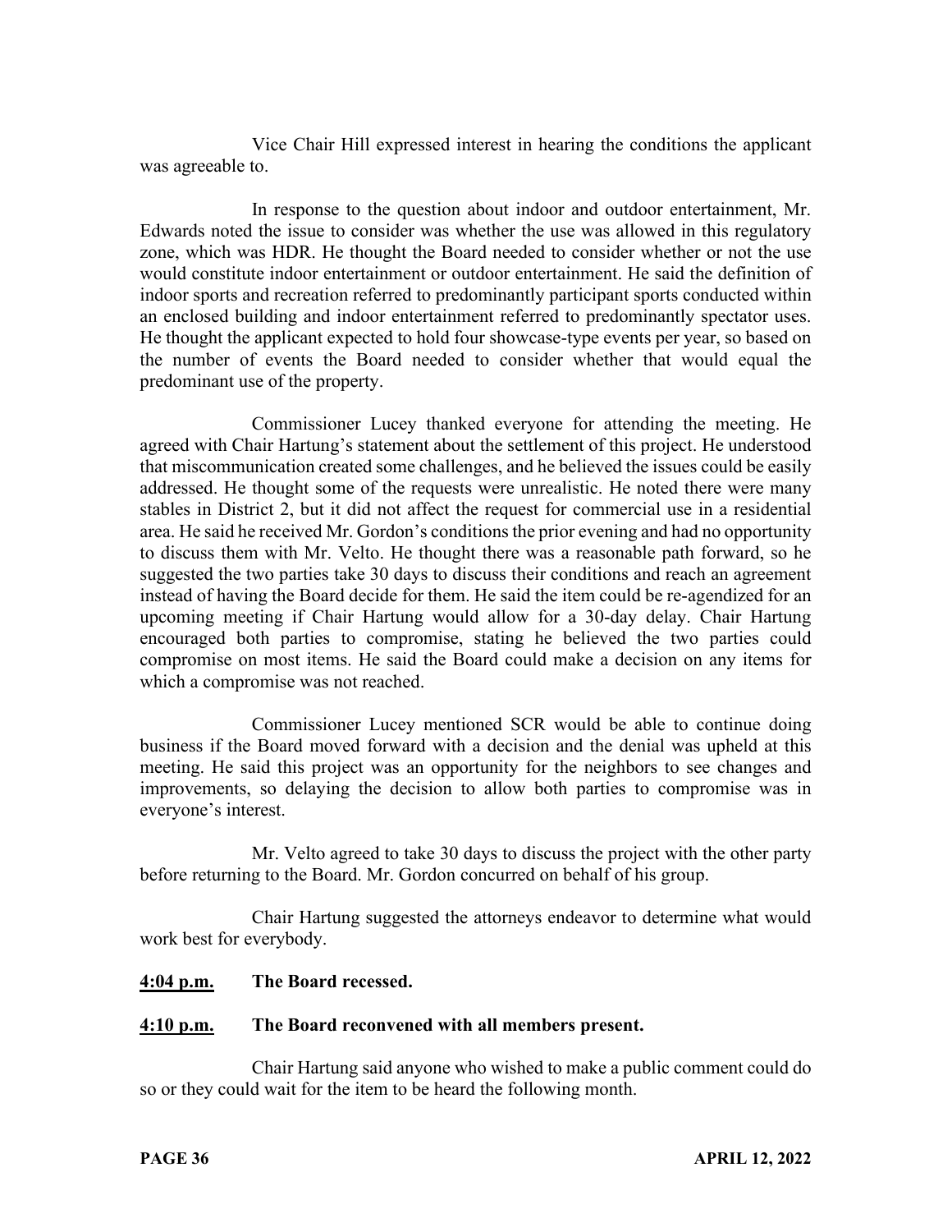Vice Chair Hill expressed interest in hearing the conditions the applicant was agreeable to.

In response to the question about indoor and outdoor entertainment, Mr. Edwards noted the issue to consider was whether the use was allowed in this regulatory zone, which was HDR. He thought the Board needed to consider whether or not the use would constitute indoor entertainment or outdoor entertainment. He said the definition of indoor sports and recreation referred to predominantly participant sports conducted within an enclosed building and indoor entertainment referred to predominantly spectator uses. He thought the applicant expected to hold four showcase-type events per year, so based on the number of events the Board needed to consider whether that would equal the predominant use of the property.

Commissioner Lucey thanked everyone for attending the meeting. He agreed with Chair Hartung's statement about the settlement of this project. He understood that miscommunication created some challenges, and he believed the issues could be easily addressed. He thought some of the requests were unrealistic. He noted there were many stables in District 2, but it did not affect the request for commercial use in a residential area. He said he received Mr. Gordon's conditions the prior evening and had no opportunity to discuss them with Mr. Velto. He thought there was a reasonable path forward, so he suggested the two parties take 30 days to discuss their conditions and reach an agreement instead of having the Board decide for them. He said the item could be re-agendized for an upcoming meeting if Chair Hartung would allow for a 30-day delay. Chair Hartung encouraged both parties to compromise, stating he believed the two parties could compromise on most items. He said the Board could make a decision on any items for which a compromise was not reached.

Commissioner Lucey mentioned SCR would be able to continue doing business if the Board moved forward with a decision and the denial was upheld at this meeting. He said this project was an opportunity for the neighbors to see changes and improvements, so delaying the decision to allow both parties to compromise was in everyone's interest.

Mr. Velto agreed to take 30 days to discuss the project with the other party before returning to the Board. Mr. Gordon concurred on behalf of his group.

Chair Hartung suggested the attorneys endeavor to determine what would work best for everybody.

**4:04 p.m.** **The Board recessed.**

**4:10 p.m.** **The Board reconvened with all members present.**

Chair Hartung said anyone who wished to make a public comment could do so or they could wait for the item to be heard the following month.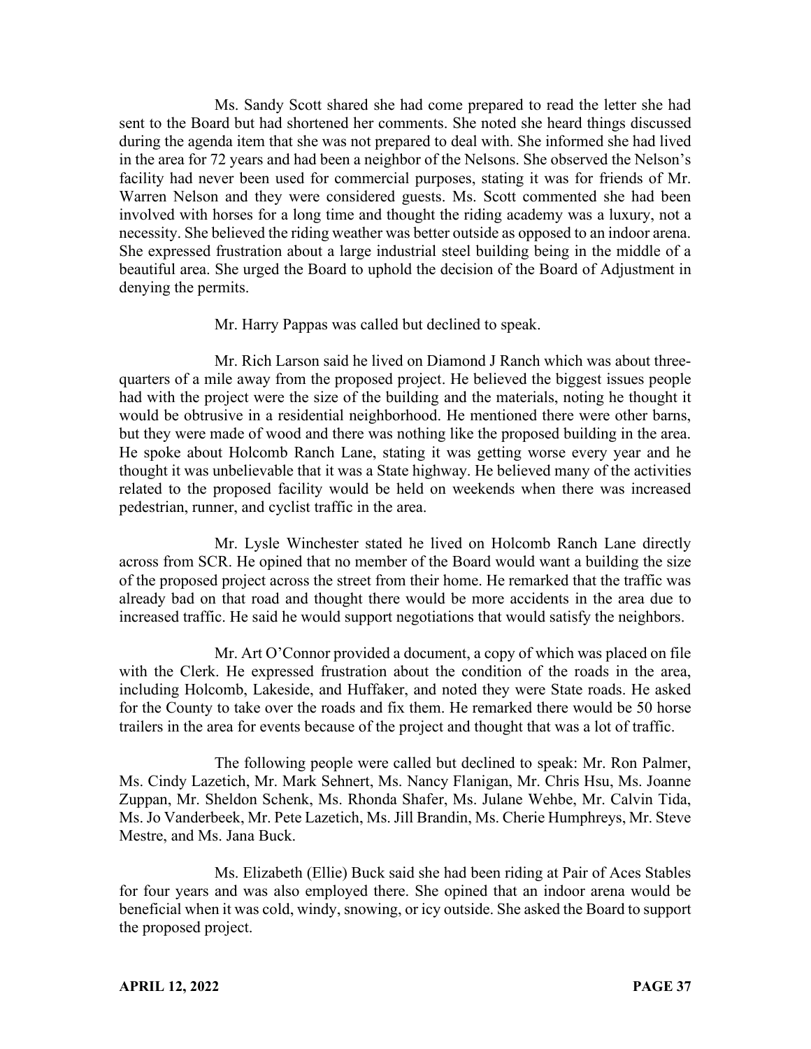Ms. Sandy Scott shared she had come prepared to read the letter she had sent to the Board but had shortened her comments. She noted she heard things discussed during the agenda item that she was not prepared to deal with. She informed she had lived in the area for 72 years and had been a neighbor of the Nelsons. She observed the Nelson's facility had never been used for commercial purposes, stating it was for friends of Mr. Warren Nelson and they were considered guests. Ms. Scott commented she had been involved with horses for a long time and thought the riding academy was a luxury, not a necessity. She believed the riding weather was better outside as opposed to an indoor arena. She expressed frustration about a large industrial steel building being in the middle of a beautiful area. She urged the Board to uphold the decision of the Board of Adjustment in denying the permits.

Mr. Harry Pappas was called but declined to speak.

Mr. Rich Larson said he lived on Diamond J Ranch which was about three-quarters of a mile away from the proposed project. He believed the biggest issues people had with the project were the size of the building and the materials, noting he thought it would be obtrusive in a residential neighborhood. He mentioned there were other barns, but they were made of wood and there was nothing like the proposed building in the area. He spoke about Holcomb Ranch Lane, stating it was getting worse every year and he thought it was unbelievable that it was a State highway. He believed many of the activities related to the proposed facility would be held on weekends when there was increased pedestrian, runner, and cyclist traffic in the area.

Mr. Lysle Winchester stated he lived on Holcomb Ranch Lane directly across from SCR. He opined that no member of the Board would want a building the size of the proposed project across the street from their home. He remarked that the traffic was already bad on that road and thought there would be more accidents in the area due to increased traffic. He said he would support negotiations that would satisfy the neighbors.

Mr. Art O'Connor provided a document, a copy of which was placed on file with the Clerk. He expressed frustration about the condition of the roads in the area, including Holcomb, Lakeside, and Huffaker, and noted they were State roads. He asked for the County to take over the roads and fix them. He remarked there would be 50 horse trailers in the area for events because of the project and thought that was a lot of traffic.

The following people were called but declined to speak: Mr. Ron Palmer, Ms. Cindy Lazetich, Mr. Mark Sehnert, Ms. Nancy Flanigan, Mr. Chris Hsu, Ms. Joanne Zuppan, Mr. Sheldon Schenk, Ms. Rhonda Shafer, Ms. Julane Wehbe, Mr. Calvin Tida, Ms. Jo Vanderbeek, Mr. Pete Lazetich, Ms. Jill Brandin, Ms. Cherie Humphreys, Mr. Steve Mestre, and Ms. Jana Buck.

Ms. Elizabeth (Ellie) Buck said she had been riding at Pair of Aces Stables for four years and was also employed there. She opined that an indoor arena would be beneficial when it was cold, windy, snowing, or icy outside. She asked the Board to support the proposed project.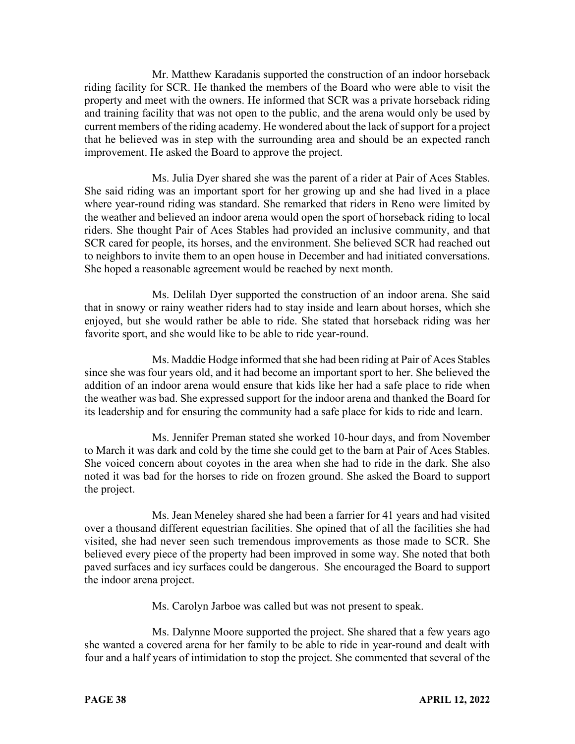Mr. Matthew Karadanis supported the construction of an indoor horseback riding facility for SCR. He thanked the members of the Board who were able to visit the property and meet with the owners. He informed that SCR was a private horseback riding and training facility that was not open to the public, and the arena would only be used by current members of the riding academy. He wondered about the lack of support for a project that he believed was in step with the surrounding area and should be an expected ranch improvement. He asked the Board to approve the project.

Ms. Julia Dyer shared she was the parent of a rider at Pair of Aces Stables. She said riding was an important sport for her growing up and she had lived in a place where year-round riding was standard. She remarked that riders in Reno were limited by the weather and believed an indoor arena would open the sport of horseback riding to local riders. She thought Pair of Aces Stables had provided an inclusive community, and that SCR cared for people, its horses, and the environment. She believed SCR had reached out to neighbors to invite them to an open house in December and had initiated conversations. She hoped a reasonable agreement would be reached by next month.

Ms. Delilah Dyer supported the construction of an indoor arena. She said that in snowy or rainy weather riders had to stay inside and learn about horses, which she enjoyed, but she would rather be able to ride. She stated that horseback riding was her favorite sport, and she would like to be able to ride year-round.

Ms. Maddie Hodge informed that she had been riding at Pair of Aces Stables since she was four years old, and it had become an important sport to her. She believed the addition of an indoor arena would ensure that kids like her had a safe place to ride when the weather was bad. She expressed support for the indoor arena and thanked the Board for its leadership and for ensuring the community had a safe place for kids to ride and learn.

Ms. Jennifer Preman stated she worked 10-hour days, and from November to March it was dark and cold by the time she could get to the barn at Pair of Aces Stables. She voiced concern about coyotes in the area when she had to ride in the dark. She also noted it was bad for the horses to ride on frozen ground. She asked the Board to support the project.

Ms. Jean Meneley shared she had been a farrier for 41 years and had visited over a thousand different equestrian facilities. She opined that of all the facilities she had visited, she had never seen such tremendous improvements as those made to SCR. She believed every piece of the property had been improved in some way. She noted that both paved surfaces and icy surfaces could be dangerous. She encouraged the Board to support the indoor arena project.

Ms. Carolyn Jarboe was called but was not present to speak.

Ms. Dalynne Moore supported the project. She shared that a few years ago she wanted a covered arena for her family to be able to ride in year-round and dealt with four and a half years of intimidation to stop the project. She commented that several of the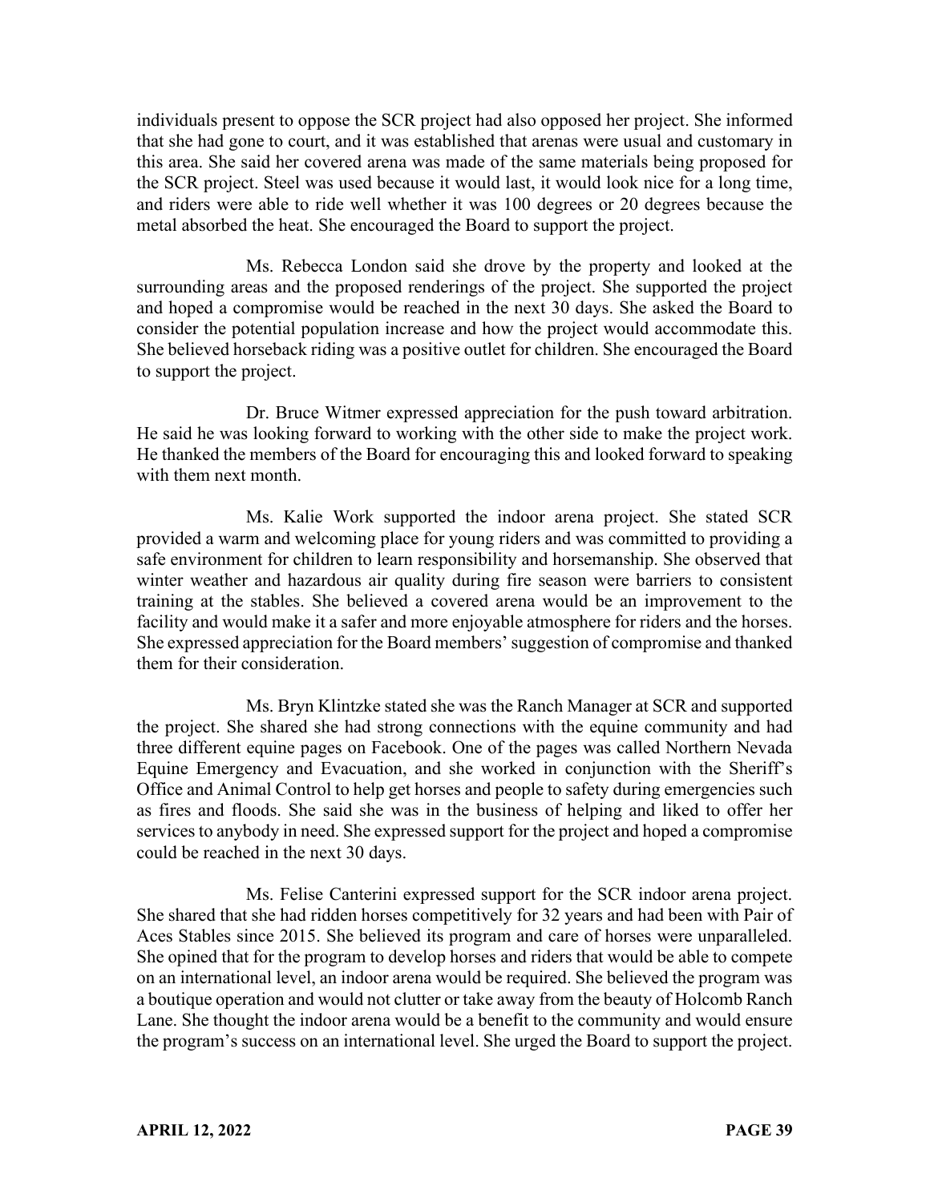individuals present to oppose the SCR project had also opposed her project. She informed that she had gone to court, and it was established that arenas were usual and customary in this area. She said her covered arena was made of the same materials being proposed for the SCR project. Steel was used because it would last, it would look nice for a long time, and riders were able to ride well whether it was 100 degrees or 20 degrees because the metal absorbed the heat. She encouraged the Board to support the project.

Ms. Rebecca London said she drove by the property and looked at the surrounding areas and the proposed renderings of the project. She supported the project and hoped a compromise would be reached in the next 30 days. She asked the Board to consider the potential population increase and how the project would accommodate this. She believed horseback riding was a positive outlet for children. She encouraged the Board to support the project.

Dr. Bruce Witmer expressed appreciation for the push toward arbitration. He said he was looking forward to working with the other side to make the project work. He thanked the members of the Board for encouraging this and looked forward to speaking with them next month.

Ms. Kalie Work supported the indoor arena project. She stated SCR provided a warm and welcoming place for young riders and was committed to providing a safe environment for children to learn responsibility and horsemanship. She observed that winter weather and hazardous air quality during fire season were barriers to consistent training at the stables. She believed a covered arena would be an improvement to the facility and would make it a safer and more enjoyable atmosphere for riders and the horses. She expressed appreciation for the Board members' suggestion of compromise and thanked them for their consideration.

Ms. Bryn Klintzke stated she was the Ranch Manager at SCR and supported the project. She shared she had strong connections with the equine community and had three different equine pages on Facebook. One of the pages was called Northern Nevada Equine Emergency and Evacuation, and she worked in conjunction with the Sheriff's Office and Animal Control to help get horses and people to safety during emergencies such as fires and floods. She said she was in the business of helping and liked to offer her services to anybody in need. She expressed support for the project and hoped a compromise could be reached in the next 30 days.

Ms. Felise Canterini expressed support for the SCR indoor arena project. She shared that she had ridden horses competitively for 32 years and had been with Pair of Aces Stables since 2015. She believed its program and care of horses were unparalleled. She opined that for the program to develop horses and riders that would be able to compete on an international level, an indoor arena would be required. She believed the program was a boutique operation and would not clutter or take away from the beauty of Holcomb Ranch Lane. She thought the indoor arena would be a benefit to the community and would ensure the program's success on an international level. She urged the Board to support the project.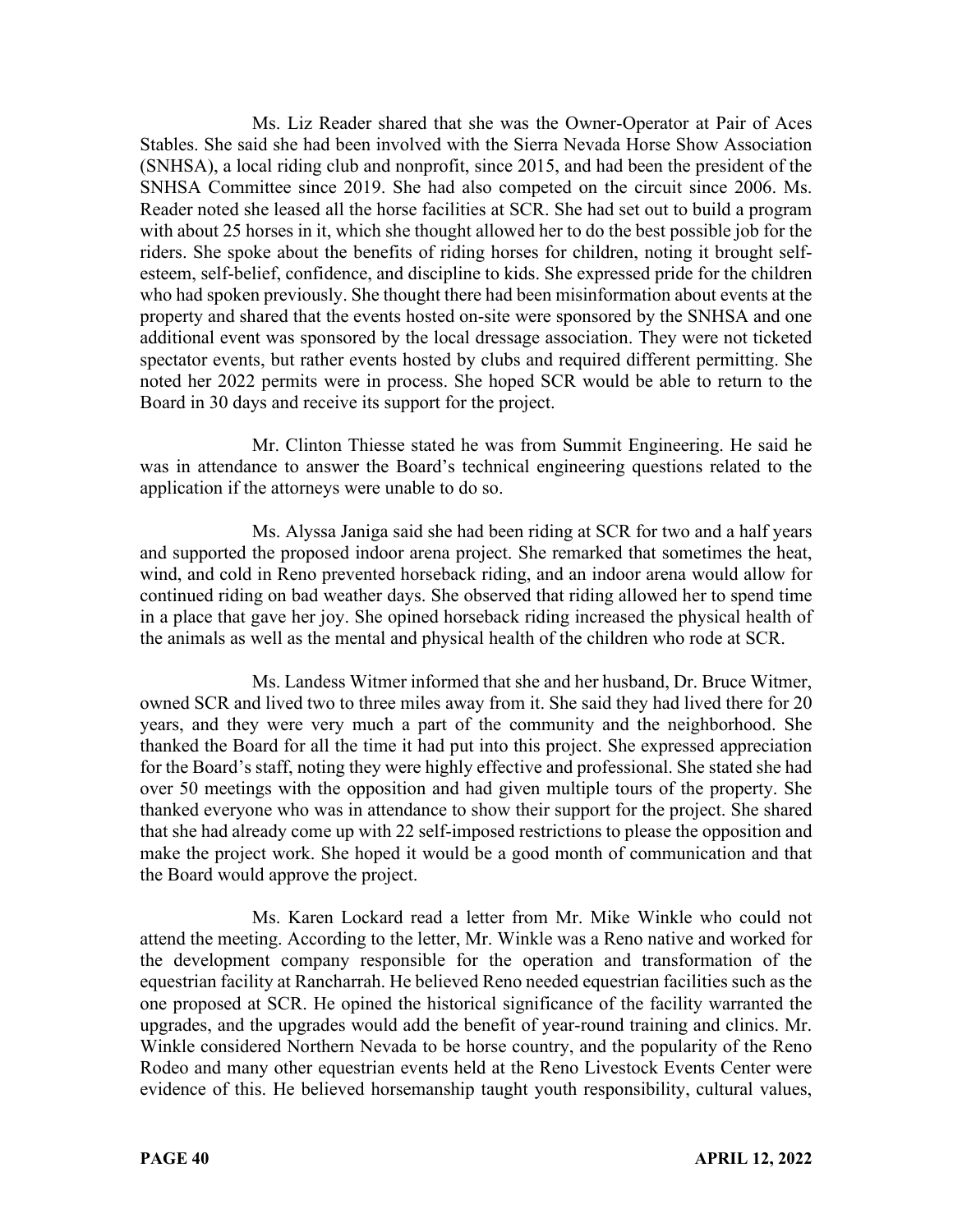Ms. Liz Reader shared that she was the Owner-Operator at Pair of Aces Stables. She said she had been involved with the Sierra Nevada Horse Show Association (SNHSA), a local riding club and nonprofit, since 2015, and had been the president of the SNHSA Committee since 2019. She had also competed on the circuit since 2006. Ms. Reader noted she leased all the horse facilities at SCR. She had set out to build a program with about 25 horses in it, which she thought allowed her to do the best possible job for the riders. She spoke about the benefits of riding horses for children, noting it brought self-esteem, self-belief, confidence, and discipline to kids. She expressed pride for the children who had spoken previously. She thought there had been misinformation about events at the property and shared that the events hosted on-site were sponsored by the SNHSA and one additional event was sponsored by the local dressage association. They were not ticketed spectator events, but rather events hosted by clubs and required different permitting. She noted her 2022 permits were in process. She hoped SCR would be able to return to the Board in 30 days and receive its support for the project.

Mr. Clinton Thiesse stated he was from Summit Engineering. He said he was in attendance to answer the Board's technical engineering questions related to the application if the attorneys were unable to do so.

Ms. Alyssa Janiga said she had been riding at SCR for two and a half years and supported the proposed indoor arena project. She remarked that sometimes the heat, wind, and cold in Reno prevented horseback riding, and an indoor arena would allow for continued riding on bad weather days. She observed that riding allowed her to spend time in a place that gave her joy. She opined horseback riding increased the physical health of the animals as well as the mental and physical health of the children who rode at SCR.

Ms. Landess Witmer informed that she and her husband, Dr. Bruce Witmer, owned SCR and lived two to three miles away from it. She said they had lived there for 20 years, and they were very much a part of the community and the neighborhood. She thanked the Board for all the time it had put into this project. She expressed appreciation for the Board's staff, noting they were highly effective and professional. She stated she had over 50 meetings with the opposition and had given multiple tours of the property. She thanked everyone who was in attendance to show their support for the project. She shared that she had already come up with 22 self-imposed restrictions to please the opposition and make the project work. She hoped it would be a good month of communication and that the Board would approve the project.

Ms. Karen Lockard read a letter from Mr. Mike Winkle who could not attend the meeting. According to the letter, Mr. Winkle was a Reno native and worked for the development company responsible for the operation and transformation of the equestrian facility at Rancharrah. He believed Reno needed equestrian facilities such as the one proposed at SCR. He opined the historical significance of the facility warranted the upgrades, and the upgrades would add the benefit of year-round training and clinics. Mr. Winkle considered Northern Nevada to be horse country, and the popularity of the Reno Rodeo and many other equestrian events held at the Reno Livestock Events Center were evidence of this. He believed horsemanship taught youth responsibility, cultural values,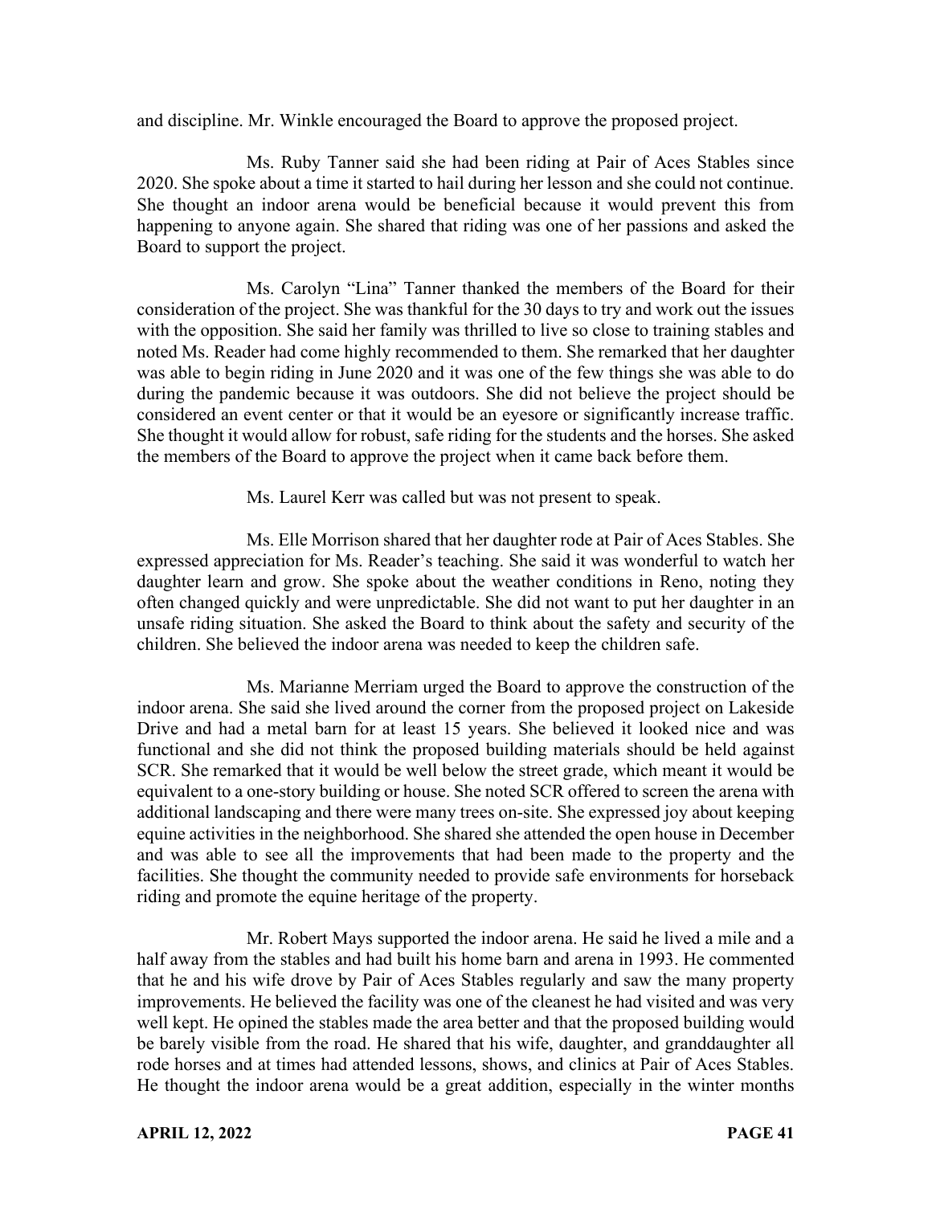and discipline. Mr. Winkle encouraged the Board to approve the proposed project.

Ms. Ruby Tanner said she had been riding at Pair of Aces Stables since 2020. She spoke about a time it started to hail during her lesson and she could not continue. She thought an indoor arena would be beneficial because it would prevent this from happening to anyone again. She shared that riding was one of her passions and asked the Board to support the project.

Ms. Carolyn "Lina" Tanner thanked the members of the Board for their consideration of the project. She was thankful for the 30 days to try and work out the issues with the opposition. She said her family was thrilled to live so close to training stables and noted Ms. Reader had come highly recommended to them. She remarked that her daughter was able to begin riding in June 2020 and it was one of the few things she was able to do during the pandemic because it was outdoors. She did not believe the project should be considered an event center or that it would be an eyesore or significantly increase traffic. She thought it would allow for robust, safe riding for the students and the horses. She asked the members of the Board to approve the project when it came back before them.

Ms. Laurel Kerr was called but was not present to speak.

Ms. Elle Morrison shared that her daughter rode at Pair of Aces Stables. She expressed appreciation for Ms. Reader's teaching. She said it was wonderful to watch her daughter learn and grow. She spoke about the weather conditions in Reno, noting they often changed quickly and were unpredictable. She did not want to put her daughter in an unsafe riding situation. She asked the Board to think about the safety and security of the children. She believed the indoor arena was needed to keep the children safe.

Ms. Marianne Merriam urged the Board to approve the construction of the indoor arena. She said she lived around the corner from the proposed project on Lakeside Drive and had a metal barn for at least 15 years. She believed it looked nice and was functional and she did not think the proposed building materials should be held against SCR. She remarked that it would be well below the street grade, which meant it would be equivalent to a one-story building or house. She noted SCR offered to screen the arena with additional landscaping and there were many trees on-site. She expressed joy about keeping equine activities in the neighborhood. She shared she attended the open house in December and was able to see all the improvements that had been made to the property and the facilities. She thought the community needed to provide safe environments for horseback riding and promote the equine heritage of the property.

Mr. Robert Mays supported the indoor arena. He said he lived a mile and a half away from the stables and had built his home barn and arena in 1993. He commented that he and his wife drove by Pair of Aces Stables regularly and saw the many property improvements. He believed the facility was one of the cleanest he had visited and was very well kept. He opined the stables made the area better and that the proposed building would be barely visible from the road. He shared that his wife, daughter, and granddaughter all rode horses and at times had attended lessons, shows, and clinics at Pair of Aces Stables. He thought the indoor arena would be a great addition, especially in the winter months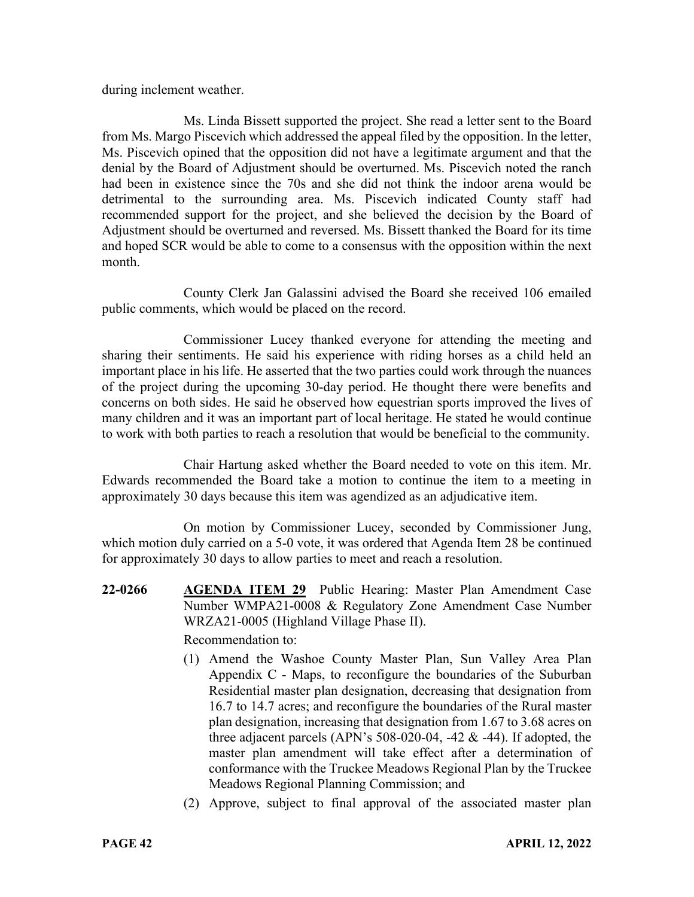during inclement weather.

Ms. Linda Bissett supported the project. She read a letter sent to the Board from Ms. Margo Piscevich which addressed the appeal filed by the opposition. In the letter, Ms. Piscevich opined that the opposition did not have a legitimate argument and that the denial by the Board of Adjustment should be overturned. Ms. Piscevich noted the ranch had been in existence since the 70s and she did not think the indoor arena would be detrimental to the surrounding area. Ms. Piscevich indicated County staff had recommended support for the project, and she believed the decision by the Board of Adjustment should be overturned and reversed. Ms. Bissett thanked the Board for its time and hoped SCR would be able to come to a consensus with the opposition within the next month.

County Clerk Jan Galassini advised the Board she received 106 emailed public comments, which would be placed on the record.

Commissioner Lucey thanked everyone for attending the meeting and sharing their sentiments. He said his experience with riding horses as a child held an important place in his life. He asserted that the two parties could work through the nuances of the project during the upcoming 30-day period. He thought there were benefits and concerns on both sides. He said he observed how equestrian sports improved the lives of many children and it was an important part of local heritage. He stated he would continue to work with both parties to reach a resolution that would be beneficial to the community.

Chair Hartung asked whether the Board needed to vote on this item. Mr. Edwards recommended the Board take a motion to continue the item to a meeting in approximately 30 days because this item was agendized as an adjudicative item.

On motion by Commissioner Lucey, seconded by Commissioner Jung, which motion duly carried on a 5-0 vote, it was ordered that Agenda Item 28 be continued for approximately 30 days to allow parties to meet and reach a resolution.

**22-0266** **AGENDA ITEM 29** Public Hearing: Master Plan Amendment Case Number WMPA21-0008 & Regulatory Zone Amendment Case Number WRZA21-0005 (Highland Village Phase II).

Recommendation to:

(1) Amend the Washoe County Master Plan, Sun Valley Area Plan Appendix C - Maps, to reconfigure the boundaries of the Suburban Residential master plan designation, decreasing that designation from 16.7 to 14.7 acres; and reconfigure the boundaries of the Rural master plan designation, increasing that designation from 1.67 to 3.68 acres on three adjacent parcels (APN's 508-020-04, -42 & -44). If adopted, the master plan amendment will take effect after a determination of conformance with the Truckee Meadows Regional Plan by the Truckee Meadows Regional Planning Commission; and

(2) Approve, subject to final approval of the associated master plan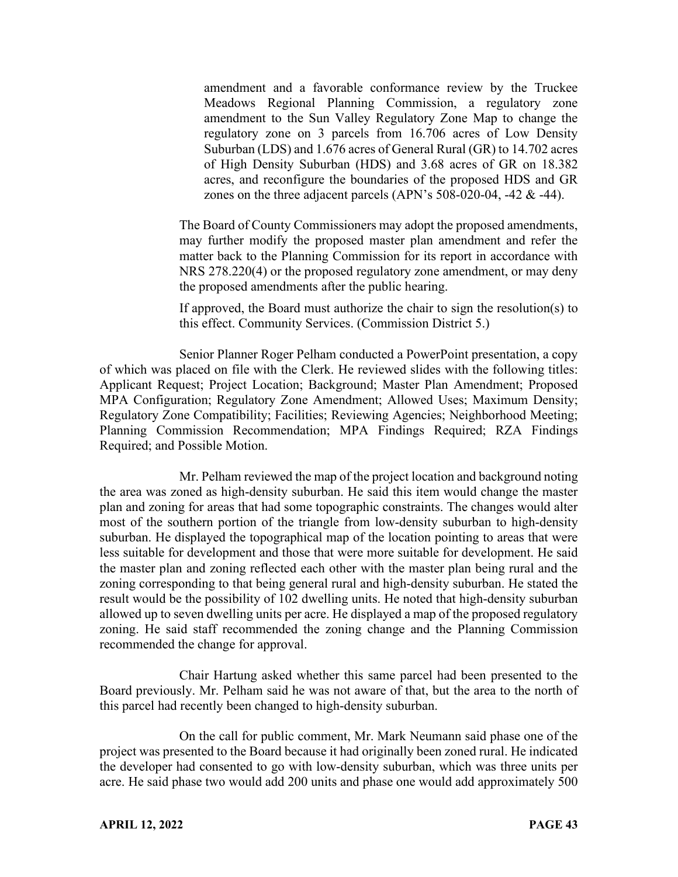amendment and a favorable conformance review by the Truckee Meadows Regional Planning Commission, a regulatory zone amendment to the Sun Valley Regulatory Zone Map to change the regulatory zone on 3 parcels from 16.706 acres of Low Density Suburban (LDS) and 1.676 acres of General Rural (GR) to 14.702 acres of High Density Suburban (HDS) and 3.68 acres of GR on 18.382 acres, and reconfigure the boundaries of the proposed HDS and GR zones on the three adjacent parcels (APN's 508-020-04, -42 & -44).

The Board of County Commissioners may adopt the proposed amendments, may further modify the proposed master plan amendment and refer the matter back to the Planning Commission for its report in accordance with NRS 278.220(4) or the proposed regulatory zone amendment, or may deny the proposed amendments after the public hearing.

If approved, the Board must authorize the chair to sign the resolution(s) to this effect. Community Services. (Commission District 5.)

Senior Planner Roger Pelham conducted a PowerPoint presentation, a copy of which was placed on file with the Clerk. He reviewed slides with the following titles: Applicant Request; Project Location; Background; Master Plan Amendment; Proposed MPA Configuration; Regulatory Zone Amendment; Allowed Uses; Maximum Density; Regulatory Zone Compatibility; Facilities; Reviewing Agencies; Neighborhood Meeting; Planning Commission Recommendation; MPA Findings Required; RZA Findings Required; and Possible Motion.

Mr. Pelham reviewed the map of the project location and background noting the area was zoned as high-density suburban. He said this item would change the master plan and zoning for areas that had some topographic constraints. The changes would alter most of the southern portion of the triangle from low-density suburban to high-density suburban. He displayed the topographical map of the location pointing to areas that were less suitable for development and those that were more suitable for development. He said the master plan and zoning reflected each other with the master plan being rural and the zoning corresponding to that being general rural and high-density suburban. He stated the result would be the possibility of 102 dwelling units. He noted that high-density suburban allowed up to seven dwelling units per acre. He displayed a map of the proposed regulatory zoning. He said staff recommended the zoning change and the Planning Commission recommended the change for approval.

Chair Hartung asked whether this same parcel had been presented to the Board previously. Mr. Pelham said he was not aware of that, but the area to the north of this parcel had recently been changed to high-density suburban.

On the call for public comment, Mr. Mark Neumann said phase one of the project was presented to the Board because it had originally been zoned rural. He indicated the developer had consented to go with low-density suburban, which was three units per acre. He said phase two would add 200 units and phase one would add approximately 500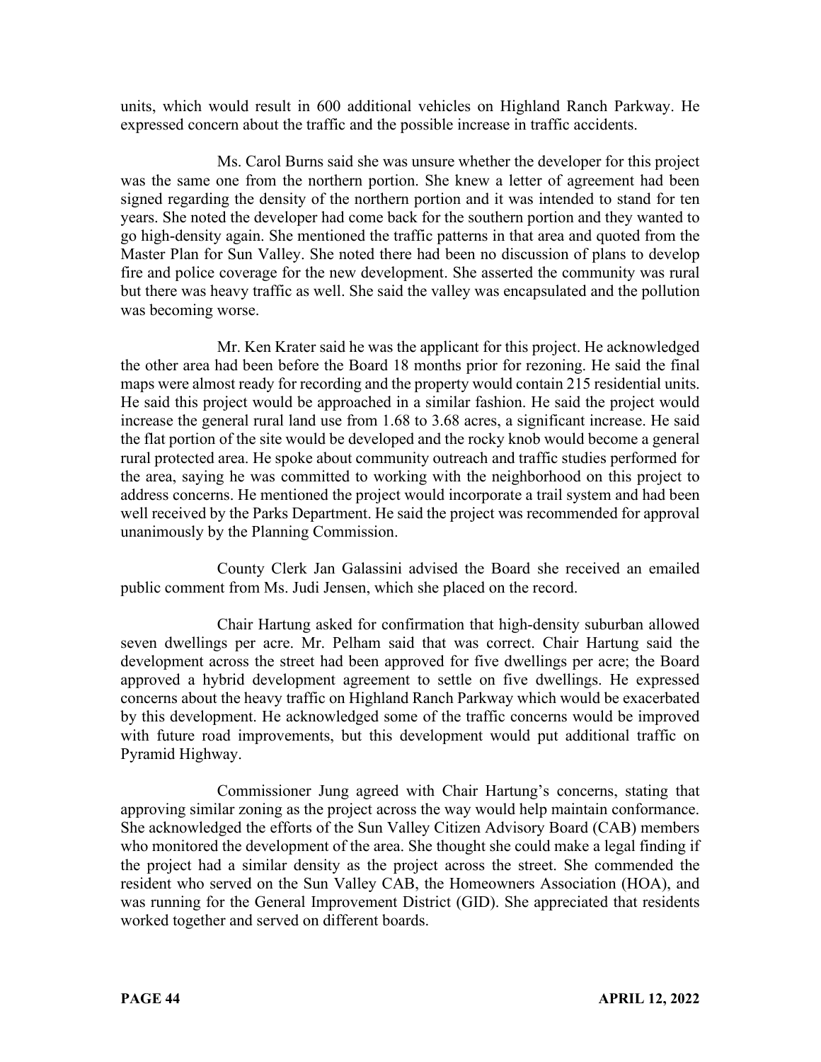units, which would result in 600 additional vehicles on Highland Ranch Parkway. He expressed concern about the traffic and the possible increase in traffic accidents.

Ms. Carol Burns said she was unsure whether the developer for this project was the same one from the northern portion. She knew a letter of agreement had been signed regarding the density of the northern portion and it was intended to stand for ten years. She noted the developer had come back for the southern portion and they wanted to go high-density again. She mentioned the traffic patterns in that area and quoted from the Master Plan for Sun Valley. She noted there had been no discussion of plans to develop fire and police coverage for the new development. She asserted the community was rural but there was heavy traffic as well. She said the valley was encapsulated and the pollution was becoming worse.

Mr. Ken Krater said he was the applicant for this project. He acknowledged the other area had been before the Board 18 months prior for rezoning. He said the final maps were almost ready for recording and the property would contain 215 residential units. He said this project would be approached in a similar fashion. He said the project would increase the general rural land use from 1.68 to 3.68 acres, a significant increase. He said the flat portion of the site would be developed and the rocky knob would become a general rural protected area. He spoke about community outreach and traffic studies performed for the area, saying he was committed to working with the neighborhood on this project to address concerns. He mentioned the project would incorporate a trail system and had been well received by the Parks Department. He said the project was recommended for approval unanimously by the Planning Commission.

County Clerk Jan Galassini advised the Board she received an emailed public comment from Ms. Judi Jensen, which she placed on the record.

Chair Hartung asked for confirmation that high-density suburban allowed seven dwellings per acre. Mr. Pelham said that was correct. Chair Hartung said the development across the street had been approved for five dwellings per acre; the Board approved a hybrid development agreement to settle on five dwellings. He expressed concerns about the heavy traffic on Highland Ranch Parkway which would be exacerbated by this development. He acknowledged some of the traffic concerns would be improved with future road improvements, but this development would put additional traffic on Pyramid Highway.

Commissioner Jung agreed with Chair Hartung's concerns, stating that approving similar zoning as the project across the way would help maintain conformance. She acknowledged the efforts of the Sun Valley Citizen Advisory Board (CAB) members who monitored the development of the area. She thought she could make a legal finding if the project had a similar density as the project across the street. She commended the resident who served on the Sun Valley CAB, the Homeowners Association (HOA), and was running for the General Improvement District (GID). She appreciated that residents worked together and served on different boards.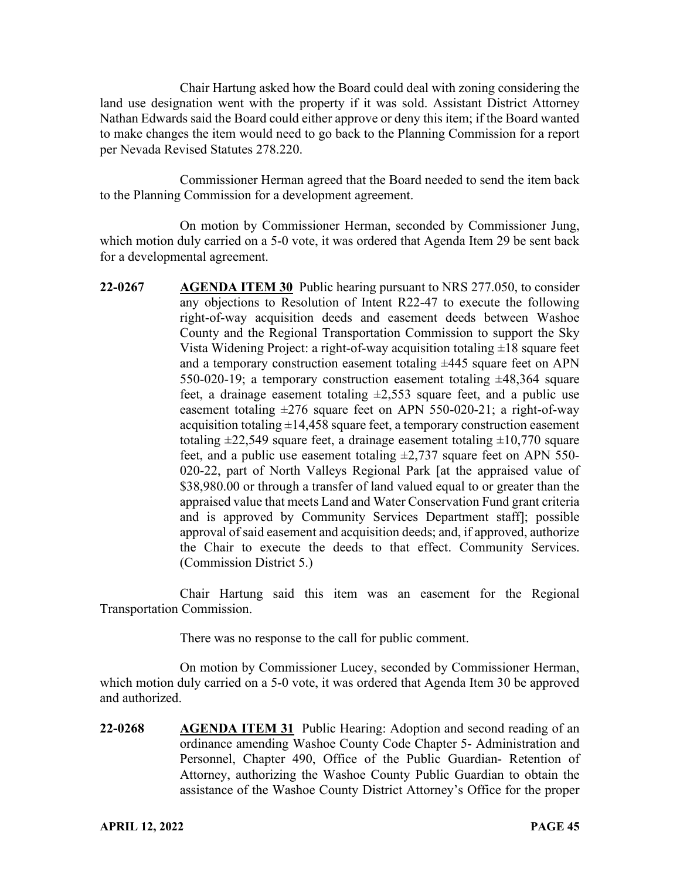Chair Hartung asked how the Board could deal with zoning considering the land use designation went with the property if it was sold. Assistant District Attorney Nathan Edwards said the Board could either approve or deny this item; if the Board wanted to make changes the item would need to go back to the Planning Commission for a report per Nevada Revised Statutes 278.220.

Commissioner Herman agreed that the Board needed to send the item back to the Planning Commission for a development agreement.

On motion by Commissioner Herman, seconded by Commissioner Jung, which motion duly carried on a 5-0 vote, it was ordered that Agenda Item 29 be sent back for a developmental agreement.

**22-0267** **AGENDA ITEM 30** Public hearing pursuant to NRS 277.050, to consider any objections to Resolution of Intent R22-47 to execute the following right-of-way acquisition deeds and easement deeds between Washoe County and the Regional Transportation Commission to support the Sky Vista Widening Project: a right-of-way acquisition totaling ±18 square feet and a temporary construction easement totaling ±445 square feet on APN 550-020-19; a temporary construction easement totaling ±48,364 square feet, a drainage easement totaling ±2,553 square feet, and a public use easement totaling ±276 square feet on APN 550-020-21; a right-of-way acquisition totaling ±14,458 square feet, a temporary construction easement totaling ±22,549 square feet, a drainage easement totaling ±10,770 square feet, and a public use easement totaling ±2,737 square feet on APN 550-020-22, part of North Valleys Regional Park [at the appraised value of $38,980.00 or through a transfer of land valued equal to or greater than the appraised value that meets Land and Water Conservation Fund grant criteria and is approved by Community Services Department staff]; possible approval of said easement and acquisition deeds; and, if approved, authorize the Chair to execute the deeds to that effect. Community Services. (Commission District 5.)

Chair Hartung said this item was an easement for the Regional Transportation Commission.

There was no response to the call for public comment.

On motion by Commissioner Lucey, seconded by Commissioner Herman, which motion duly carried on a 5-0 vote, it was ordered that Agenda Item 30 be approved and authorized.

**22-0268** **AGENDA ITEM 31** Public Hearing: Adoption and second reading of an ordinance amending Washoe County Code Chapter 5- Administration and Personnel, Chapter 490, Office of the Public Guardian- Retention of Attorney, authorizing the Washoe County Public Guardian to obtain the assistance of the Washoe County District Attorney's Office for the proper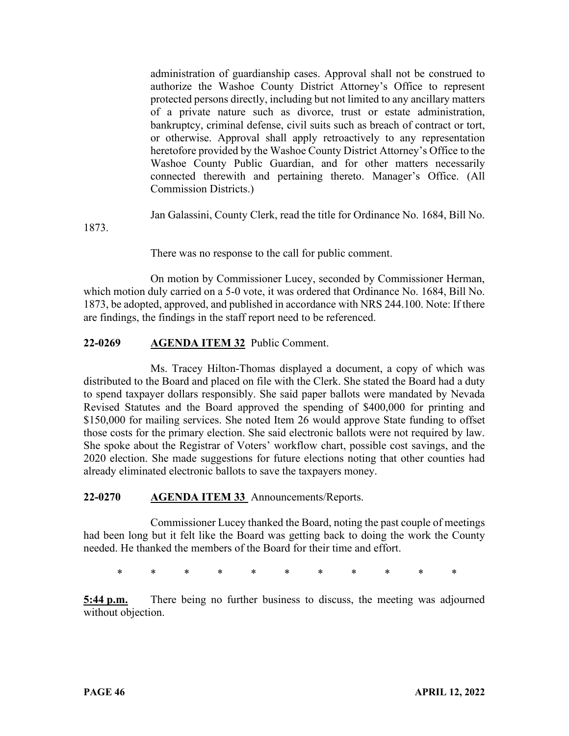administration of guardianship cases. Approval shall not be construed to authorize the Washoe County District Attorney's Office to represent protected persons directly, including but not limited to any ancillary matters of a private nature such as divorce, trust or estate administration, bankruptcy, criminal defense, civil suits such as breach of contract or tort, or otherwise. Approval shall apply retroactively to any representation heretofore provided by the Washoe County District Attorney's Office to the Washoe County Public Guardian, and for other matters necessarily connected therewith and pertaining thereto. Manager's Office. (All Commission Districts.)

Jan Galassini, County Clerk, read the title for Ordinance No. 1684, Bill No. 1873.

There was no response to the call for public comment.

On motion by Commissioner Lucey, seconded by Commissioner Herman, which motion duly carried on a 5-0 vote, it was ordered that Ordinance No. 1684, Bill No. 1873, be adopted, approved, and published in accordance with NRS 244.100. Note: If there are findings, the findings in the staff report need to be referenced.

**22-0269 AGENDA ITEM 32** Public Comment.

Ms. Tracey Hilton-Thomas displayed a document, a copy of which was distributed to the Board and placed on file with the Clerk. She stated the Board had a duty to spend taxpayer dollars responsibly. She said paper ballots were mandated by Nevada Revised Statutes and the Board approved the spending of $400,000 for printing and $150,000 for mailing services. She noted Item 26 would approve State funding to offset those costs for the primary election. She said electronic ballots were not required by law. She spoke about the Registrar of Voters' workflow chart, possible cost savings, and the 2020 election. She made suggestions for future elections noting that other counties had already eliminated electronic ballots to save the taxpayers money.

**22-0270 AGENDA ITEM 33** Announcements/Reports.

Commissioner Lucey thanked the Board, noting the past couple of meetings had been long but it felt like the Board was getting back to doing the work the County needed. He thanked the members of the Board for their time and effort.

\* \* \* \* \* \* \* \* \* \* \*

**5:44 p.m.** There being no further business to discuss, the meeting was adjourned without objection.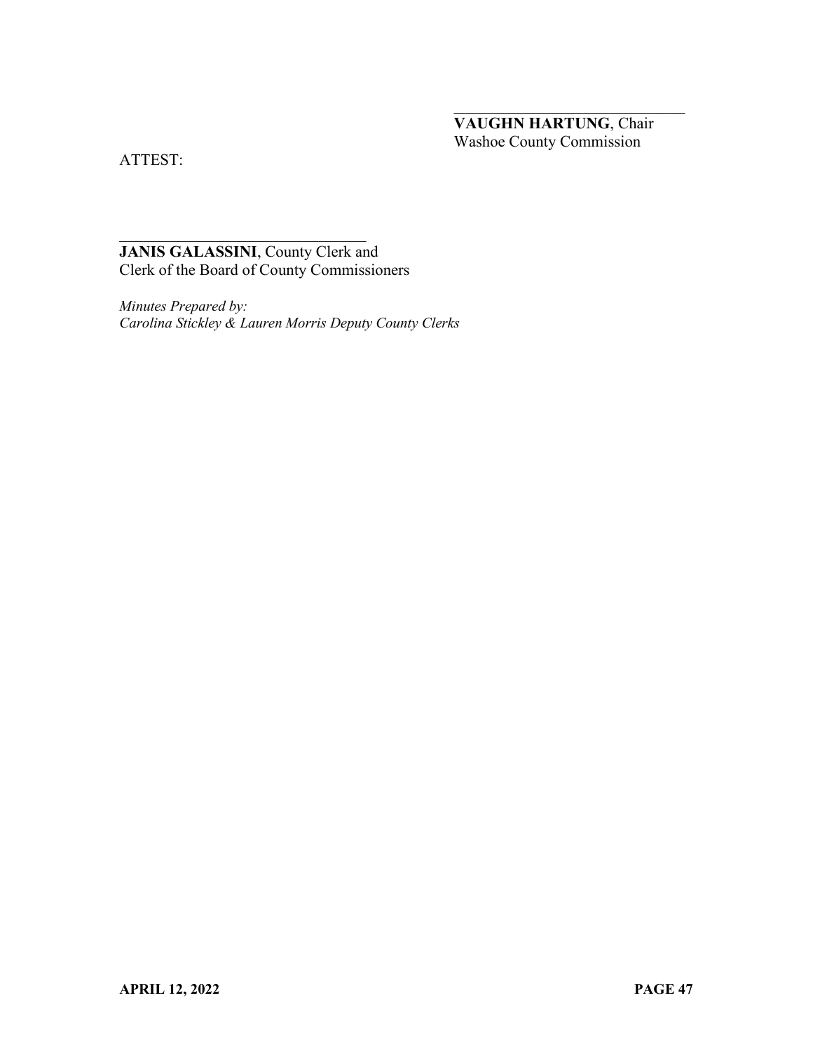\_\_\_\_\_\_\_\_\_\_\_\_\_\_\_\_\_\_\_\_\_\_\_\_\_\_\_\_

**VAUGHN HARTUNG**, Chair
Washoe County Commission

ATTEST:

\_\_\_\_\_\_\_\_\_\_\_\_\_\_\_\_\_\_\_\_\_\_\_\_\_\_\_\_\_\_\_\_

**JANIS GALASSINI**, County Clerk and
Clerk of the Board of County Commissioners

*Minutes Prepared by:*
*Carolina Stickley & Lauren Morris Deputy County Clerks*